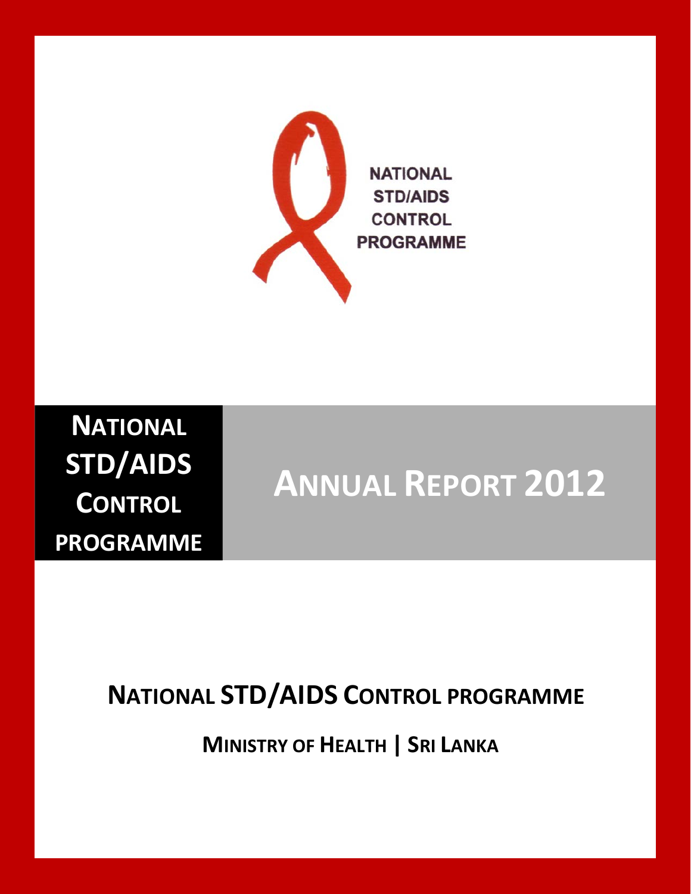NATIONAL STD/AIDS CONTROL PROGRAMME

**NATIONAL STD/AIDS CONTROL PROGRAMME**

# ANNUAL REPORT 2012

## NATIONAL STD/AIDS CONTROL PROGRAMME

### MINISTRY OF HEALTH | SRI LANKA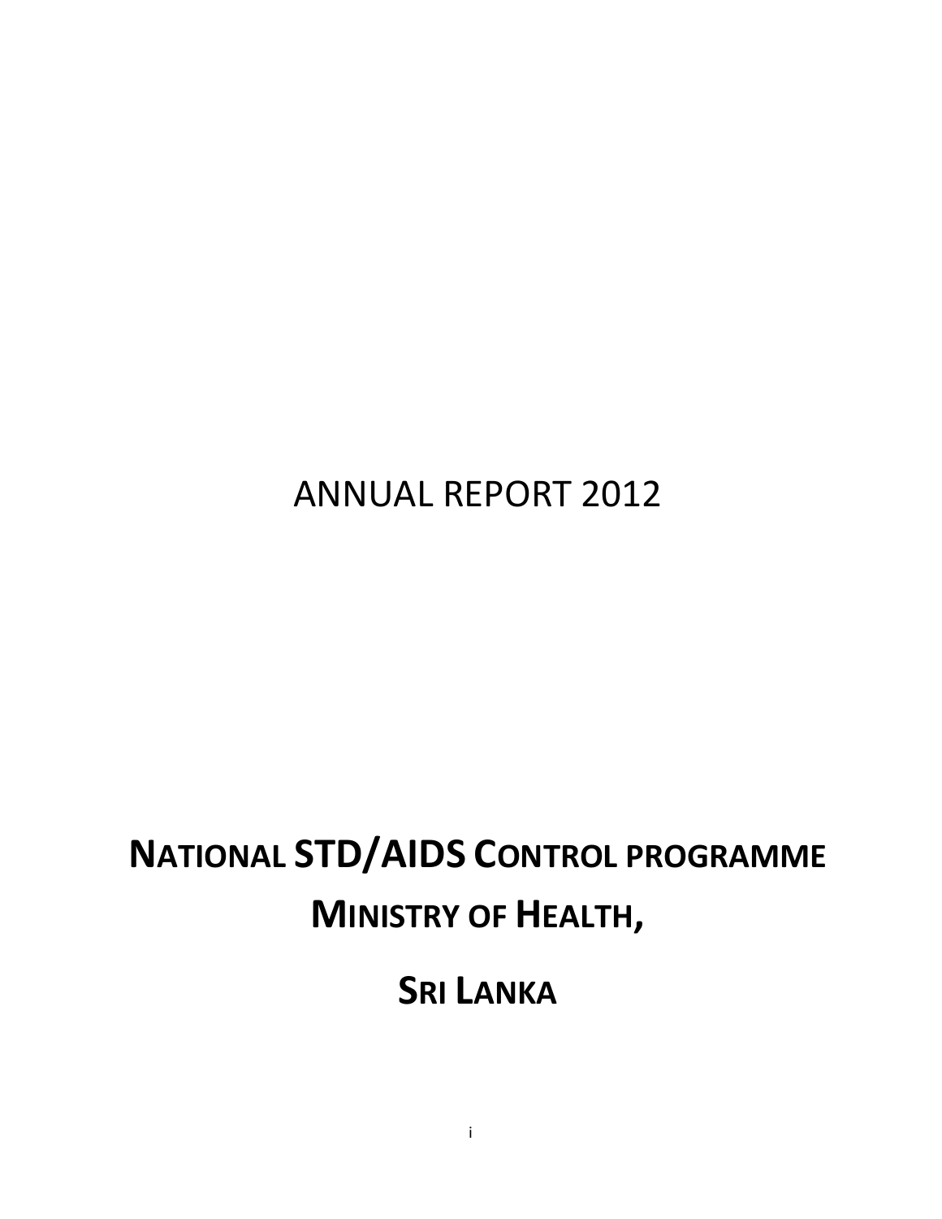# ANNUAL REPORT 2012

# NATIONAL STD/AIDS CONTROL PROGRAMME

# MINISTRY OF HEALTH,

# SRI LANKA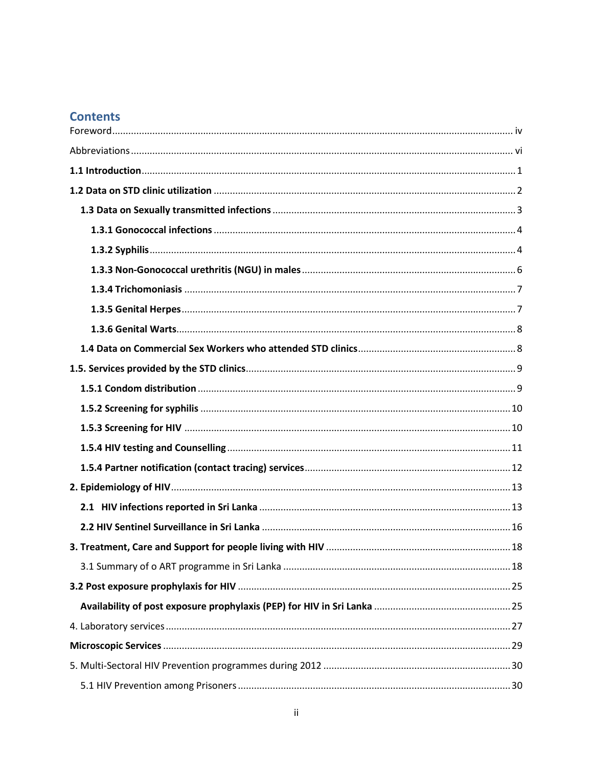## Contents

Foreword ........ iv

Abbreviations ........ vi

**1.1 Introduction** ........ 1

**1.2 Data on STD clinic utilization** ........ 2

**1.3 Data on Sexually transmitted infections** ........ 3

**1.3.1 Gonococcal infections** ........ 4

**1.3.2 Syphilis** ........ 4

**1.3.3 Non-Gonococcal urethritis (NGU) in males** ........ 6

**1.3.4 Trichomoniasis** ........ 7

**1.3.5 Genital Herpes** ........ 7

**1.3.6 Genital Warts** ........ 8

**1.4 Data on Commercial Sex Workers who attended STD clinics** ........ 8

**1.5. Services provided by the STD clinics** ........ 9

**1.5.1 Condom distribution** ........ 9

**1.5.2 Screening for syphilis** ........ 10

**1.5.3 Screening for HIV** ........ 10

**1.5.4 HIV testing and Counselling** ........ 11

**1.5.4 Partner notification (contact tracing) services** ........ 12

**2. Epidemiology of HIV** ........ 13

**2.1 HIV infections reported in Sri Lanka** ........ 13

**2.2 HIV Sentinel Surveillance in Sri Lanka** ........ 16

**3. Treatment, Care and Support for people living with HIV** ........ 18

3.1 Summary of o ART programme in Sri Lanka ........ 18

**3.2 Post exposure prophylaxis for HIV** ........ 25

**Availability of post exposure prophylaxis (PEP) for HIV in Sri Lanka** ........ 25

4. Laboratory services ........ 27

**Microscopic Services** ........ 29

5. Multi-Sectoral HIV Prevention programmes during 2012 ........ 30

5.1 HIV Prevention among Prisoners ........ 30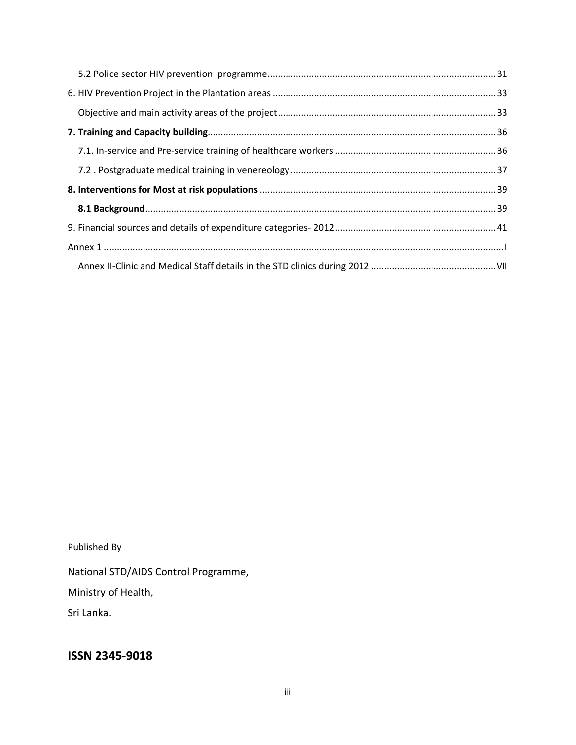5.2 Police sector HIV prevention programme ........................................................................................ 31

6. HIV Prevention Project in the Plantation areas ...................................................................................... 33

Objective and main activity areas of the project ................................................................................... 33

**7. Training and Capacity building** ............................................................................................................. 36

7.1. In-service and Pre-service training of healthcare workers ............................................................. 36

7.2 . Postgraduate medical training in venereology .............................................................................. 37

**8. Interventions for Most at risk populations** .......................................................................................... 39

**8.1 Background** ....................................................................................................................................... 39

9. Financial sources and details of expenditure categories- 2012 ............................................................. 41

Annex 1 ......................................................................................................................................................... I

Annex II-Clinic and Medical Staff details in the STD clinics during 2012 ................................................ VII

Published By

National STD/AIDS Control Programme,

Ministry of Health,

Sri Lanka.

**ISSN 2345-9018**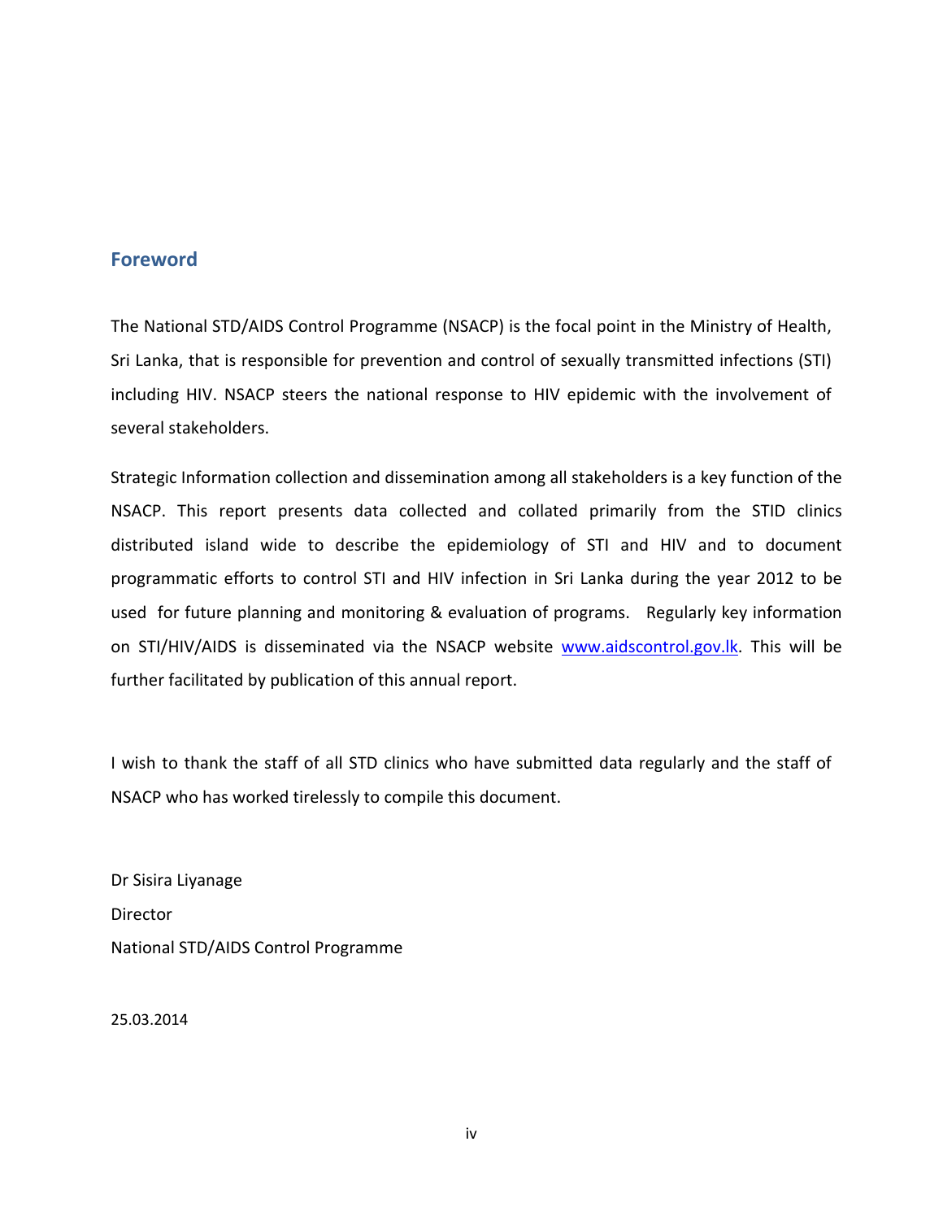## Foreword

The National STD/AIDS Control Programme (NSACP) is the focal point in the Ministry of Health, Sri Lanka, that is responsible for prevention and control of sexually transmitted infections (STI) including HIV. NSACP steers the national response to HIV epidemic with the involvement of several stakeholders.

Strategic Information collection and dissemination among all stakeholders is a key function of the NSACP. This report presents data collected and collated primarily from the STID clinics distributed island wide to describe the epidemiology of STI and HIV and to document programmatic efforts to control STI and HIV infection in Sri Lanka during the year 2012 to be used for future planning and monitoring & evaluation of programs. Regularly key information on STI/HIV/AIDS is disseminated via the NSACP website www.aidscontrol.gov.lk. This will be further facilitated by publication of this annual report.

I wish to thank the staff of all STD clinics who have submitted data regularly and the staff of NSACP who has worked tirelessly to compile this document.

Dr Sisira Liyanage

Director

National STD/AIDS Control Programme

25.03.2014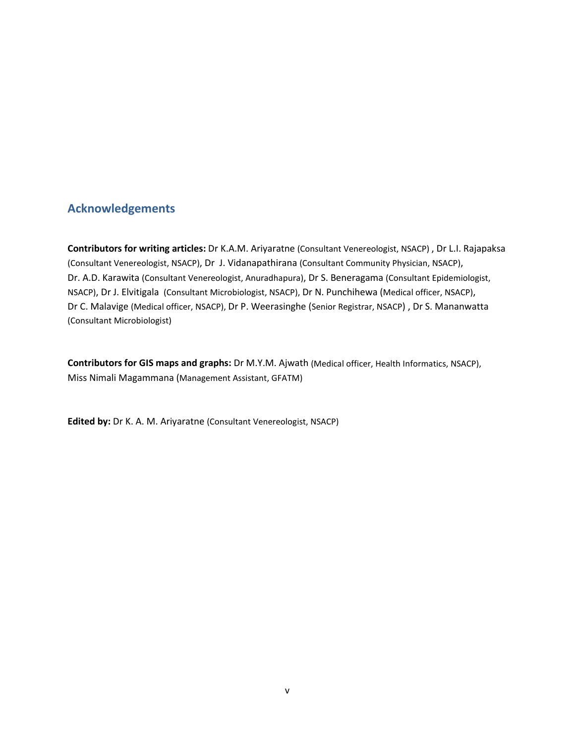## Acknowledgements

**Contributors for writing articles:** Dr K.A.M. Ariyaratne (Consultant Venereologist, NSACP) , Dr L.I. Rajapaksa (Consultant Venereologist, NSACP), Dr J. Vidanapathirana (Consultant Community Physician, NSACP), Dr. A.D. Karawita (Consultant Venereologist, Anuradhapura), Dr S. Beneragama (Consultant Epidemiologist, NSACP), Dr J. Elvitigala (Consultant Microbiologist, NSACP), Dr N. Punchihewa (Medical officer, NSACP), Dr C. Malavige (Medical officer, NSACP), Dr P. Weerasinghe (Senior Registrar, NSACP) , Dr S. Mananwatta (Consultant Microbiologist)

**Contributors for GIS maps and graphs:** Dr M.Y.M. Ajwath (Medical officer, Health Informatics, NSACP), Miss Nimali Magammana (Management Assistant, GFATM)

**Edited by:** Dr K. A. M. Ariyaratne (Consultant Venereologist, NSACP)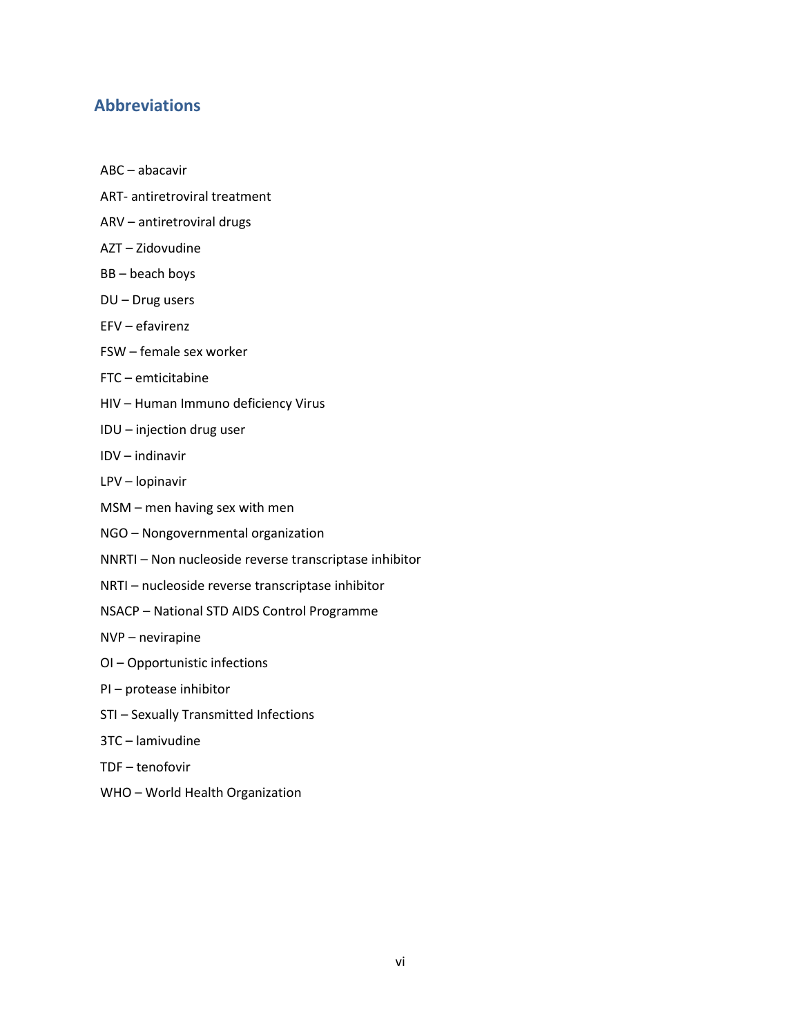## Abbreviations

ABC – abacavir

ART- antiretroviral treatment

ARV – antiretroviral drugs

AZT – Zidovudine

BB – beach boys

DU – Drug users

EFV – efavirenz

FSW – female sex worker

FTC – emticitabine

HIV – Human Immuno deficiency Virus

IDU – injection drug user

IDV – indinavir

LPV – lopinavir

MSM – men having sex with men

NGO – Nongovernmental organization

NNRTI – Non nucleoside reverse transcriptase inhibitor

NRTI – nucleoside reverse transcriptase inhibitor

NSACP – National STD AIDS Control Programme

NVP – nevirapine

OI – Opportunistic infections

PI – protease inhibitor

STI – Sexually Transmitted Infections

3TC – lamivudine

TDF – tenofovir

WHO – World Health Organization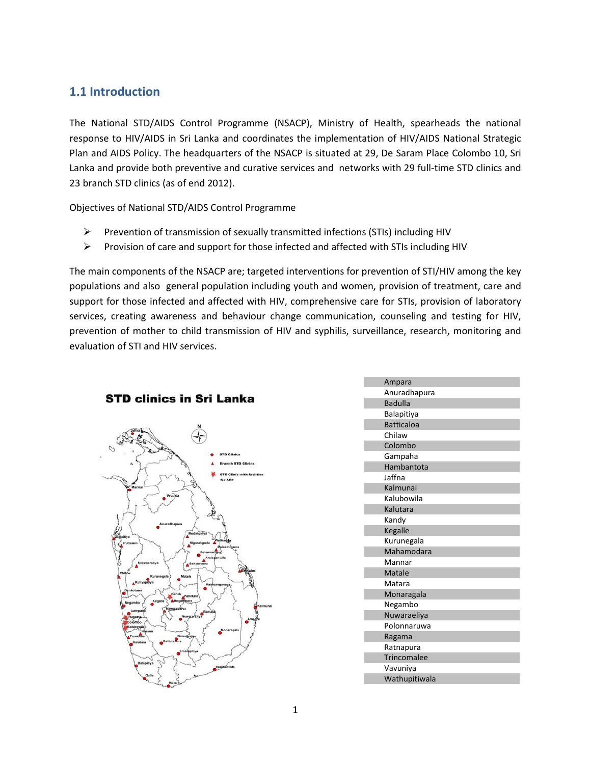## 1.1 Introduction

The National STD/AIDS Control Programme (NSACP), Ministry of Health, spearheads the national response to HIV/AIDS in Sri Lanka and coordinates the implementation of HIV/AIDS National Strategic Plan and AIDS Policy. The headquarters of the NSACP is situated at 29, De Saram Place Colombo 10, Sri Lanka and provide both preventive and curative services and networks with 29 full-time STD clinics and 23 branch STD clinics (as of end 2012).

Objectives of National STD/AIDS Control Programme

- Prevention of transmission of sexually transmitted infections (STIs) including HIV
- Provision of care and support for those infected and affected with STIs including HIV

The main components of the NSACP are; targeted interventions for prevention of STI/HIV among the key populations and also general population including youth and women, provision of treatment, care and support for those infected and affected with HIV, comprehensive care for STIs, provision of laboratory services, creating awareness and behaviour change communication, counseling and testing for HIV, prevention of mother to child transmission of HIV and syphilis, surveillance, research, monitoring and evaluation of STI and HIV services.

**STD clinics in Sri Lanka**

STD Clinics
Branch STD Clinics
STD Clinic with facilities for ART

| |
|---|
| Ampara |
| Anuradhapura |
| Badulla |
| Balapitiya |
| Batticaloa |
| Chilaw |
| Colombo |
| Gampaha |
| Hambantota |
| Jaffna |
| Kalmunai |
| Kalubowila |
| Kalutara |
| Kandy |
| Kegalle |
| Kurunegala |
| Mahamodara |
| Mannar |
| Matale |
| Matara |
| Monaragala |
| Negambo |
| Nuwaraeliya |
| Polonnaruwa |
| Ragama |
| Ratnapura |
| Trincomalee |
| Vavuniya |
| Wathupitiwala |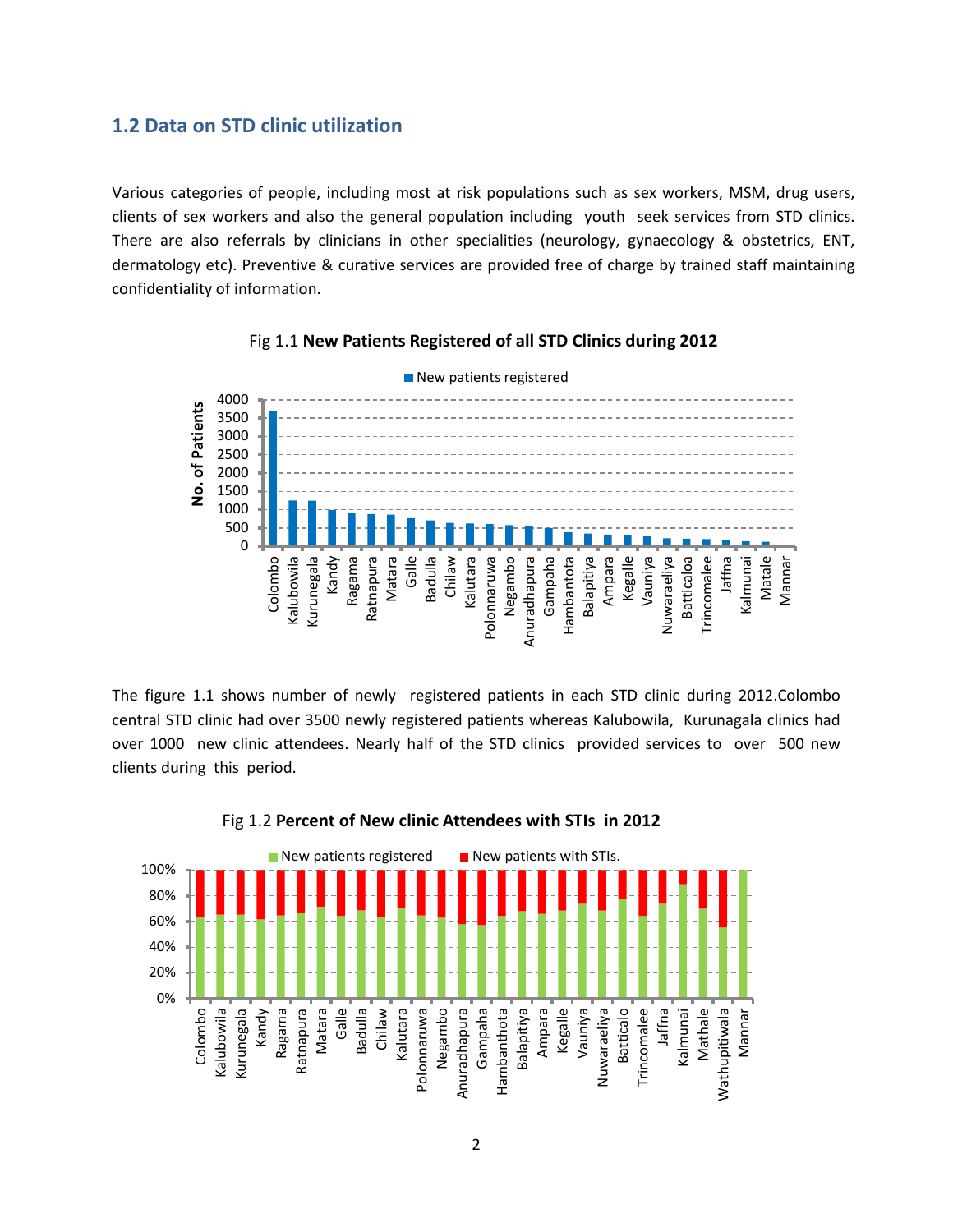## 1.2 Data on STD clinic utilization

Various categories of people, including most at risk populations such as sex workers, MSM, drug users, clients of sex workers and also the general population including youth seek services from STD clinics. There are also referrals by clinicians in other specialities (neurology, gynaecology & obstetrics, ENT, dermatology etc). Preventive & curative services are provided free of charge by trained staff maintaining confidentiality of information.

Fig 1.1 **New Patients Registered of all STD Clinics during 2012**

New patients registered

No. of Patients

4000
3500
3000
2500
2000
1500
1000
500
0

Colombo, Kalubowila, Kurunegala, Kandy, Ragama, Ratnapura, Matara, Galle, Badulla, Chilaw, Kalutara, Polonnaruwa, Negambo, Anuradhapura, Gampaha, Hambantota, Balapitiya, Ampara, Kegalle, Vauniya, Nuwaraeliya, Batticaloa, Trincomalee, Jaffna, Kalmunai, Matale, Mannar

The figure 1.1 shows number of newly registered patients in each STD clinic during 2012.Colombo central STD clinic had over 3500 newly registered patients whereas Kalubowila, Kurunagala clinics had over 1000 new clinic attendees. Nearly half of the STD clinics provided services to over 500 new clients during this period.

Fig 1.2 **Percent of New clinic Attendees with STIs in 2012**

New patients registered
New patients with STIs.

100%
80%
60%
40%
20%
0%

Colombo, Kalubowila, Kurunegala, Kandy, Ragama, Ratnapura, Matara, Galle, Badulla, Chilaw, Kalutara, Polonnaruwa, Negambo, Anuradhapura, Gampaha, Hambanthota, Balapitiya, Ampara, Kegalle, Vauniya, Nuwaraeliya, Batticalo, Trincomalee, Jaffna, Kalmunai, Mathale, Wathupitiwala, Mannar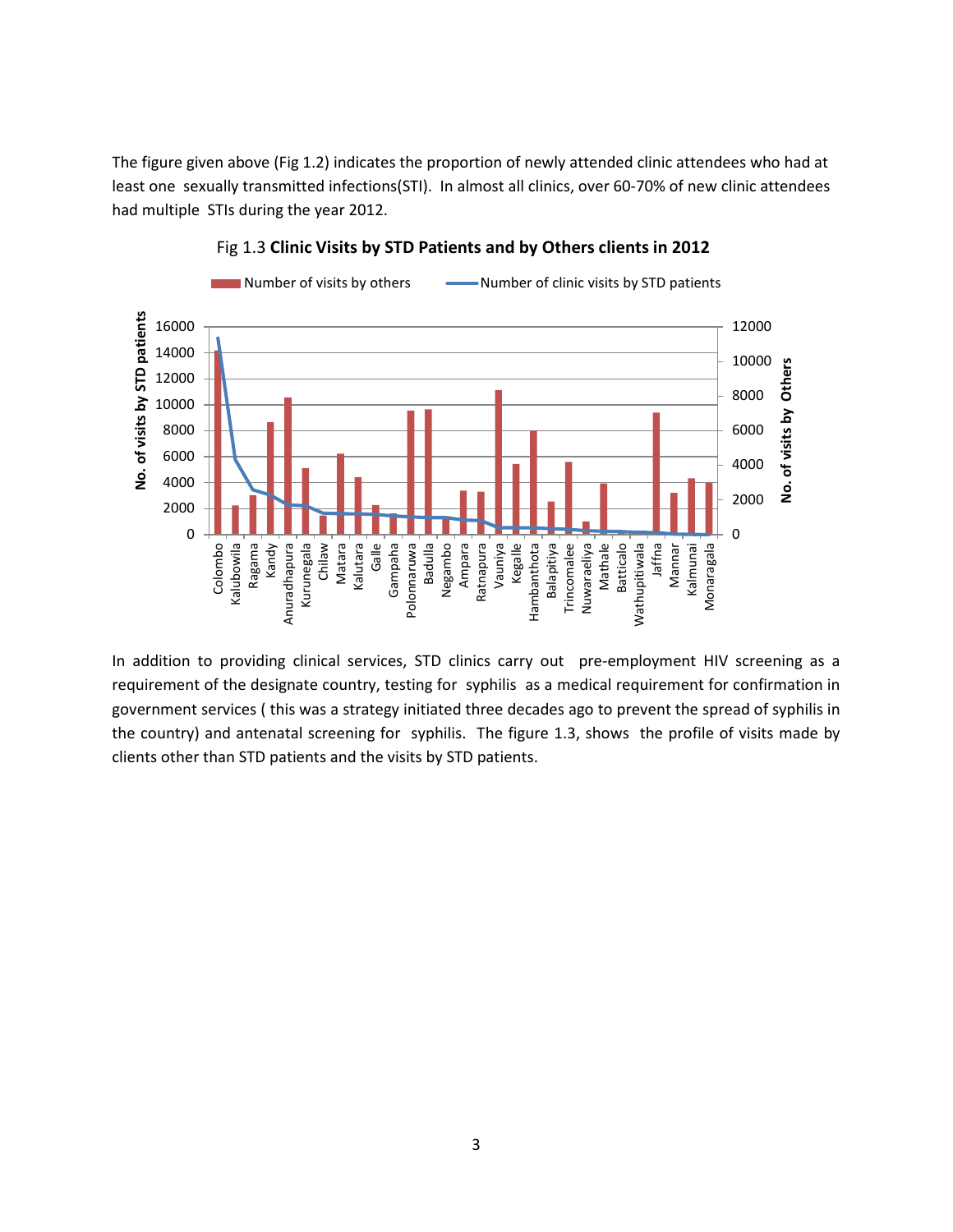The figure given above (Fig 1.2) indicates the proportion of newly attended clinic attendees who had at least one sexually transmitted infections(STI). In almost all clinics, over 60-70% of new clinic attendees had multiple STIs during the year 2012.

Fig 1.3 **Clinic Visits by STD Patients and by Others clients in 2012**

Number of visits by others
Number of clinic visits by STD patients

No. of visits by STD patients
16000
14000
12000
10000
8000
6000
4000
2000
0

No. of visits by Others
12000
10000
8000
6000
4000
2000
0

Colombo
Kalubowila
Ragama
Kandy
Anuradhapura
Kurunegala
Chilaw
Matara
Kalutara
Galle
Gampaha
Polonnaruwa
Badulla
Negambo
Ampara
Ratnapura
Vauniya
Kegalle
Hambanthota
Balapitiya
Trincomalee
Nuwaraeliya
Mathale
Batticalo
Wathupitiwala
Jaffna
Mannar
Kalmunai
Monaragala

In addition to providing clinical services, STD clinics carry out pre-employment HIV screening as a requirement of the designate country, testing for syphilis as a medical requirement for confirmation in government services ( this was a strategy initiated three decades ago to prevent the spread of syphilis in the country) and antenatal screening for syphilis. The figure 1.3, shows the profile of visits made by clients other than STD patients and the visits by STD patients.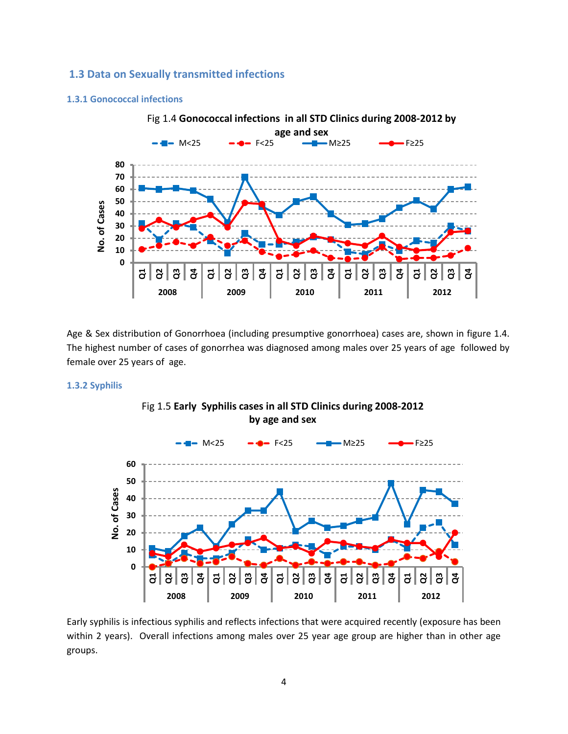## 1.3 Data on Sexually transmitted infections

### 1.3.1 Gonococcal infections

Fig 1.4 **Gonococcal infections in all STD Clinics during 2008-2012 by age and sex**

M<25 F<25 M≥25 F≥25

No. of Cases

0 10 20 30 40 50 60 70 80

Q1 Q2 Q3 Q4 Q1 Q2 Q3 Q4 Q1 Q2 Q3 Q4 Q1 Q2 Q3 Q4 Q1 Q2 Q3 Q4

2008 2009 2010 2011 2012

Age & Sex distribution of Gonorrhoea (including presumptive gonorrhoea) cases are, shown in figure 1.4. The highest number of cases of gonorrhea was diagnosed among males over 25 years of age followed by female over 25 years of age.

### 1.3.2 Syphilis

Fig 1.5 **Early Syphilis cases in all STD Clinics during 2008-2012 by age and sex**

M<25 F<25 M≥25 F≥25

No. of Cases

0 10 20 30 40 50 60

Q1 Q2 Q3 Q4 Q1 Q2 Q3 Q4 Q1 Q2 Q3 Q4 Q1 Q2 Q3 Q4 Q1 Q2 Q3 Q4

2008 2009 2010 2011 2012

Early syphilis is infectious syphilis and reflects infections that were acquired recently (exposure has been within 2 years). Overall infections among males over 25 year age group are higher than in other age groups.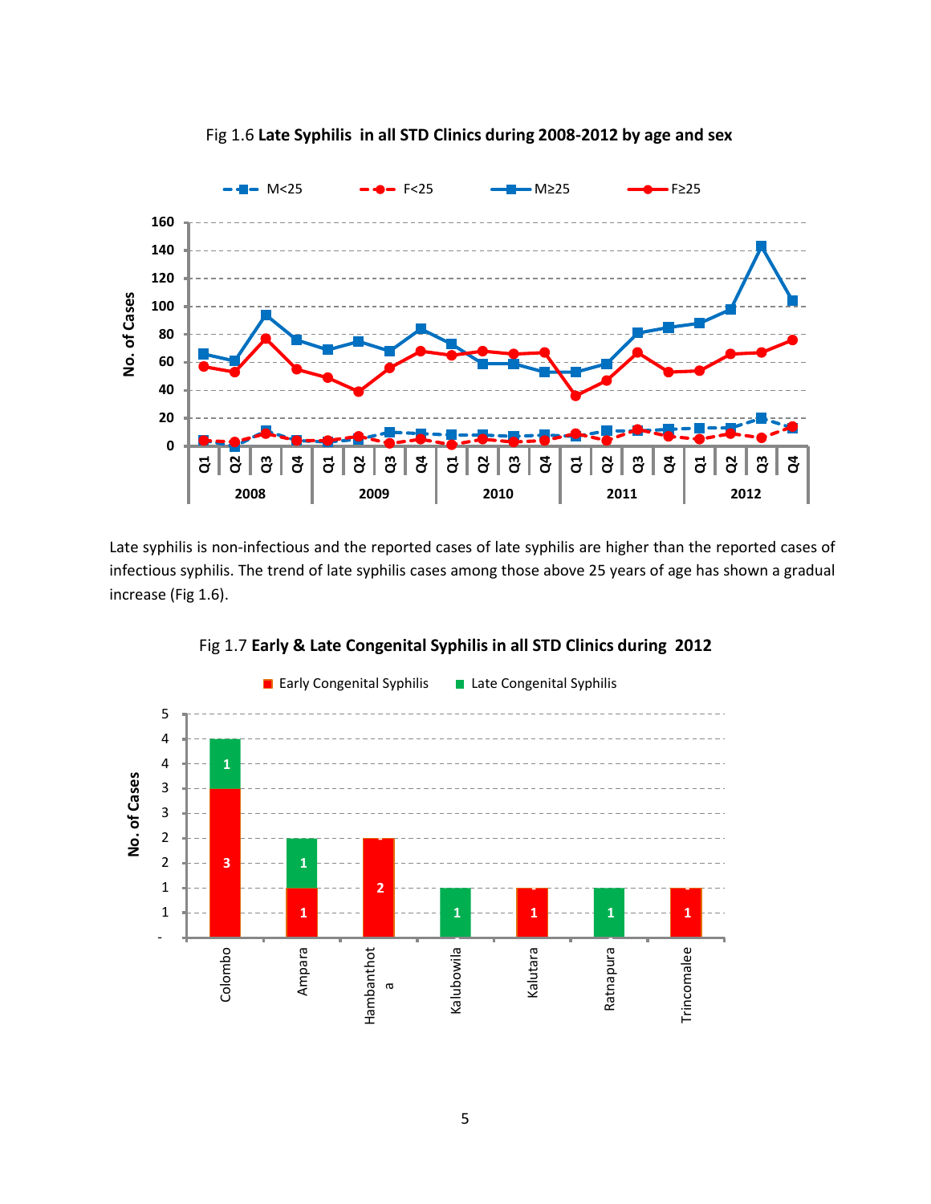Fig 1.6 **Late Syphilis in all STD Clinics during 2008-2012 by age and sex**

M<25
F<25
M≥25
F≥25

No. of Cases

160
140
120
100
80
60
40
20
0

Q1 Q2 Q3 Q4 Q1 Q2 Q3 Q4 Q1 Q2 Q3 Q4 Q1 Q2 Q3 Q4 Q1 Q2 Q3 Q4

2008 2009 2010 2011 2012

Late syphilis is non-infectious and the reported cases of late syphilis are higher than the reported cases of infectious syphilis. The trend of late syphilis cases among those above 25 years of age has shown a gradual increase (Fig 1.6).

Fig 1.7 **Early & Late Congenital Syphilis in all STD Clinics during 2012**

Early Congenital Syphilis
Late Congenital Syphilis

No. of Cases

5
4
4
3
3
2
2
1
1
-

3
1
1
1
2
1
1
1
1

Colombo
Ampara
Hambanthot a
Kalubowila
Kalutara
Ratnapura
Trincomalee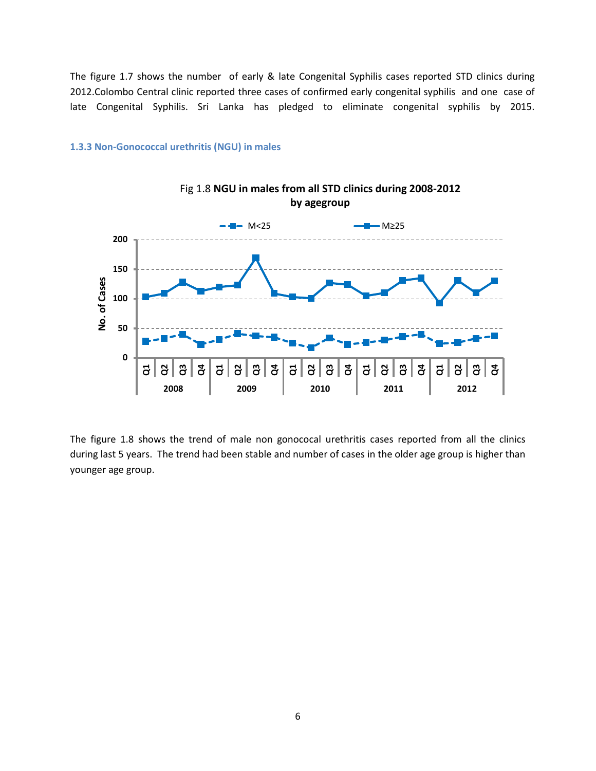The figure 1.7 shows the number of early & late Congenital Syphilis cases reported STD clinics during 2012.Colombo Central clinic reported three cases of confirmed early congenital syphilis and one case of late Congenital Syphilis. Sri Lanka has pledged to eliminate congenital syphilis by 2015.

### 1.3.3 Non-Gonococcal urethritis (NGU) in males

Fig 1.8 **NGU in males from all STD clinics during 2008-2012 by agegroup**

M<25
M≥25

No. of Cases

200
150
100
50
0

Q1 Q2 Q3 Q4 Q1 Q2 Q3 Q4 Q1 Q2 Q3 Q4 Q1 Q2 Q3 Q4 Q1 Q2 Q3 Q4

2008 2009 2010 2011 2012

The figure 1.8 shows the trend of male non gonococal urethritis cases reported from all the clinics during last 5 years. The trend had been stable and number of cases in the older age group is higher than younger age group.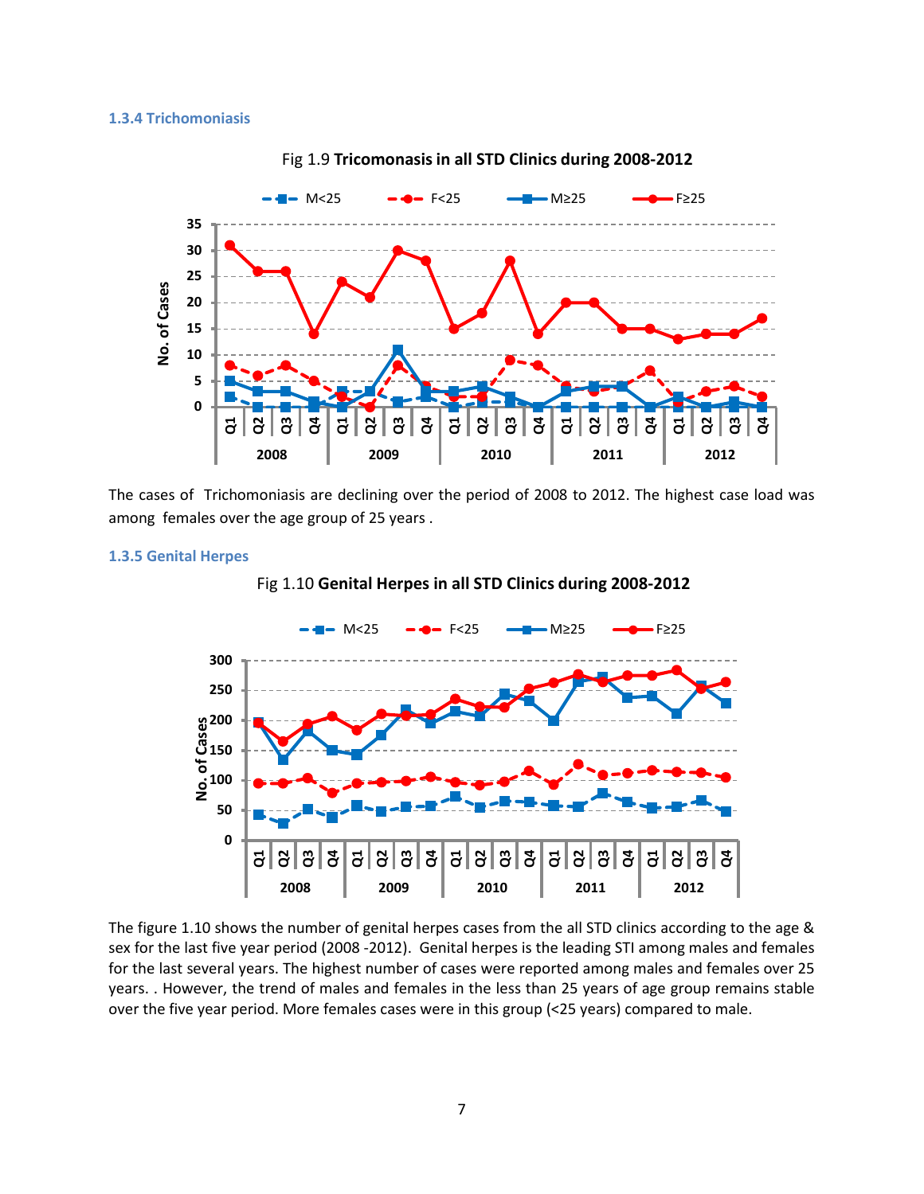### 1.3.4 Trichomoniasis

Fig 1.9 **Tricomonasis in all STD Clinics during 2008-2012**

M<25 F<25 M≥25 F≥25

No. of Cases

35
30
25
20
15
10
5
0

Q1 Q2 Q3 Q4 Q1 Q2 Q3 Q4 Q1 Q2 Q3 Q4 Q1 Q2 Q3 Q4 Q1 Q2 Q3 Q4

2008 2009 2010 2011 2012

The cases of Trichomoniasis are declining over the period of 2008 to 2012. The highest case load was among females over the age group of 25 years .

### 1.3.5 Genital Herpes

Fig 1.10 **Genital Herpes in all STD Clinics during 2008-2012**

M<25 F<25 M≥25 F≥25

No. of Cases

300
250
200
150
100
50
0

Q1 Q2 Q3 Q4 Q1 Q2 Q3 Q4 Q1 Q2 Q3 Q4 Q1 Q2 Q3 Q4 Q1 Q2 Q3 Q4

2008 2009 2010 2011 2012

The figure 1.10 shows the number of genital herpes cases from the all STD clinics according to the age & sex for the last five year period (2008 -2012). Genital herpes is the leading STI among males and females for the last several years. The highest number of cases were reported among males and females over 25 years. . However, the trend of males and females in the less than 25 years of age group remains stable over the five year period. More females cases were in this group (<25 years) compared to male.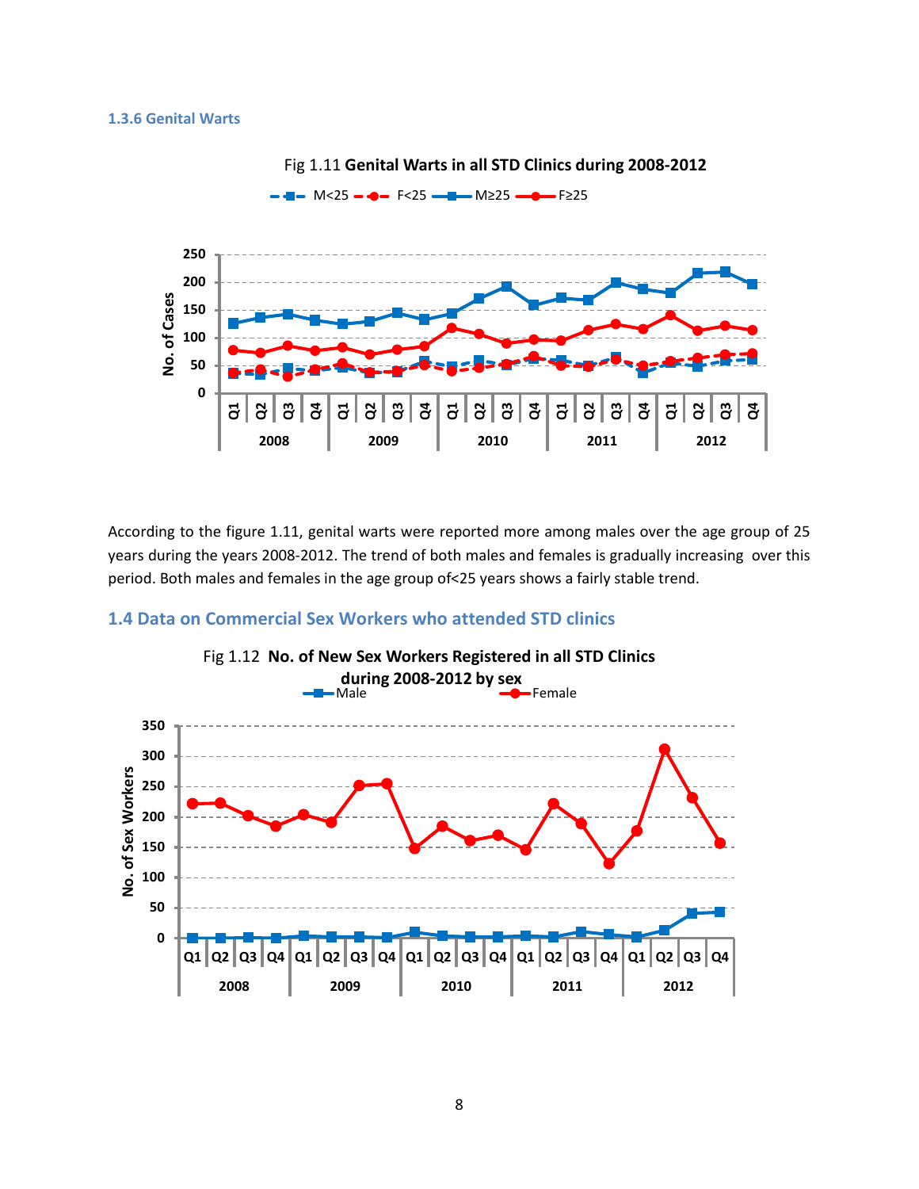### 1.3.6 Genital Warts

Fig 1.11 **Genital Warts in all STD Clinics during 2008-2012**

M<25 F<25 M≥25 F≥25

No. of Cases

250
200
150
100
50
0

Q1 Q2 Q3 Q4 Q1 Q2 Q3 Q4 Q1 Q2 Q3 Q4 Q1 Q2 Q3 Q4 Q1 Q2 Q3 Q4

2008 2009 2010 2011 2012

According to the figure 1.11, genital warts were reported more among males over the age group of 25 years during the years 2008-2012. The trend of both males and females is gradually increasing over this period. Both males and females in the age group of<25 years shows a fairly stable trend.

## 1.4 Data on Commercial Sex Workers who attended STD clinics

Fig 1.12 **No. of New Sex Workers Registered in all STD Clinics during 2008-2012 by sex**

Male Female

No. of Sex Workers

350
300
250
200
150
100
50
0

Q1 Q2 Q3 Q4 Q1 Q2 Q3 Q4 Q1 Q2 Q3 Q4 Q1 Q2 Q3 Q4 Q1 Q2 Q3 Q4

2008 2009 2010 2011 2012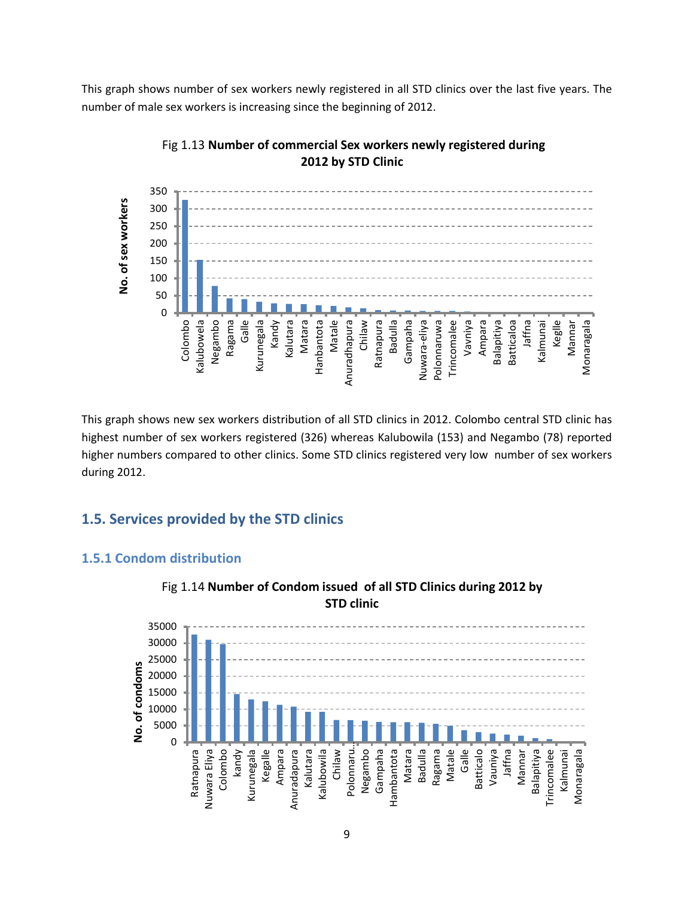This graph shows number of sex workers newly registered in all STD clinics over the last five years. The number of male sex workers is increasing since the beginning of 2012.

Fig 1.13 **Number of commercial Sex workers newly registered during 2012 by STD Clinic**

No. of sex workers

350
300
250
200
150
100
50
0

Colombo, Kalubowela, Negambo, Ragama, Galle, Kurunegala, Kandy, Kalutara, Matara, Hanbantota, Matale, Anuradhapura, Chilaw, Ratnapura, Badulla, Gampaha, Nuwara-eliya, Polonnaruwa, Trincomalee, Vavniya, Ampara, Balapitiya, Batticaloa, Jaffna, Kalmunai, Keglle, Mannar, Monaragala

This graph shows new sex workers distribution of all STD clinics in 2012. Colombo central STD clinic has highest number of sex workers registered (326) whereas Kalubowila (153) and Negambo (78) reported higher numbers compared to other clinics. Some STD clinics registered very low number of sex workers during 2012.

## 1.5. Services provided by the STD clinics

### 1.5.1 Condom distribution

Fig 1.14 **Number of Condom issued of all STD Clinics during 2012 by STD clinic**

No. of condoms

35000
30000
25000
20000
15000
10000
5000
0

Ratnapura, Nuwara Eliya, Colombo, kandy, Kurunegala, Kegalle, Ampara, Anuradapura, Kalutara, Kalubowila, Chilaw, Polonnaru..., Negambo, Gampaha, Hambantota, Matara, Badulla, Ragama, Matale, Galle, Batticalo, Vauniya, Jaffna, Mannar, Balapitiya, Trincomalee, Kalmunai, Monaragala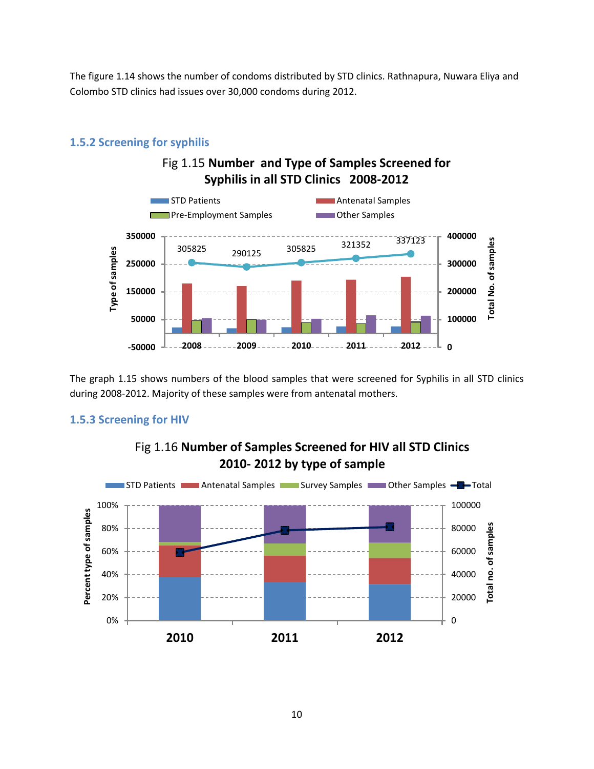The figure 1.14 shows the number of condoms distributed by STD clinics. Rathnapura, Nuwara Eliya and Colombo STD clinics had issues over 30,000 condoms during 2012.

### 1.5.2 Screening for syphilis

Fig 1.15 **Number and Type of Samples Screened for Syphilis in all STD Clinics 2008-2012**

STD Patients
Antenatal Samples
Pre-Employment Samples
Other Samples

Type of samples
350000
250000
150000
50000
-50000

Total No. of samples
400000
300000
200000
100000
0

305825
290125
305825
321352
337123

2008
2009
2010
2011
2012

The graph 1.15 shows numbers of the blood samples that were screened for Syphilis in all STD clinics during 2008-2012. Majority of these samples were from antenatal mothers.

### 1.5.3 Screening for HIV

Fig 1.16 **Number of Samples Screened for HIV all STD Clinics 2010- 2012 by type of sample**

STD Patients
Antenatal Samples
Survey Samples
Other Samples
Total

Percent type of samples
100%
80%
60%
40%
20%
0%

Total no. of samples
100000
80000
60000
40000
20000
0

2010
2011
2012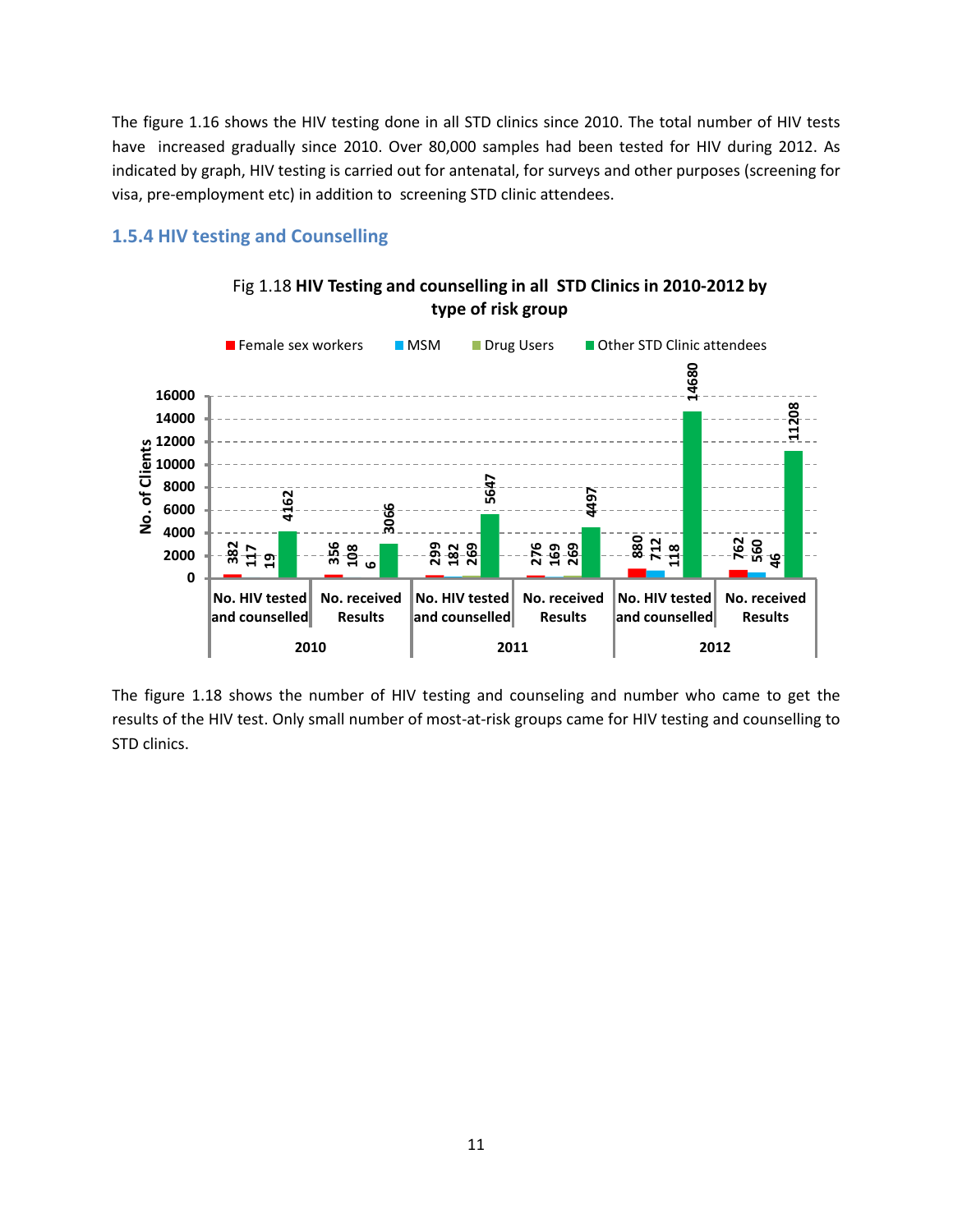The figure 1.16 shows the HIV testing done in all STD clinics since 2010. The total number of HIV tests have increased gradually since 2010. Over 80,000 samples had been tested for HIV during 2012. As indicated by graph, HIV testing is carried out for antenatal, for surveys and other purposes (screening for visa, pre-employment etc) in addition to screening STD clinic attendees.

### 1.5.4 HIV testing and Counselling

Fig 1.18 **HIV Testing and counselling in all STD Clinics in 2010-2012 by type of risk group**

Female sex workers
MSM
Drug Users
Other STD Clinic attendees

No. of Clients

0
2000
4000
6000
8000
10000
12000
14000
16000

382
117
19
4162
356
108
6
3066
299
182
269
5647
276
169
269
4497
880
712
118
14680
762
560
46
11208

No. HIV tested and counselled
No. received Results
No. HIV tested and counselled
No. received Results
No. HIV tested and counselled
No. received Results

2010
2011
2012

The figure 1.18 shows the number of HIV testing and counseling and number who came to get the results of the HIV test. Only small number of most-at-risk groups came for HIV testing and counselling to STD clinics.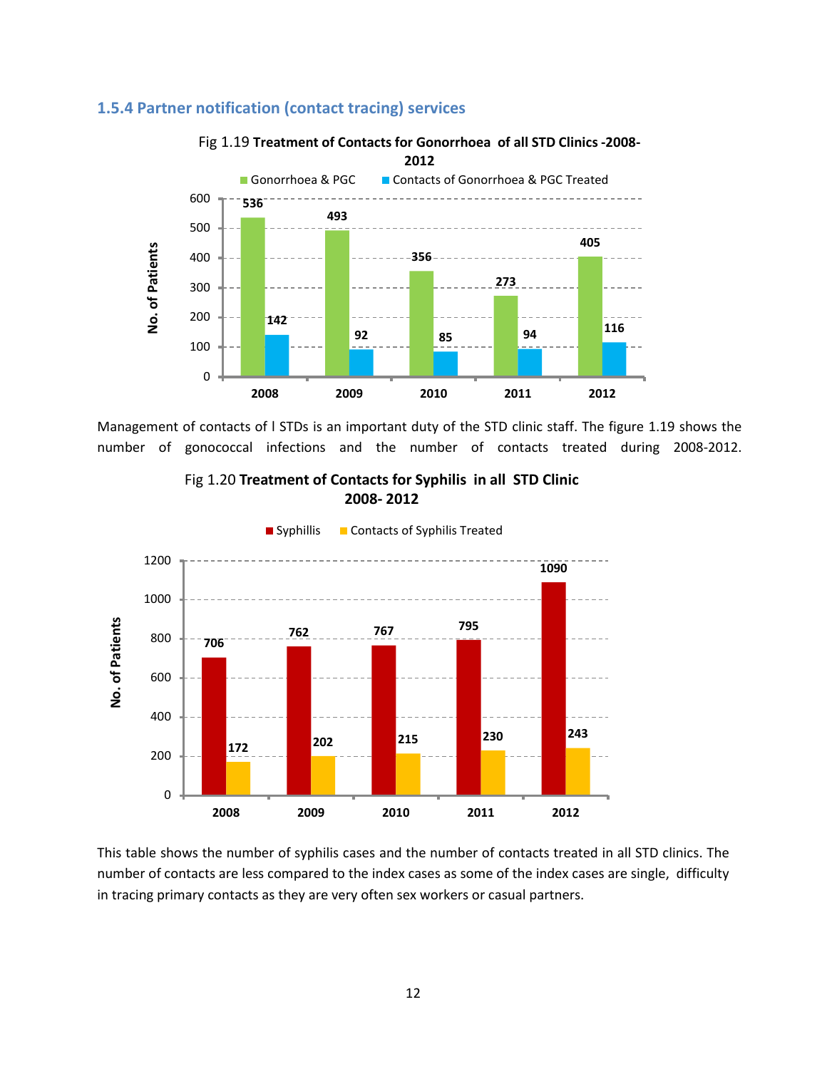### 1.5.4 Partner notification (contact tracing) services

Fig 1.19 **Treatment of Contacts for Gonorrhoea of all STD Clinics -2008-2012**

Gonorrhoea & PGC
Contacts of Gonorrhoea & PGC Treated

No. of Patients

600
500
400
300
200
100
0

536
142
493
92
356
85
273
94
405
116

2008
2009
2010
2011
2012

Management of contacts of l STDs is an important duty of the STD clinic staff. The figure 1.19 shows the number of gonococcal infections and the number of contacts treated during 2008-2012.

Fig 1.20 **Treatment of Contacts for Syphilis in all STD Clinic 2008- 2012**

Syphillis
Contacts of Syphilis Treated

No. of Patients

1200
1000
800
600
400
200
0

706
172
762
202
767
215
795
230
1090
243

2008
2009
2010
2011
2012

This table shows the number of syphilis cases and the number of contacts treated in all STD clinics. The number of contacts are less compared to the index cases as some of the index cases are single, difficulty in tracing primary contacts as they are very often sex workers or casual partners.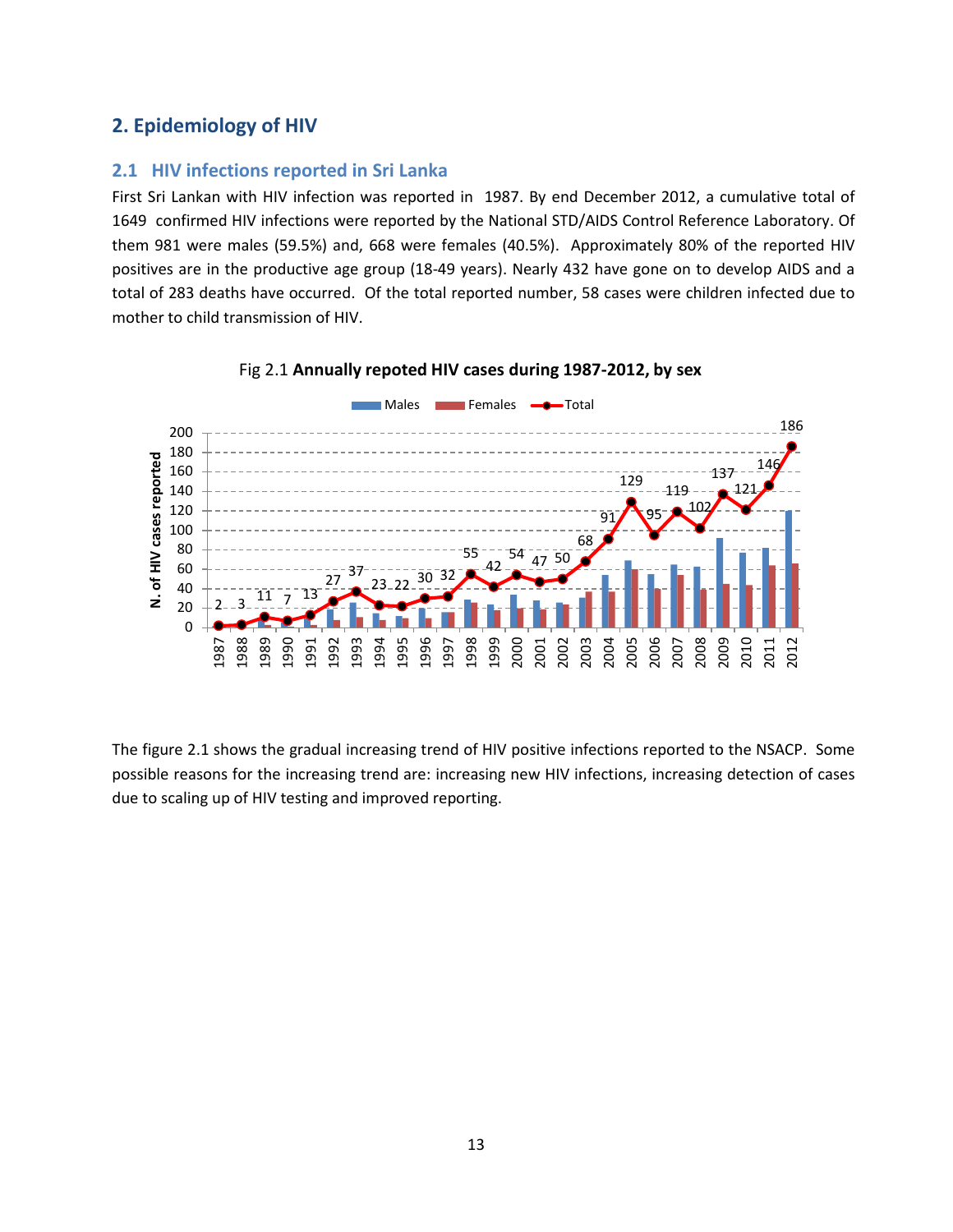## 2. Epidemiology of HIV

### 2.1 HIV infections reported in Sri Lanka

First Sri Lankan with HIV infection was reported in 1987. By end December 2012, a cumulative total of 1649 confirmed HIV infections were reported by the National STD/AIDS Control Reference Laboratory. Of them 981 were males (59.5%) and, 668 were females (40.5%). Approximately 80% of the reported HIV positives are in the productive age group (18-49 years). Nearly 432 have gone on to develop AIDS and a total of 283 deaths have occurred. Of the total reported number, 58 cases were children infected due to mother to child transmission of HIV.

Fig 2.1 **Annually repoted HIV cases during 1987-2012, by sex**

The figure 2.1 shows the gradual increasing trend of HIV positive infections reported to the NSACP. Some possible reasons for the increasing trend are: increasing new HIV infections, increasing detection of cases due to scaling up of HIV testing and improved reporting.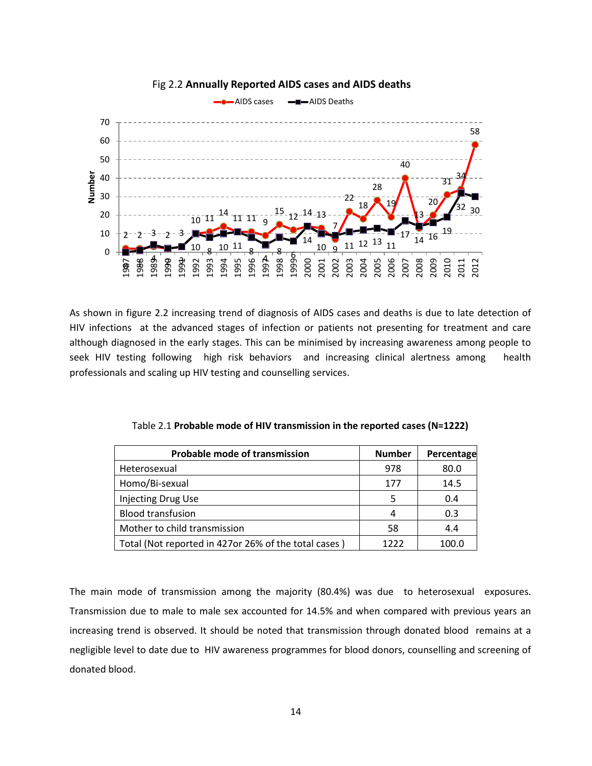Fig 2.2 **Annually Reported AIDS cases and AIDS deaths**

AIDS cases
AIDS Deaths

Number

70
60
50
40
30
20
10
0

1987 1988 1989 1990 1991 1992 1993 1994 1995 1996 1997 1998 1999 2000 2001 2002 2003 2004 2005 2006 2007 2008 2009 2010 2011 2012

AIDS cases: 2 2 3 2 3 10 11 14 11 11 9 15 12 14 13 7 22 18 28 19 40 13 20 31 34 58

AIDS Deaths: 0 1 4 2 3 10 8 10 11 8 4 8 6 14 10 9 11 12 13 11 17 14 16 19 32 30

As shown in figure 2.2 increasing trend of diagnosis of AIDS cases and deaths is due to late detection of HIV infections at the advanced stages of infection or patients not presenting for treatment and care although diagnosed in the early stages. This can be minimised by increasing awareness among people to seek HIV testing following high risk behaviors and increasing clinical alertness among health professionals and scaling up HIV testing and counselling services.

Table 2.1 **Probable mode of HIV transmission in the reported cases (N=1222)**

| Probable mode of transmission | Number | Percentage |
|---|---|---|
| Heterosexual | 978 | 80.0 |
| Homo/Bi-sexual | 177 | 14.5 |
| Injecting Drug Use | 5 | 0.4 |
| Blood transfusion | 4 | 0.3 |
| Mother to child transmission | 58 | 4.4 |
| Total (Not reported in 427or 26% of the total cases ) | 1222 | 100.0 |

The main mode of transmission among the majority (80.4%) was due to heterosexual exposures. Transmission due to male to male sex accounted for 14.5% and when compared with previous years an increasing trend is observed. It should be noted that transmission through donated blood remains at a negligible level to date due to HIV awareness programmes for blood donors, counselling and screening of donated blood.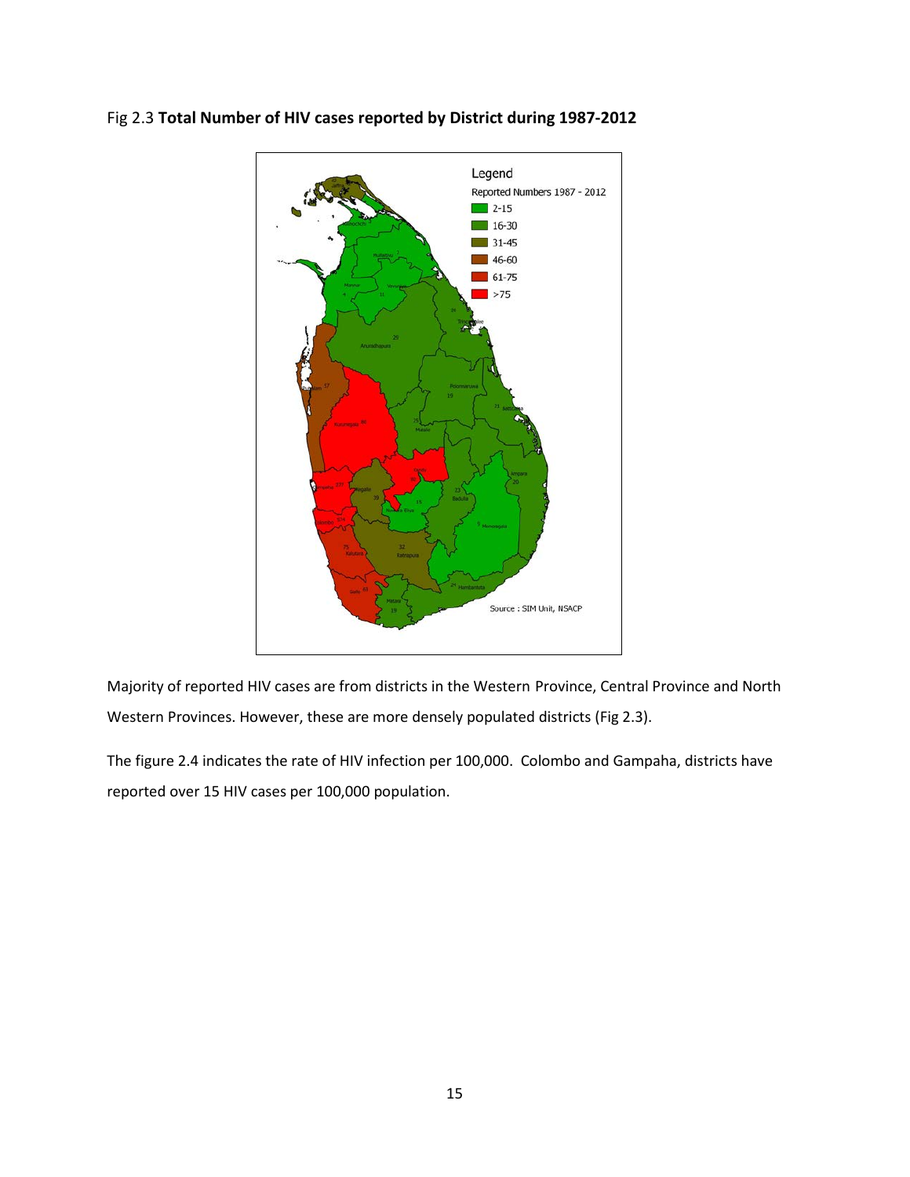Fig 2.3 **Total Number of HIV cases reported by District during 1987-2012**

Legend

Reported Numbers 1987 - 2012

2-15

16-30

31-45

46-60

61-75

>75

Source : SIM Unit, NSACP

Majority of reported HIV cases are from districts in the Western Province, Central Province and North Western Provinces. However, these are more densely populated districts (Fig 2.3).

The figure 2.4 indicates the rate of HIV infection per 100,000. Colombo and Gampaha, districts have reported over 15 HIV cases per 100,000 population.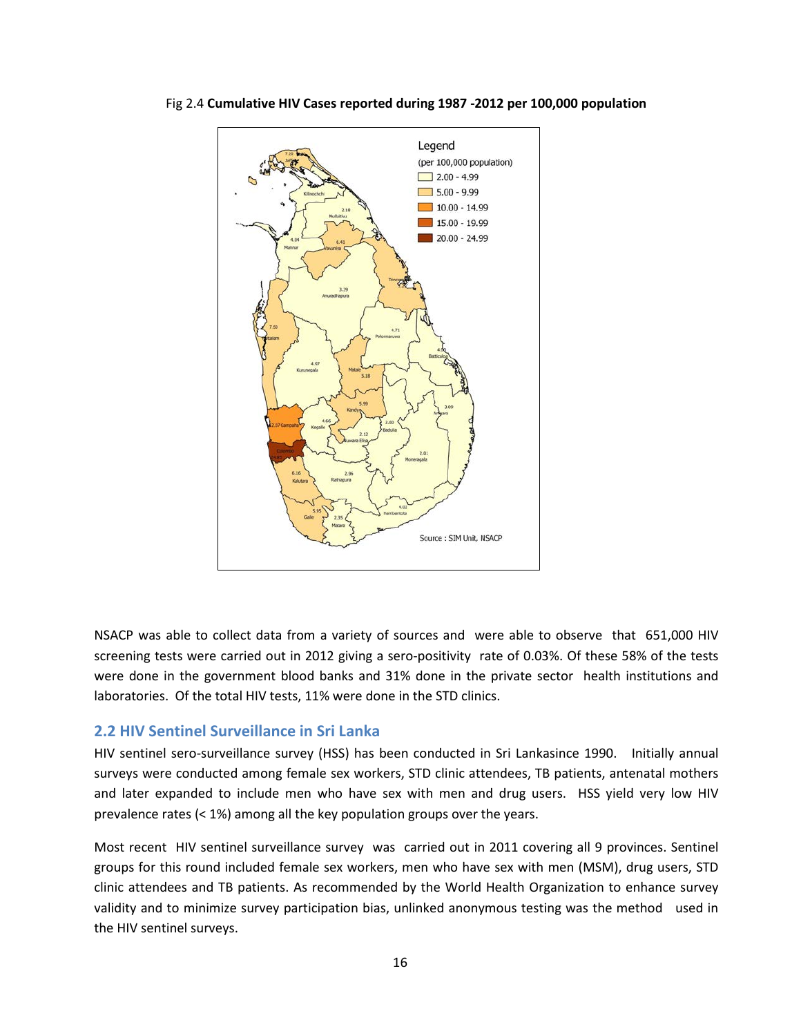Fig 2.4 **Cumulative HIV Cases reported during 1987 -2012 per 100,000 population**

Legend
(per 100,000 population)
2.00 - 4.99
5.00 - 9.99
10.00 - 14.99
15.00 - 19.99
20.00 - 24.99

7.20 Jaffna
Kilinochchi
2.18 Mullaitivu
4.04 Mannar
6.41 Vavuniya
Trincomalee
3.39 Anuradhapura
7.50 Puttalam
4.71 Polonnaruwa
4.00 Batticaloa
4.67 Kurunegala
Matale 5.18
5.99 Kandy
3.09 Ampara
12.07 Gampaha
4.66 Kegalle
2.83 Badulla
2.12 Nuwara Eliya
Colombo 24.85
2.01 Moneragala
6.16 Kalutara
2.96 Ratnapura
4.02 Hambantota
5.95 Galle
2.35 Matara

Source : SIM Unit, NSACP

NSACP was able to collect data from a variety of sources and were able to observe that 651,000 HIV screening tests were carried out in 2012 giving a sero-positivity rate of 0.03%. Of these 58% of the tests were done in the government blood banks and 31% done in the private sector health institutions and laboratories. Of the total HIV tests, 11% were done in the STD clinics.

## 2.2 HIV Sentinel Surveillance in Sri Lanka

HIV sentinel sero-surveillance survey (HSS) has been conducted in Sri Lankasince 1990. Initially annual surveys were conducted among female sex workers, STD clinic attendees, TB patients, antenatal mothers and later expanded to include men who have sex with men and drug users. HSS yield very low HIV prevalence rates (< 1%) among all the key population groups over the years.

Most recent HIV sentinel surveillance survey was carried out in 2011 covering all 9 provinces. Sentinel groups for this round included female sex workers, men who have sex with men (MSM), drug users, STD clinic attendees and TB patients. As recommended by the World Health Organization to enhance survey validity and to minimize survey participation bias, unlinked anonymous testing was the method used in the HIV sentinel surveys.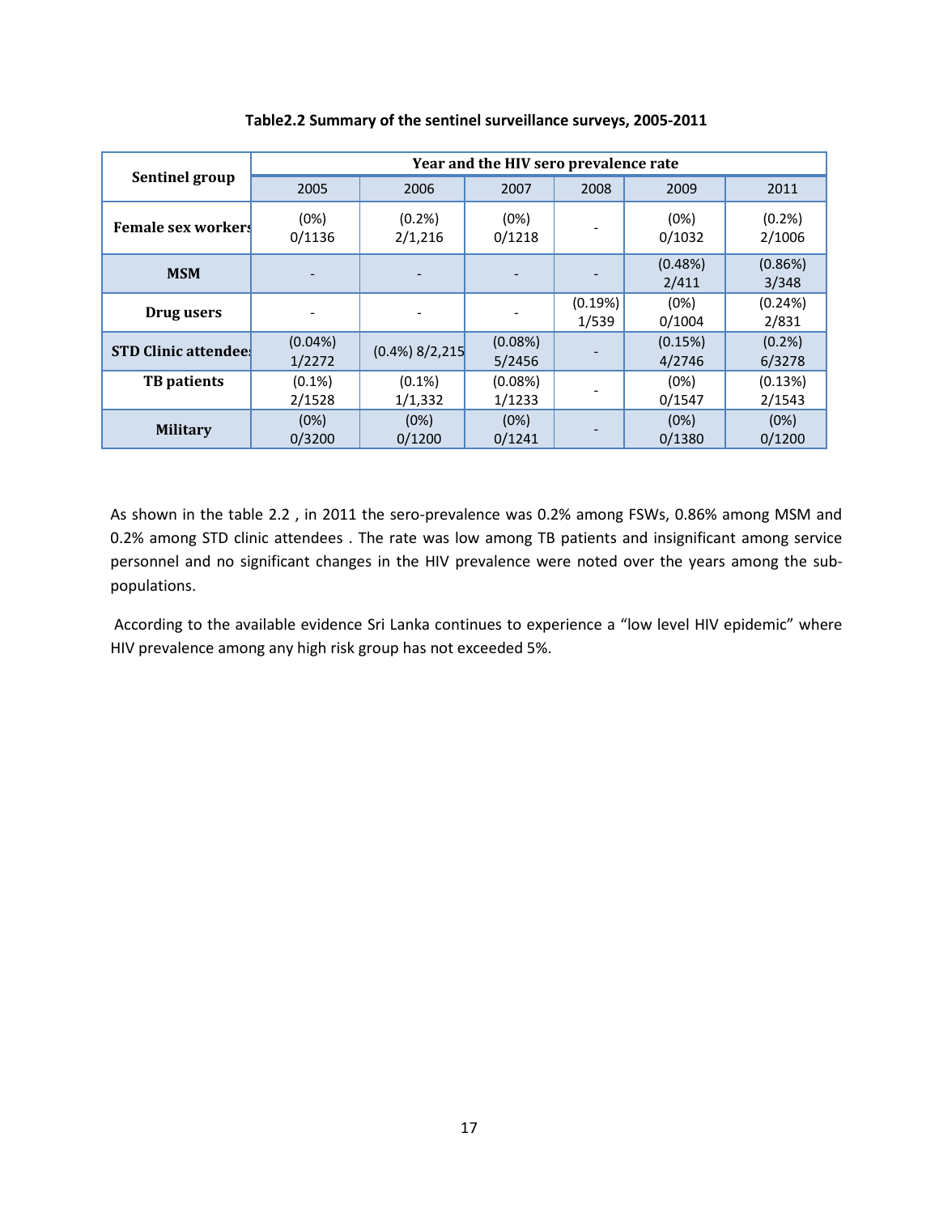**Table2.2 Summary of the sentinel surveillance surveys, 2005-2011**

| Sentinel group | Year and the HIV sero prevalence rate | | | | | |
|---|---|---|---|---|---|---|
| | 2005 | 2006 | 2007 | 2008 | 2009 | 2011 |
| **Female sex workers** | (0%) 0/1136 | (0.2%) 2/1,216 | (0%) 0/1218 | - | (0%) 0/1032 | (0.2%) 2/1006 |
| **MSM** | - | - | - | - | (0.48%) 2/411 | (0.86%) 3/348 |
| **Drug users** | - | - | - | (0.19%) 1/539 | (0%) 0/1004 | (0.24%) 2/831 |
| **STD Clinic attendees** | (0.04%) 1/2272 | (0.4%) 8/2,215 | (0.08%) 5/2456 | - | (0.15%) 4/2746 | (0.2%) 6/3278 |
| **TB patients** | (0.1%) 2/1528 | (0.1%) 1/1,332 | (0.08%) 1/1233 | - | (0%) 0/1547 | (0.13%) 2/1543 |
| **Military** | (0%) 0/3200 | (0%) 0/1200 | (0%) 0/1241 | - | (0%) 0/1380 | (0%) 0/1200 |

As shown in the table 2.2 , in 2011 the sero-prevalence was 0.2% among FSWs, 0.86% among MSM and 0.2% among STD clinic attendees . The rate was low among TB patients and insignificant among service personnel and no significant changes in the HIV prevalence were noted over the years among the sub-populations.

According to the available evidence Sri Lanka continues to experience a "low level HIV epidemic" where HIV prevalence among any high risk group has not exceeded 5%.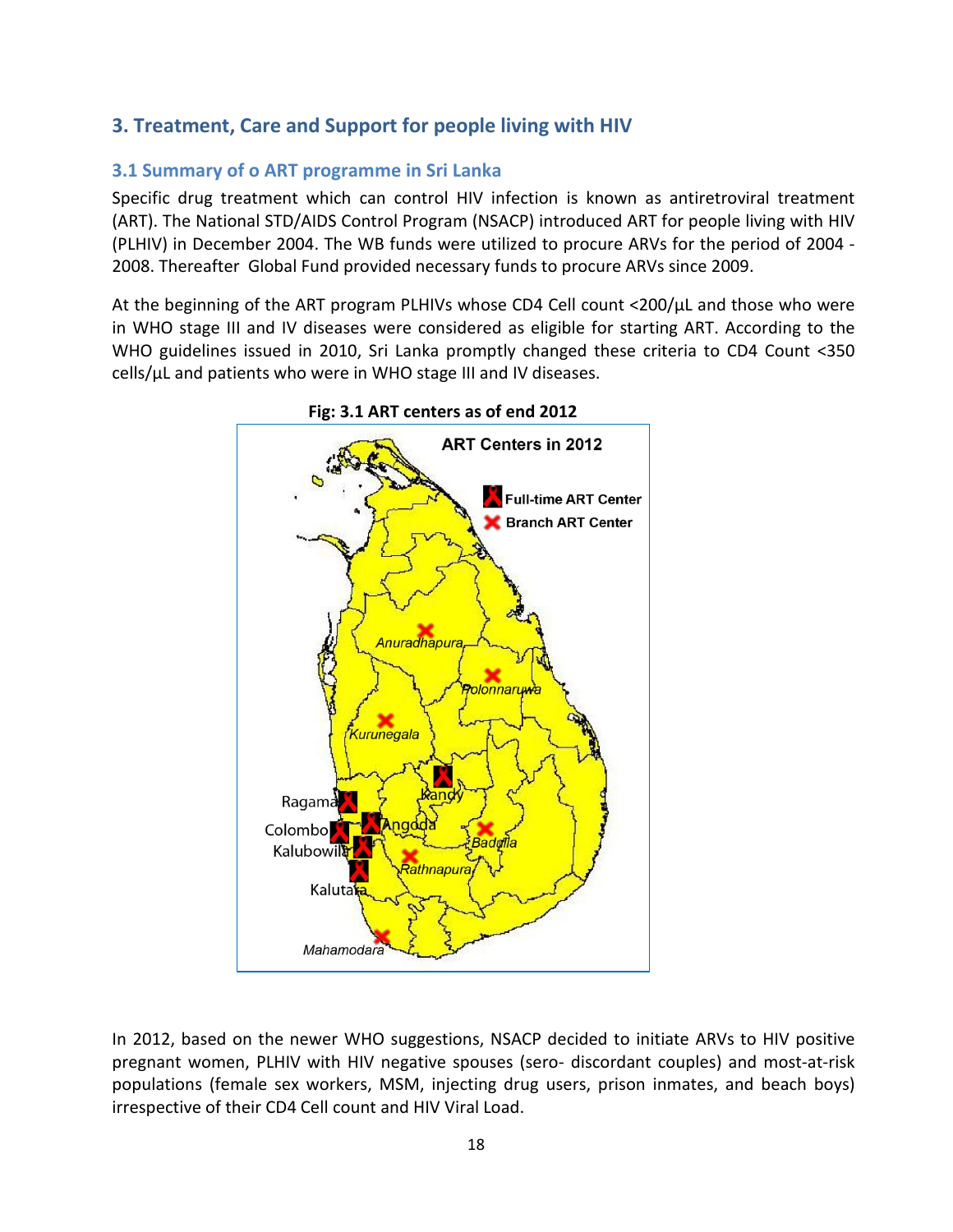## 3. Treatment, Care and Support for people living with HIV

### 3.1 Summary of o ART programme in Sri Lanka

Specific drug treatment which can control HIV infection is known as antiretroviral treatment (ART). The National STD/AIDS Control Program (NSACP) introduced ART for people living with HIV (PLHIV) in December 2004. The WB funds were utilized to procure ARVs for the period of 2004 - 2008. Thereafter Global Fund provided necessary funds to procure ARVs since 2009.

At the beginning of the ART program PLHIVs whose CD4 Cell count <200/µL and those who were in WHO stage III and IV diseases were considered as eligible for starting ART. According to the WHO guidelines issued in 2010, Sri Lanka promptly changed these criteria to CD4 Count <350 cells/µL and patients who were in WHO stage III and IV diseases.

**Fig: 3.1 ART centers as of end 2012**

ART Centers in 2012

Full-time ART Center

Branch ART Center

Anuradhapura

Polonnaruwa

Kurunegala

Kandy

Ragama

Angoda

Colombo

Kalubowila

Badulla

Rathnapura

Kalutara

Mahamodara

In 2012, based on the newer WHO suggestions, NSACP decided to initiate ARVs to HIV positive pregnant women, PLHIV with HIV negative spouses (sero- discordant couples) and most-at-risk populations (female sex workers, MSM, injecting drug users, prison inmates, and beach boys) irrespective of their CD4 Cell count and HIV Viral Load.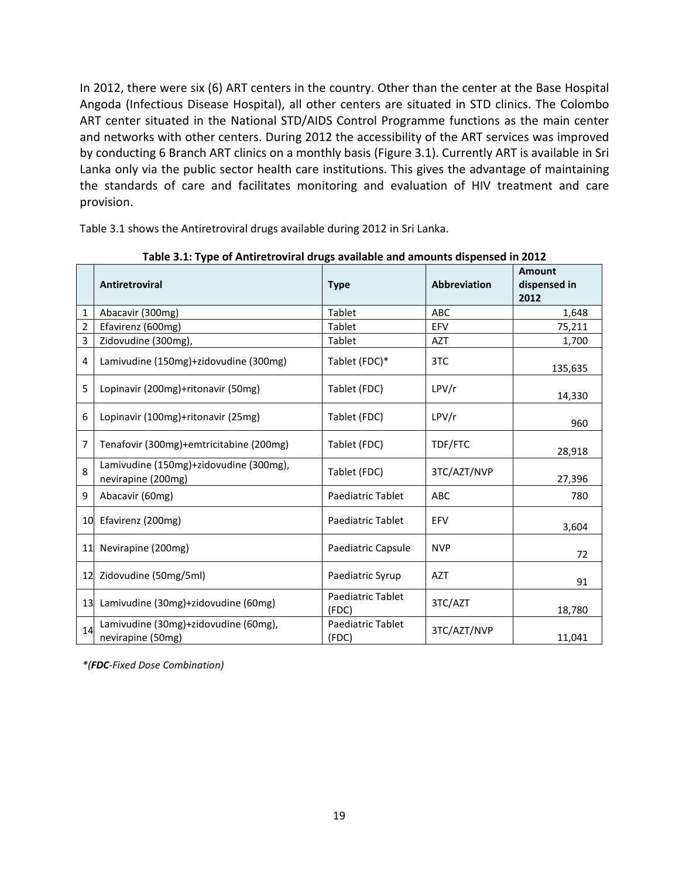In 2012, there were six (6) ART centers in the country. Other than the center at the Base Hospital Angoda (Infectious Disease Hospital), all other centers are situated in STD clinics. The Colombo ART center situated in the National STD/AIDS Control Programme functions as the main center and networks with other centers. During 2012 the accessibility of the ART services was improved by conducting 6 Branch ART clinics on a monthly basis (Figure 3.1). Currently ART is available in Sri Lanka only via the public sector health care institutions. This gives the advantage of maintaining the standards of care and facilitates monitoring and evaluation of HIV treatment and care provision.

Table 3.1 shows the Antiretroviral drugs available during 2012 in Sri Lanka.

**Table 3.1: Type of Antiretroviral drugs available and amounts dispensed in 2012**

| | Antiretroviral | Type | Abbreviation | Amount dispensed in 2012 |
|---|---|---|---|---|
| 1 | Abacavir (300mg) | Tablet | ABC | 1,648 |
| 2 | Efavirenz (600mg) | Tablet | EFV | 75,211 |
| 3 | Zidovudine (300mg), | Tablet | AZT | 1,700 |
| 4 | Lamivudine (150mg)+zidovudine (300mg) | Tablet (FDC)* | 3TC | 135,635 |
| 5 | Lopinavir (200mg)+ritonavir (50mg) | Tablet (FDC) | LPV/r | 14,330 |
| 6 | Lopinavir (100mg)+ritonavir (25mg) | Tablet (FDC) | LPV/r | 960 |
| 7 | Tenafovir (300mg)+emtricitabine (200mg) | Tablet (FDC) | TDF/FTC | 28,918 |
| 8 | Lamivudine (150mg)+zidovudine (300mg), nevirapine (200mg) | Tablet (FDC) | 3TC/AZT/NVP | 27,396 |
| 9 | Abacavir (60mg) | Paediatric Tablet | ABC | 780 |
| 10 | Efavirenz (200mg) | Paediatric Tablet | EFV | 3,604 |
| 11 | Nevirapine (200mg) | Paediatric Capsule | NVP | 72 |
| 12 | Zidovudine (50mg/5ml) | Paediatric Syrup | AZT | 91 |
| 13 | Lamivudine (30mg)+zidovudine (60mg) | Paediatric Tablet (FDC) | 3TC/AZT | 18,780 |
| 14 | Lamivudine (30mg)+zidovudine (60mg), nevirapine (50mg) | Paediatric Tablet (FDC) | 3TC/AZT/NVP | 11,041 |

*\*(**FDC**-Fixed Dose Combination)*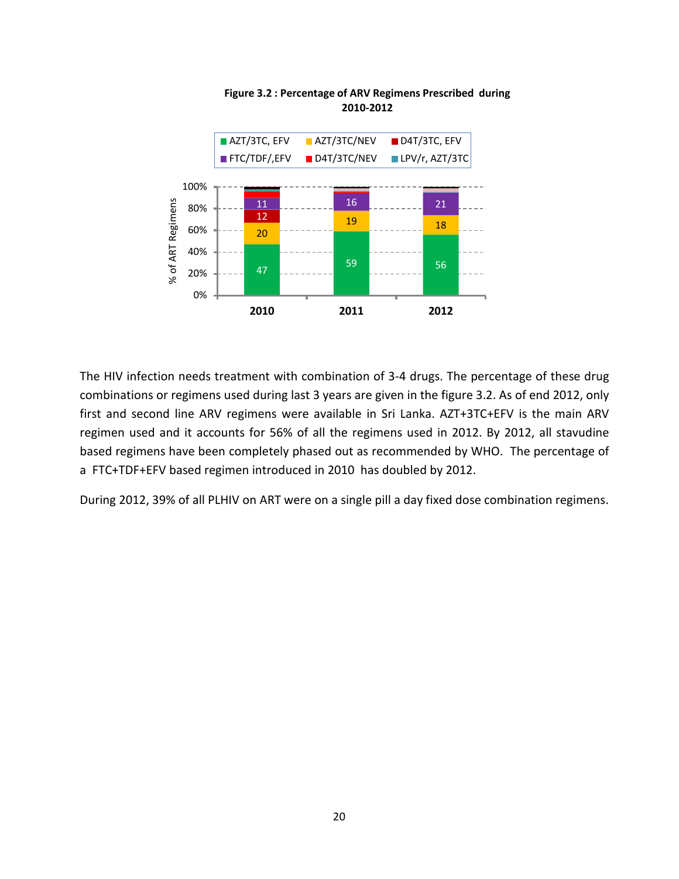**Figure 3.2 : Percentage of ARV Regimens Prescribed during 2010-2012**

AZT/3TC, EFV
AZT/3TC/NEV
D4T/3TC, EFV
FTC/TDF/,EFV
D4T/3TC/NEV
LPV/r, AZT/3TC

% of ART Regimens

100%
80%
60%
40%
20%
0%

2010: 47, 20, 12, 11
2011: 59, 19, 16
2012: 56, 18, 21

The HIV infection needs treatment with combination of 3-4 drugs. The percentage of these drug combinations or regimens used during last 3 years are given in the figure 3.2. As of end 2012, only first and second line ARV regimens were available in Sri Lanka. AZT+3TC+EFV is the main ARV regimen used and it accounts for 56% of all the regimens used in 2012. By 2012, all stavudine based regimens have been completely phased out as recommended by WHO. The percentage of a FTC+TDF+EFV based regimen introduced in 2010 has doubled by 2012.

During 2012, 39% of all PLHIV on ART were on a single pill a day fixed dose combination regimens.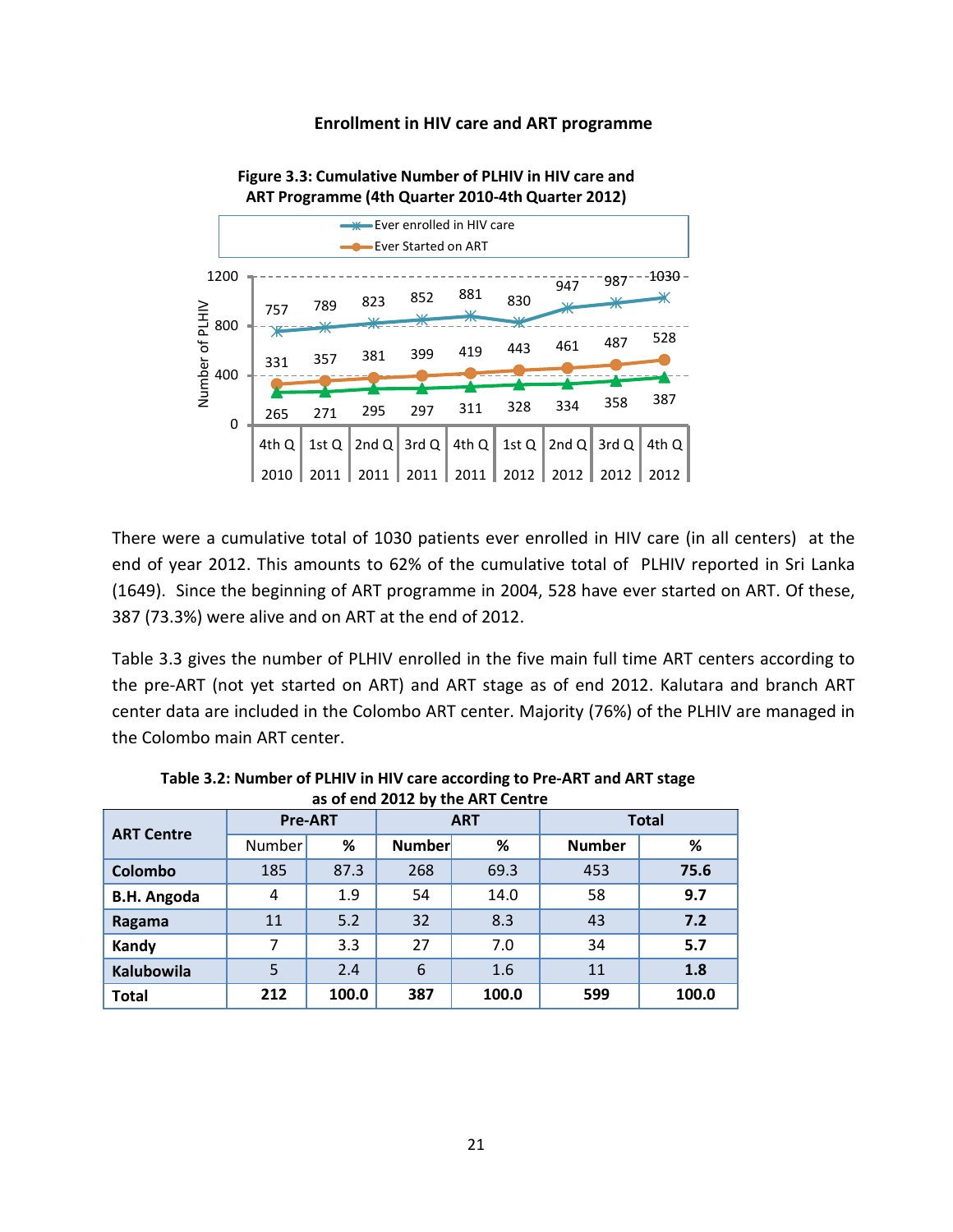## Enrollment in HIV care and ART programme

**Figure 3.3: Cumulative Number of PLHIV in HIV care and ART Programme (4th Quarter 2010-4th Quarter 2012)**

Ever enrolled in HIV care
Ever Started on ART

Number of PLHIV
1200
800
400
0

757 789 823 852 881 830 947 987 1030
331 357 381 399 419 443 461 487 528
265 271 295 297 311 328 334 358 387

4th Q 2010 | 1st Q 2011 | 2nd Q 2011 | 3rd Q 2011 | 4th Q 2011 | 1st Q 2012 | 2nd Q 2012 | 3rd Q 2012 | 4th Q 2012

There were a cumulative total of 1030 patients ever enrolled in HIV care (in all centers) at the end of year 2012. This amounts to 62% of the cumulative total of PLHIV reported in Sri Lanka (1649). Since the beginning of ART programme in 2004, 528 have ever started on ART. Of these, 387 (73.3%) were alive and on ART at the end of 2012.

Table 3.3 gives the number of PLHIV enrolled in the five main full time ART centers according to the pre-ART (not yet started on ART) and ART stage as of end 2012. Kalutara and branch ART center data are included in the Colombo ART center. Majority (76%) of the PLHIV are managed in the Colombo main ART center.

**Table 3.2: Number of PLHIV in HIV care according to Pre-ART and ART stage as of end 2012 by the ART Centre**

| ART Centre | Pre-ART | | ART | | Total | |
|---|---|---|---|---|---|---|
| | Number | % | Number | % | Number | % |
| **Colombo** | 185 | 87.3 | 268 | 69.3 | 453 | **75.6** |
| **B.H. Angoda** | 4 | 1.9 | 54 | 14.0 | 58 | **9.7** |
| **Ragama** | 11 | 5.2 | 32 | 8.3 | 43 | **7.2** |
| **Kandy** | 7 | 3.3 | 27 | 7.0 | 34 | **5.7** |
| **Kalubowila** | 5 | 2.4 | 6 | 1.6 | 11 | **1.8** |
| **Total** | **212** | **100.0** | **387** | **100.0** | **599** | **100.0** |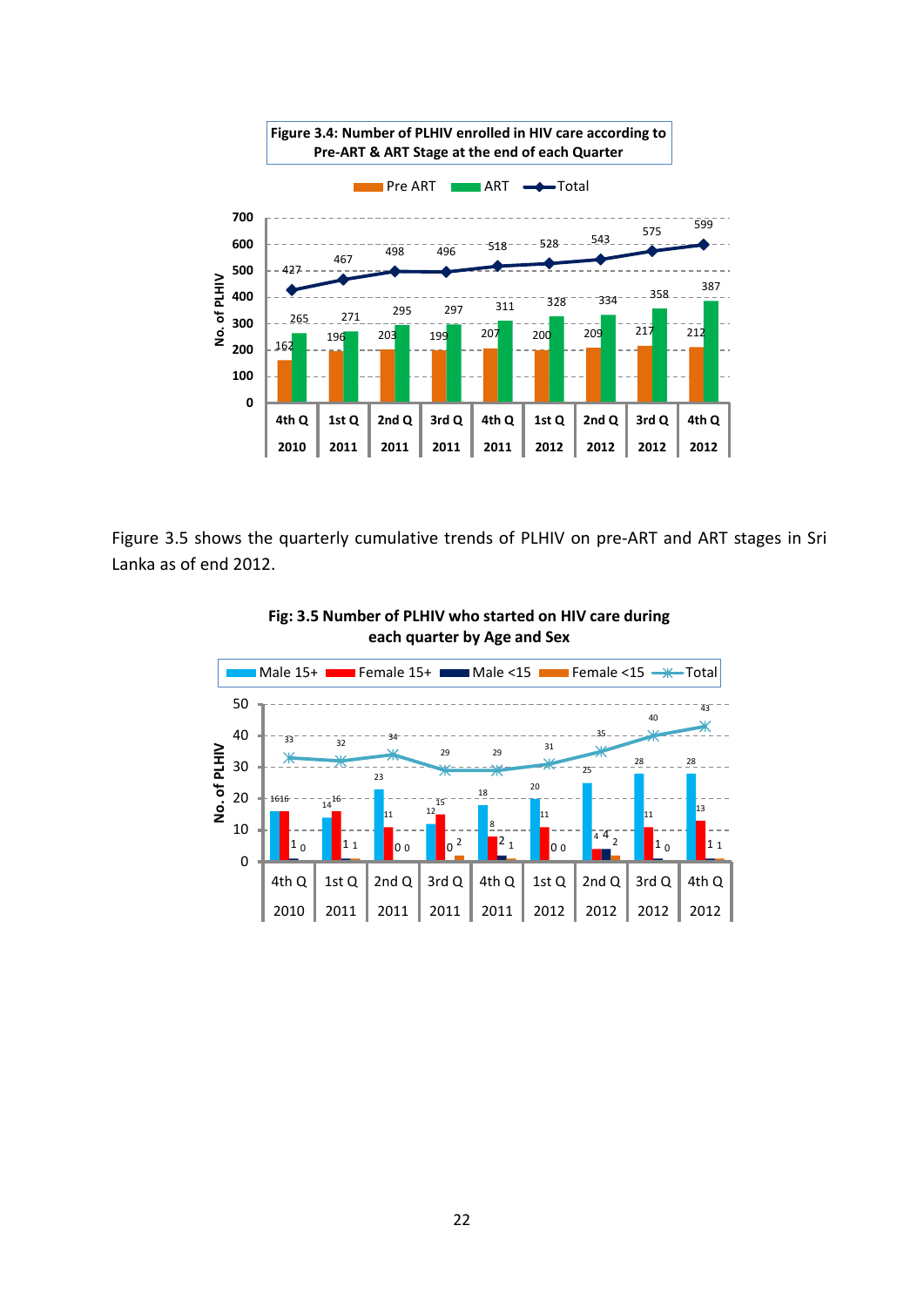**Figure 3.4: Number of PLHIV enrolled in HIV care according to Pre-ART & ART Stage at the end of each Quarter**

Pre ART
ART
Total

No. of PLHIV

700
600
500
400
300
200
100
0

427 467 498 496 518 528 543 575 599

265 271 295 297 311 328 334 358 387

162 196 203 199 207 200 209 217 212

4th Q 2010
1st Q 2011
2nd Q 2011
3rd Q 2011
4th Q 2011
1st Q 2012
2nd Q 2012
3rd Q 2012
4th Q 2012

Figure 3.5 shows the quarterly cumulative trends of PLHIV on pre-ART and ART stages in Sri Lanka as of end 2012.

**Fig: 3.5 Number of PLHIV who started on HIV care during each quarter by Age and Sex**

Male 15+
Female 15+
Male <15
Female <15
Total

No. of PLHIV

50
40
30
20
10
0

33 32 34 29 29 31 35 40 43

16 16 1 0
14 16 1 1
23 11 0 0
12 15 0 2
18 8 2 1
20 11 0 0
25 4 4 2
28 11 1 0
28 13 1 1

4th Q 2010
1st Q 2011
2nd Q 2011
3rd Q 2011
4th Q 2011
1st Q 2012
2nd Q 2012
3rd Q 2012
4th Q 2012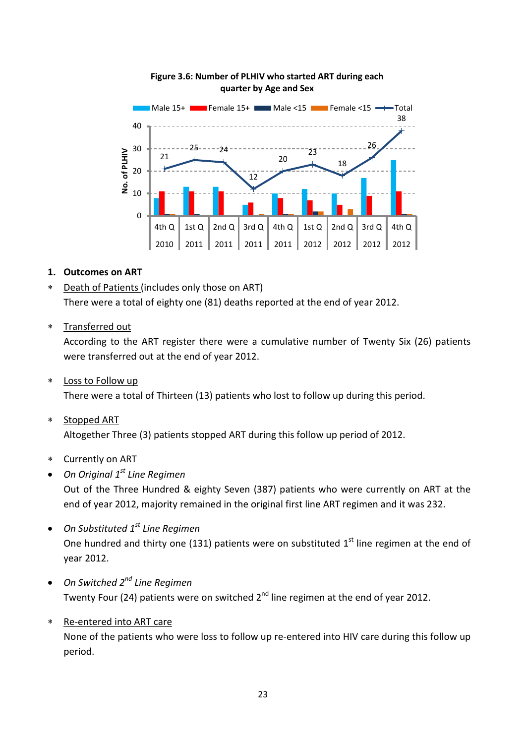**Figure 3.6: Number of PLHIV who started ART during each quarter by Age and Sex**

Male 15+ Female 15+ Male <15 Female <15 Total

No. of PLHIV

40
30
20
10
0

21 25 24 12 20 23 18 26 38

4th Q 2010
1st Q 2011
2nd Q 2011
3rd Q 2011
4th Q 2011
1st Q 2012
2nd Q 2012
3rd Q 2012
4th Q 2012

1. **Outcomes on ART**

∗ <u>Death of Patients</u> (includes only those on ART)

There were a total of eighty one (81) deaths reported at the end of year 2012.

∗ <u>Transferred out</u>

According to the ART register there were a cumulative number of Twenty Six (26) patients were transferred out at the end of year 2012.

∗ <u>Loss to Follow up</u>

There were a total of Thirteen (13) patients who lost to follow up during this period.

∗ <u>Stopped ART</u>

Altogether Three (3) patients stopped ART during this follow up period of 2012.

∗ <u>Currently on ART</u>

- *On Original 1st Line Regimen*

  Out of the Three Hundred & eighty Seven (387) patients who were currently on ART at the end of year 2012, majority remained in the original first line ART regimen and it was 232.

- *On Substituted 1st Line Regimen*

  One hundred and thirty one (131) patients were on substituted 1st line regimen at the end of year 2012.

- *On Switched 2nd Line Regimen*

  Twenty Four (24) patients were on switched 2nd line regimen at the end of year 2012.

∗ <u>Re-entered into ART care</u>

None of the patients who were loss to follow up re-entered into HIV care during this follow up period.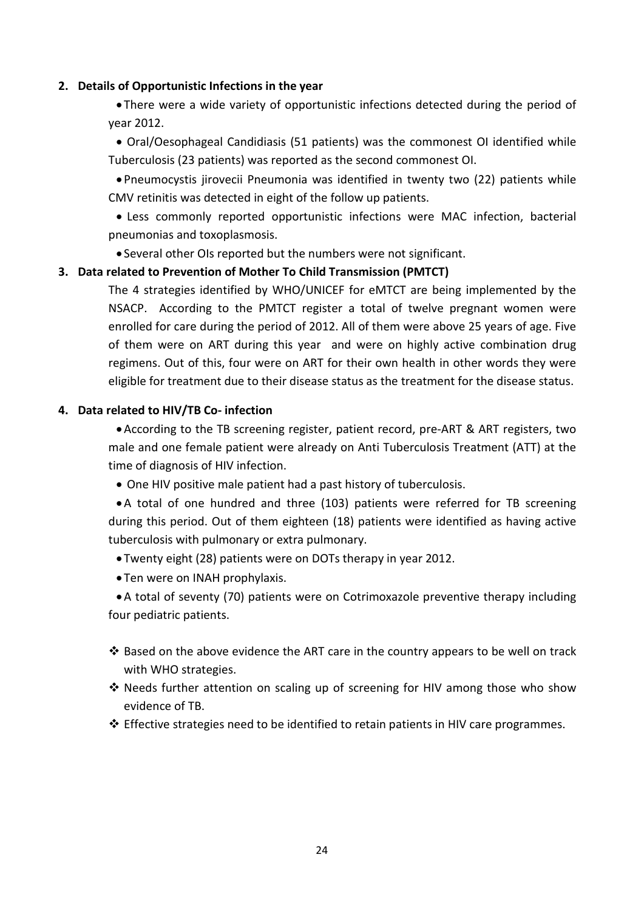2. **Details of Opportunistic Infections in the year**

   - There were a wide variety of opportunistic infections detected during the period of year 2012.
   - Oral/Oesophageal Candidiasis (51 patients) was the commonest OI identified while Tuberculosis (23 patients) was reported as the second commonest OI.
   - Pneumocystis jirovecii Pneumonia was identified in twenty two (22) patients while CMV retinitis was detected in eight of the follow up patients.
   - Less commonly reported opportunistic infections were MAC infection, bacterial pneumonias and toxoplasmosis.
   - Several other OIs reported but the numbers were not significant.

3. **Data related to Prevention of Mother To Child Transmission (PMTCT)**

   The 4 strategies identified by WHO/UNICEF for eMTCT are being implemented by the NSACP. According to the PMTCT register a total of twelve pregnant women were enrolled for care during the period of 2012. All of them were above 25 years of age. Five of them were on ART during this year and were on highly active combination drug regimens. Out of this, four were on ART for their own health in other words they were eligible for treatment due to their disease status as the treatment for the disease status.

4. **Data related to HIV/TB Co- infection**

   - According to the TB screening register, patient record, pre-ART & ART registers, two male and one female patient were already on Anti Tuberculosis Treatment (ATT) at the time of diagnosis of HIV infection.
   - One HIV positive male patient had a past history of tuberculosis.
   - A total of one hundred and three (103) patients were referred for TB screening during this period. Out of them eighteen (18) patients were identified as having active tuberculosis with pulmonary or extra pulmonary.
   - Twenty eight (28) patients were on DOTs therapy in year 2012.
   - Ten were on INAH prophylaxis.
   - A total of seventy (70) patients were on Cotrimoxazole preventive therapy including four pediatric patients.

- ❖ Based on the above evidence the ART care in the country appears to be well on track with WHO strategies.
- ❖ Needs further attention on scaling up of screening for HIV among those who show evidence of TB.
- ❖ Effective strategies need to be identified to retain patients in HIV care programmes.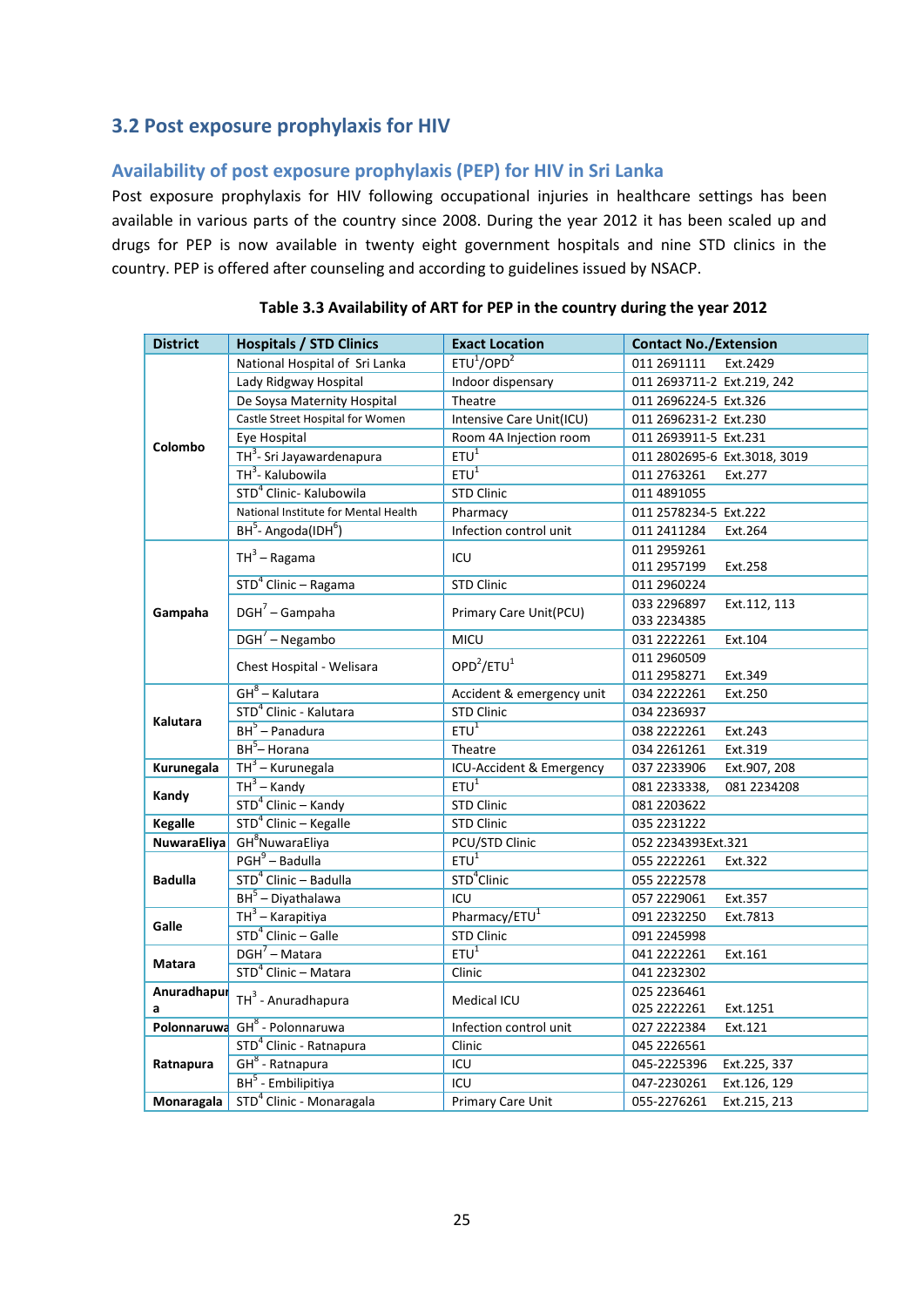## 3.2 Post exposure prophylaxis for HIV

### Availability of post exposure prophylaxis (PEP) for HIV in Sri Lanka

Post exposure prophylaxis for HIV following occupational injuries in healthcare settings has been available in various parts of the country since 2008. During the year 2012 it has been scaled up and drugs for PEP is now available in twenty eight government hospitals and nine STD clinics in the country. PEP is offered after counseling and according to guidelines issued by NSACP.

**Table 3.3 Availability of ART for PEP in the country during the year 2012**

| District | Hospitals / STD Clinics | Exact Location | Contact No./Extension |
|---|---|---|---|
| Colombo | National Hospital of Sri Lanka | ETU[1]/OPD[2] | 011 2691111 Ext.2429 |
| | Lady Ridgway Hospital | Indoor dispensary | 011 2693711-2 Ext.219, 242 |
| | De Soysa Maternity Hospital | Theatre | 011 2696224-5 Ext.326 |
| | Castle Street Hospital for Women | Intensive Care Unit(ICU) | 011 2696231-2 Ext.230 |
| | Eye Hospital | Room 4A Injection room | 011 2693911-5 Ext.231 |
| | TH[3]- Sri Jayawardenapura | ETU[1] | 011 2802695-6 Ext.3018, 3019 |
| | TH[3]- Kalubowila | ETU[1] | 011 2763261 Ext.277 |
| | STD[4] Clinic- Kalubowila | STD Clinic | 011 4891055 |
| | National Institute for Mental Health | Pharmacy | 011 2578234-5 Ext.222 |
| | BH[5]- Angoda(IDH[6]) | Infection control unit | 011 2411284 Ext.264 |
| Gampaha | TH[3] – Ragama | ICU | 011 2959261<br>011 2957199 Ext.258 |
| | STD[4] Clinic – Ragama | STD Clinic | 011 2960224 |
| | DGH[7] – Gampaha | Primary Care Unit(PCU) | 033 2296897 Ext.112, 113<br>033 2234385 |
| | DGH[7] – Negambo | MICU | 031 2222261 Ext.104 |
| | Chest Hospital - Welisara | OPD[2]/ETU[1] | 011 2960509<br>011 2958271 Ext.349 |
| Kalutara | GH[8] – Kalutara | Accident & emergency unit | 034 2222261 Ext.250 |
| | STD[4] Clinic - Kalutara | STD Clinic | 034 2236937 |
| | BH[5] – Panadura | ETU[1] | 038 2222261 Ext.243 |
| | BH[5]– Horana | Theatre | 034 2261261 Ext.319 |
| Kurunegala | TH[3] – Kurunegala | ICU-Accident & Emergency | 037 2233906 Ext.907, 208 |
| Kandy | TH[3] – Kandy | ETU[1] | 081 2233338, 081 2234208 |
| | STD[4] Clinic – Kandy | STD Clinic | 081 2203622 |
| Kegalle | STD[4] Clinic – Kegalle | STD Clinic | 035 2231222 |
| NuwaraEliya | GH[8]NuwaraEliya | PCU/STD Clinic | 052 2234393Ext.321 |
| Badulla | PGH[9] – Badulla | ETU[1] | 055 2222261 Ext.322 |
| | STD[4] Clinic – Badulla | STD[4]Clinic | 055 2222578 |
| | BH[5] – Diyathalawa | ICU | 057 2229061 Ext.357 |
| Galle | TH[3] – Karapitiya | Pharmacy/ETU[1] | 091 2232250 Ext.7813 |
| | STD[4] Clinic – Galle | STD Clinic | 091 2245998 |
| Matara | DGH[7] – Matara | ETU[1] | 041 2222261 Ext.161 |
| | STD[4] Clinic – Matara | Clinic | 041 2232302 |
| Anuradhapura | TH[3] - Anuradhapura | Medical ICU | 025 2236461<br>025 2222261 Ext.1251 |
| Polonnaruwa | GH[8] - Polonnaruwa | Infection control unit | 027 2222384 Ext.121 |
| Ratnapura | STD[4] Clinic - Ratnapura | Clinic | 045 2226561 |
| | GH[8] - Ratnapura | ICU | 045-2225396 Ext.225, 337 |
| | BH[5] - Embilipitiya | ICU | 047-2230261 Ext.126, 129 |
| Monaragala | STD[4] Clinic - Monaragala | Primary Care Unit | 055-2276261 Ext.215, 213 |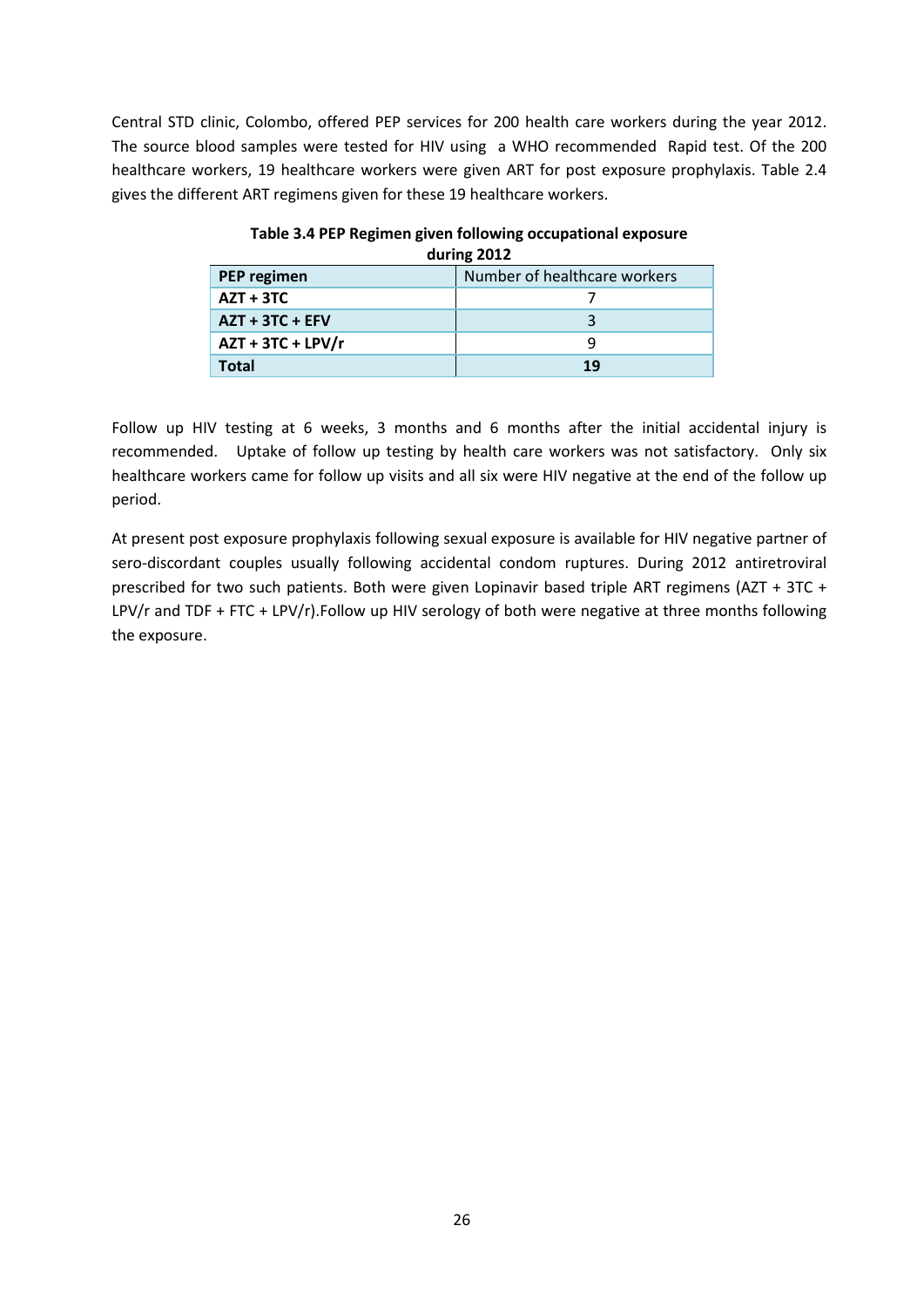Central STD clinic, Colombo, offered PEP services for 200 health care workers during the year 2012. The source blood samples were tested for HIV using a WHO recommended Rapid test. Of the 200 healthcare workers, 19 healthcare workers were given ART for post exposure prophylaxis. Table 2.4 gives the different ART regimens given for these 19 healthcare workers.

**Table 3.4 PEP Regimen given following occupational exposure during 2012**

| PEP regimen | Number of healthcare workers |
|---|---|
| **AZT + 3TC** | 7 |
| **AZT + 3TC + EFV** | 3 |
| **AZT + 3TC + LPV/r** | 9 |
| **Total** | **19** |

Follow up HIV testing at 6 weeks, 3 months and 6 months after the initial accidental injury is recommended. Uptake of follow up testing by health care workers was not satisfactory. Only six healthcare workers came for follow up visits and all six were HIV negative at the end of the follow up period.

At present post exposure prophylaxis following sexual exposure is available for HIV negative partner of sero-discordant couples usually following accidental condom ruptures. During 2012 antiretroviral prescribed for two such patients. Both were given Lopinavir based triple ART regimens (AZT + 3TC + LPV/r and TDF + FTC + LPV/r).Follow up HIV serology of both were negative at three months following the exposure.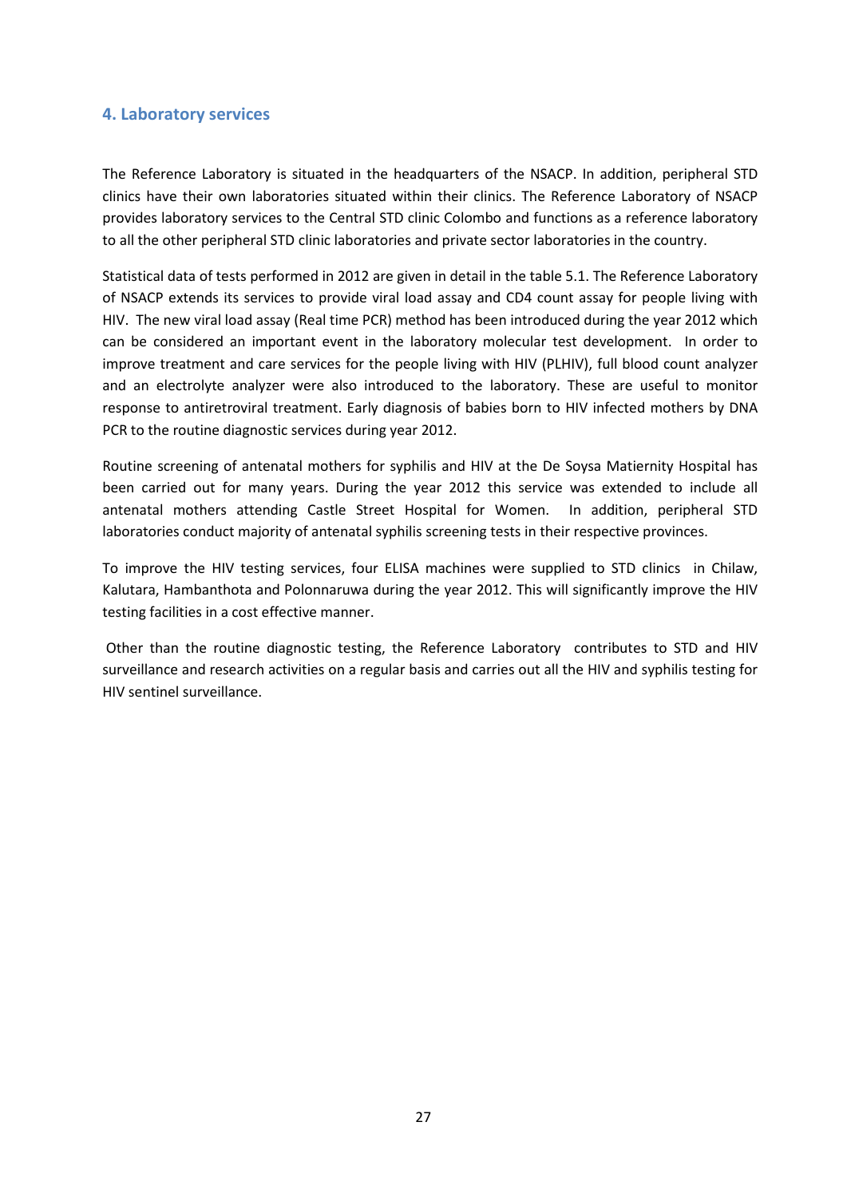## 4. Laboratory services

The Reference Laboratory is situated in the headquarters of the NSACP. In addition, peripheral STD clinics have their own laboratories situated within their clinics. The Reference Laboratory of NSACP provides laboratory services to the Central STD clinic Colombo and functions as a reference laboratory to all the other peripheral STD clinic laboratories and private sector laboratories in the country.

Statistical data of tests performed in 2012 are given in detail in the table 5.1. The Reference Laboratory of NSACP extends its services to provide viral load assay and CD4 count assay for people living with HIV. The new viral load assay (Real time PCR) method has been introduced during the year 2012 which can be considered an important event in the laboratory molecular test development. In order to improve treatment and care services for the people living with HIV (PLHIV), full blood count analyzer and an electrolyte analyzer were also introduced to the laboratory. These are useful to monitor response to antiretroviral treatment. Early diagnosis of babies born to HIV infected mothers by DNA PCR to the routine diagnostic services during year 2012.

Routine screening of antenatal mothers for syphilis and HIV at the De Soysa Matiernity Hospital has been carried out for many years. During the year 2012 this service was extended to include all antenatal mothers attending Castle Street Hospital for Women. In addition, peripheral STD laboratories conduct majority of antenatal syphilis screening tests in their respective provinces.

To improve the HIV testing services, four ELISA machines were supplied to STD clinics in Chilaw, Kalutara, Hambanthota and Polonnaruwa during the year 2012. This will significantly improve the HIV testing facilities in a cost effective manner.

Other than the routine diagnostic testing, the Reference Laboratory contributes to STD and HIV surveillance and research activities on a regular basis and carries out all the HIV and syphilis testing for HIV sentinel surveillance.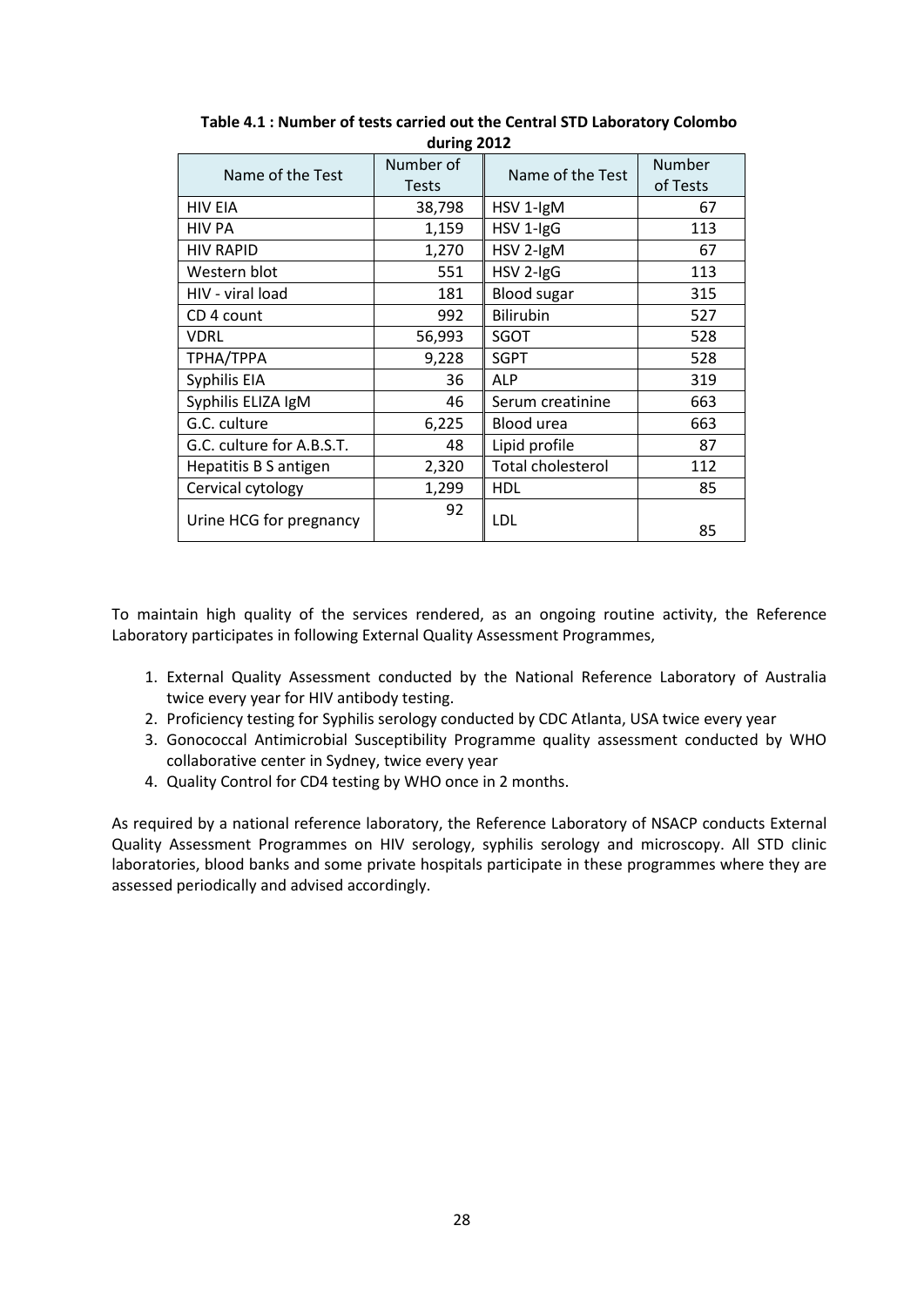**Table 4.1 : Number of tests carried out the Central STD Laboratory Colombo during 2012**

| Name of the Test | Number of Tests | Name of the Test | Number of Tests |
|---|---|---|---|
| HIV EIA | 38,798 | HSV 1-IgM | 67 |
| HIV PA | 1,159 | HSV 1-IgG | 113 |
| HIV RAPID | 1,270 | HSV 2-IgM | 67 |
| Western blot | 551 | HSV 2-IgG | 113 |
| HIV - viral load | 181 | Blood sugar | 315 |
| CD 4 count | 992 | Bilirubin | 527 |
| VDRL | 56,993 | SGOT | 528 |
| TPHA/TPPA | 9,228 | SGPT | 528 |
| Syphilis EIA | 36 | ALP | 319 |
| Syphilis ELIZA IgM | 46 | Serum creatinine | 663 |
| G.C. culture | 6,225 | Blood urea | 663 |
| G.C. culture for A.B.S.T. | 48 | Lipid profile | 87 |
| Hepatitis B S antigen | 2,320 | Total cholesterol | 112 |
| Cervical cytology | 1,299 | HDL | 85 |
| Urine HCG for pregnancy | 92 | LDL | 85 |

To maintain high quality of the services rendered, as an ongoing routine activity, the Reference Laboratory participates in following External Quality Assessment Programmes,

1. External Quality Assessment conducted by the National Reference Laboratory of Australia twice every year for HIV antibody testing.
2. Proficiency testing for Syphilis serology conducted by CDC Atlanta, USA twice every year
3. Gonococcal Antimicrobial Susceptibility Programme quality assessment conducted by WHO collaborative center in Sydney, twice every year
4. Quality Control for CD4 testing by WHO once in 2 months.

As required by a national reference laboratory, the Reference Laboratory of NSACP conducts External Quality Assessment Programmes on HIV serology, syphilis serology and microscopy. All STD clinic laboratories, blood banks and some private hospitals participate in these programmes where they are assessed periodically and advised accordingly.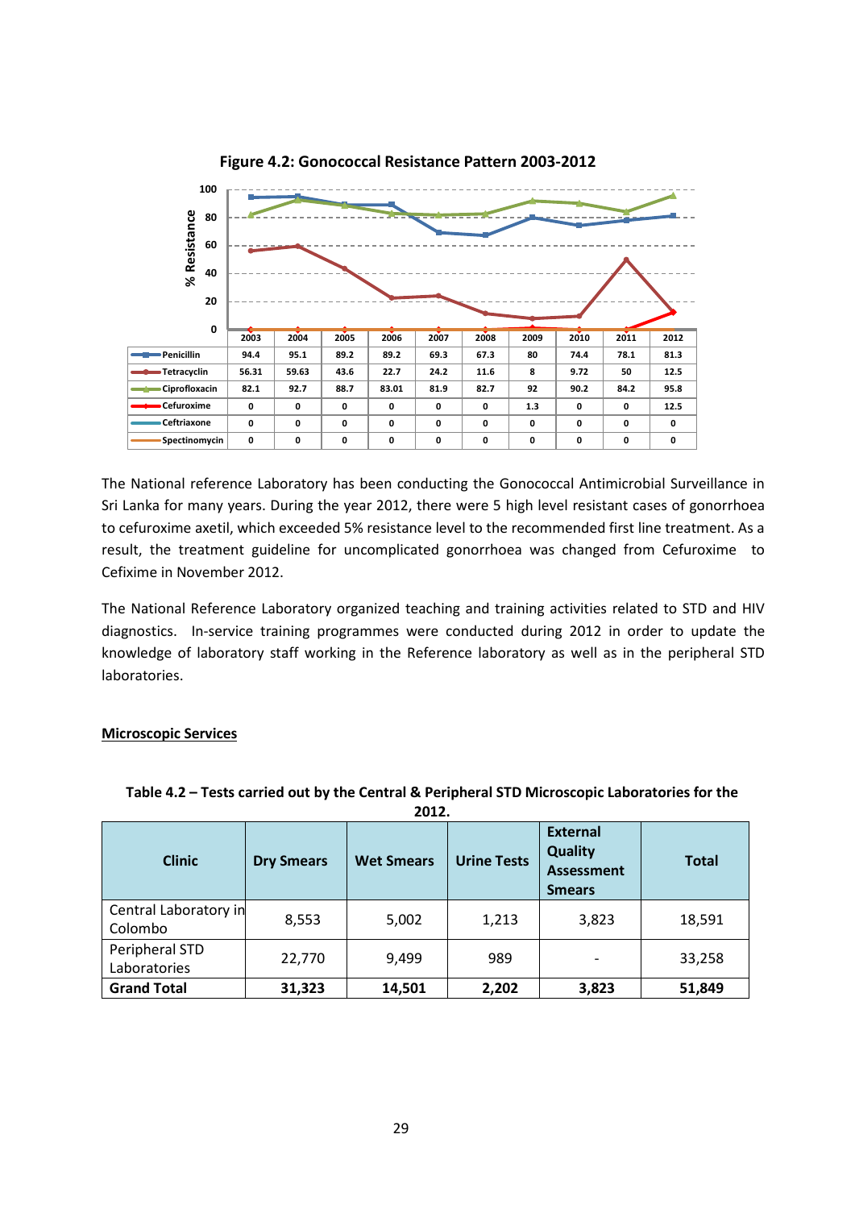**Figure 4.2: Gonococcal Resistance Pattern 2003-2012**

% Resistance

100
80
60
40
20
0

2003 2004 2005 2006 2007 2008 2009 2010 2011 2012

Penicillin 94.4 95.1 89.2 89.2 69.3 67.3 80 74.4 78.1 81.3

Tetracyclin 56.31 59.63 43.6 22.7 24.2 11.6 8 9.72 50 12.5

Ciprofloxacin 82.1 92.7 88.7 83.01 81.9 82.7 92 90.2 84.2 95.8

Cefuroxime 0 0 0 0 0 0 1.3 0 0 12.5

Ceftriaxone 0 0 0 0 0 0 0 0 0 0

Spectinomycin 0 0 0 0 0 0 0 0 0 0

The National reference Laboratory has been conducting the Gonococcal Antimicrobial Surveillance in Sri Lanka for many years. During the year 2012, there were 5 high level resistant cases of gonorrhoea to cefuroxime axetil, which exceeded 5% resistance level to the recommended first line treatment. As a result, the treatment guideline for uncomplicated gonorrhoea was changed from Cefuroxime to Cefixime in November 2012.

The National Reference Laboratory organized teaching and training activities related to STD and HIV diagnostics. In-service training programmes were conducted during 2012 in order to update the knowledge of laboratory staff working in the Reference laboratory as well as in the peripheral STD laboratories.

**Microscopic Services**

**Table 4.2 – Tests carried out by the Central & Peripheral STD Microscopic Laboratories for the 2012.**

| Clinic | Dry Smears | Wet Smears | Urine Tests | External Quality Assessment Smears | Total |
|---|---|---|---|---|---|
| Central Laboratory in Colombo | 8,553 | 5,002 | 1,213 | 3,823 | 18,591 |
| Peripheral STD Laboratories | 22,770 | 9,499 | 989 | - | 33,258 |
| **Grand Total** | **31,323** | **14,501** | **2,202** | **3,823** | **51,849** |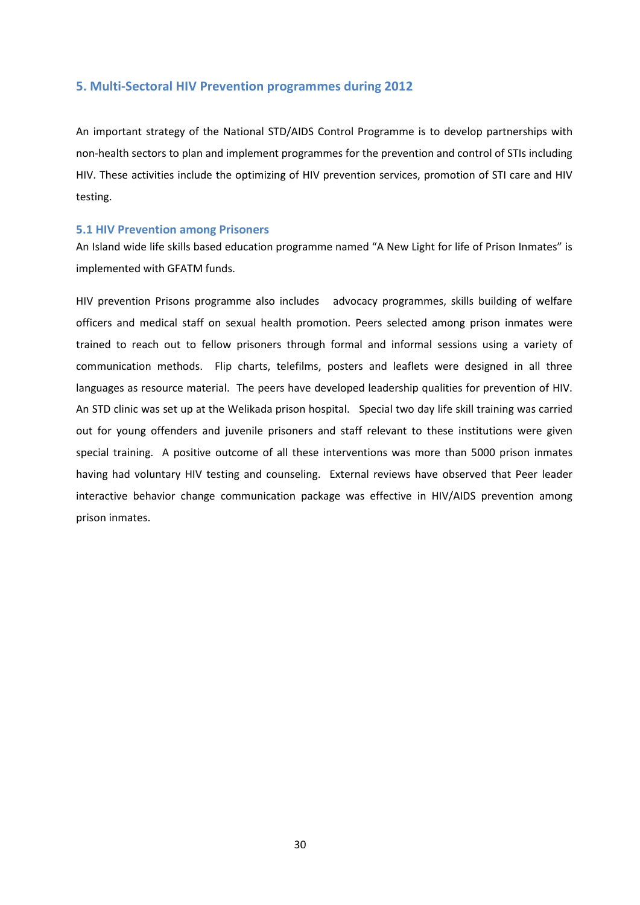## 5. Multi-Sectoral HIV Prevention programmes during 2012

An important strategy of the National STD/AIDS Control Programme is to develop partnerships with non-health sectors to plan and implement programmes for the prevention and control of STIs including HIV. These activities include the optimizing of HIV prevention services, promotion of STI care and HIV testing.

### 5.1 HIV Prevention among Prisoners

An Island wide life skills based education programme named "A New Light for life of Prison Inmates" is implemented with GFATM funds.

HIV prevention Prisons programme also includes advocacy programmes, skills building of welfare officers and medical staff on sexual health promotion. Peers selected among prison inmates were trained to reach out to fellow prisoners through formal and informal sessions using a variety of communication methods. Flip charts, telefilms, posters and leaflets were designed in all three languages as resource material. The peers have developed leadership qualities for prevention of HIV. An STD clinic was set up at the Welikada prison hospital. Special two day life skill training was carried out for young offenders and juvenile prisoners and staff relevant to these institutions were given special training. A positive outcome of all these interventions was more than 5000 prison inmates having had voluntary HIV testing and counseling. External reviews have observed that Peer leader interactive behavior change communication package was effective in HIV/AIDS prevention among prison inmates.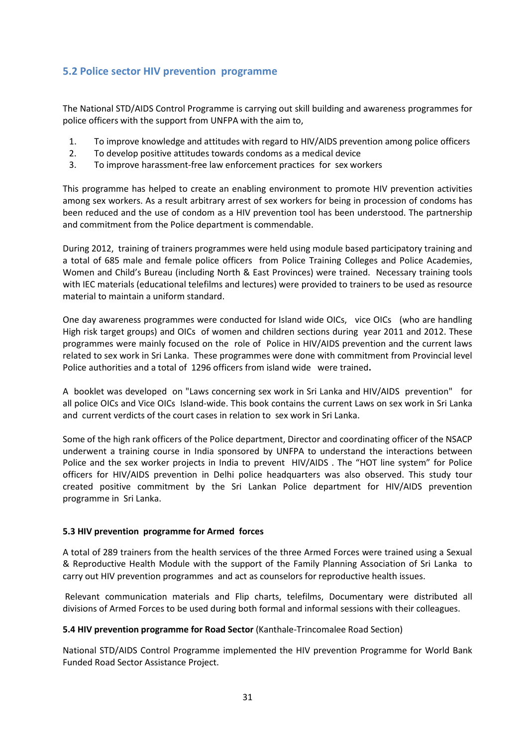## 5.2 Police sector HIV prevention programme

The National STD/AIDS Control Programme is carrying out skill building and awareness programmes for police officers with the support from UNFPA with the aim to,

1. To improve knowledge and attitudes with regard to HIV/AIDS prevention among police officers
2. To develop positive attitudes towards condoms as a medical device
3. To improve harassment-free law enforcement practices for sex workers

This programme has helped to create an enabling environment to promote HIV prevention activities among sex workers. As a result arbitrary arrest of sex workers for being in procession of condoms has been reduced and the use of condom as a HIV prevention tool has been understood. The partnership and commitment from the Police department is commendable.

During 2012, training of trainers programmes were held using module based participatory training and a total of 685 male and female police officers from Police Training Colleges and Police Academies, Women and Child's Bureau (including North & East Provinces) were trained. Necessary training tools with IEC materials (educational telefilms and lectures) were provided to trainers to be used as resource material to maintain a uniform standard.

One day awareness programmes were conducted for Island wide OICs, vice OICs (who are handling High risk target groups) and OICs of women and children sections during year 2011 and 2012. These programmes were mainly focused on the role of Police in HIV/AIDS prevention and the current laws related to sex work in Sri Lanka. These programmes were done with commitment from Provincial level Police authorities and a total of 1296 officers from island wide were trained**.**

A booklet was developed on "Laws concerning sex work in Sri Lanka and HIV/AIDS prevention" for all police OICs and Vice OICs Island-wide. This book contains the current Laws on sex work in Sri Lanka and current verdicts of the court cases in relation to sex work in Sri Lanka.

Some of the high rank officers of the Police department, Director and coordinating officer of the NSACP underwent a training course in India sponsored by UNFPA to understand the interactions between Police and the sex worker projects in India to prevent HIV/AIDS . The "HOT line system" for Police officers for HIV/AIDS prevention in Delhi police headquarters was also observed. This study tour created positive commitment by the Sri Lankan Police department for HIV/AIDS prevention programme in Sri Lanka.

### 5.3 HIV prevention programme for Armed forces

A total of 289 trainers from the health services of the three Armed Forces were trained using a Sexual & Reproductive Health Module with the support of the Family Planning Association of Sri Lanka to carry out HIV prevention programmes and act as counselors for reproductive health issues.

Relevant communication materials and Flip charts, telefilms, Documentary were distributed all divisions of Armed Forces to be used during both formal and informal sessions with their colleagues.

### 5.4 HIV prevention programme for Road Sector (Kanthale-Trincomalee Road Section)

National STD/AIDS Control Programme implemented the HIV prevention Programme for World Bank Funded Road Sector Assistance Project.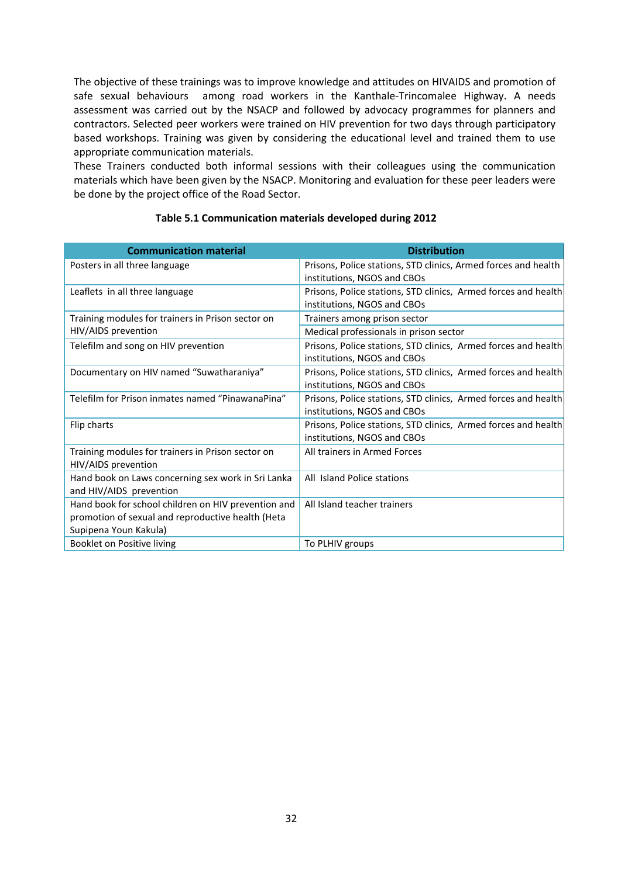The objective of these trainings was to improve knowledge and attitudes on HIVAIDS and promotion of safe sexual behaviours among road workers in the Kanthale-Trincomalee Highway. A needs assessment was carried out by the NSACP and followed by advocacy programmes for planners and contractors. Selected peer workers were trained on HIV prevention for two days through participatory based workshops. Training was given by considering the educational level and trained them to use appropriate communication materials.

These Trainers conducted both informal sessions with their colleagues using the communication materials which have been given by the NSACP. Monitoring and evaluation for these peer leaders were be done by the project office of the Road Sector.

**Table 5.1 Communication materials developed during 2012**

| Communication material | Distribution |
|---|---|
| Posters in all three language | Prisons, Police stations, STD clinics, Armed forces and health institutions, NGOS and CBOs |
| Leaflets in all three language | Prisons, Police stations, STD clinics, Armed forces and health institutions, NGOS and CBOs |
| Training modules for trainers in Prison sector on HIV/AIDS prevention | Trainers among prison sector |
| | Medical professionals in prison sector |
| Telefilm and song on HIV prevention | Prisons, Police stations, STD clinics, Armed forces and health institutions, NGOS and CBOs |
| Documentary on HIV named "Suwatharaniya" | Prisons, Police stations, STD clinics, Armed forces and health institutions, NGOS and CBOs |
| Telefilm for Prison inmates named "PinawanaPina" | Prisons, Police stations, STD clinics, Armed forces and health institutions, NGOS and CBOs |
| Flip charts | Prisons, Police stations, STD clinics, Armed forces and health institutions, NGOS and CBOs |
| Training modules for trainers in Prison sector on HIV/AIDS prevention | All trainers in Armed Forces |
| Hand book on Laws concerning sex work in Sri Lanka and HIV/AIDS prevention | All Island Police stations |
| Hand book for school children on HIV prevention and promotion of sexual and reproductive health (Heta Supipena Youn Kakula) | All Island teacher trainers |
| Booklet on Positive living | To PLHIV groups |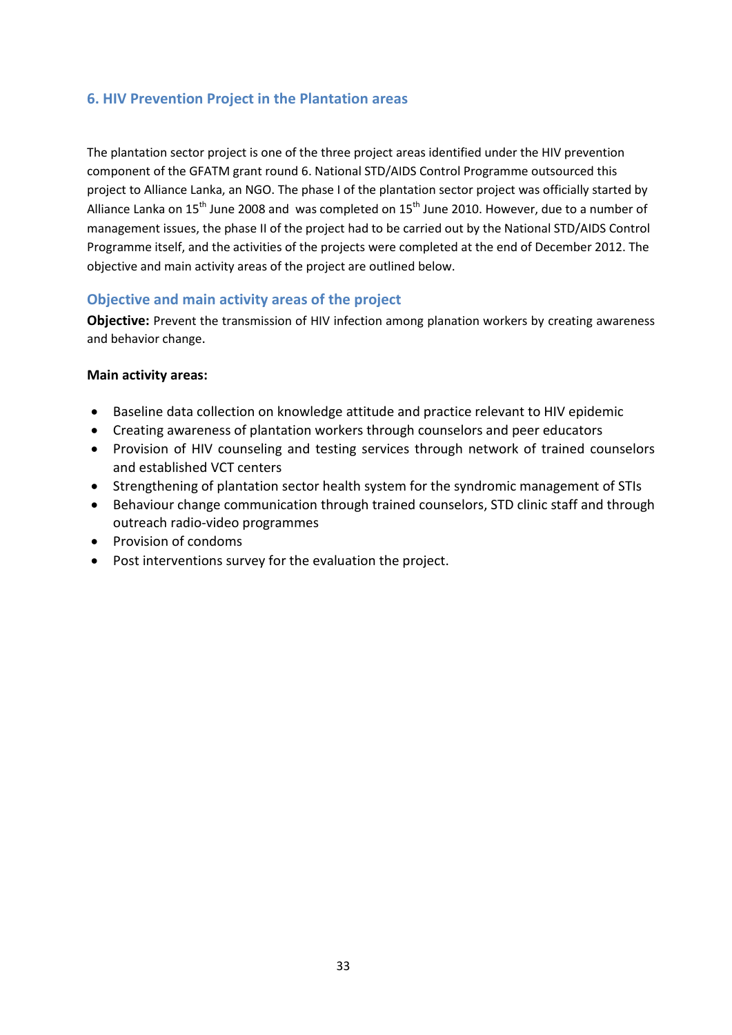## 6. HIV Prevention Project in the Plantation areas

The plantation sector project is one of the three project areas identified under the HIV prevention component of the GFATM grant round 6. National STD/AIDS Control Programme outsourced this project to Alliance Lanka, an NGO. The phase I of the plantation sector project was officially started by Alliance Lanka on 15th June 2008 and was completed on 15th June 2010. However, due to a number of management issues, the phase II of the project had to be carried out by the National STD/AIDS Control Programme itself, and the activities of the projects were completed at the end of December 2012. The objective and main activity areas of the project are outlined below.

### Objective and main activity areas of the project

**Objective:** Prevent the transmission of HIV infection among planation workers by creating awareness and behavior change.

**Main activity areas:**

- Baseline data collection on knowledge attitude and practice relevant to HIV epidemic
- Creating awareness of plantation workers through counselors and peer educators
- Provision of HIV counseling and testing services through network of trained counselors and established VCT centers
- Strengthening of plantation sector health system for the syndromic management of STIs
- Behaviour change communication through trained counselors, STD clinic staff and through outreach radio-video programmes
- Provision of condoms
- Post interventions survey for the evaluation the project.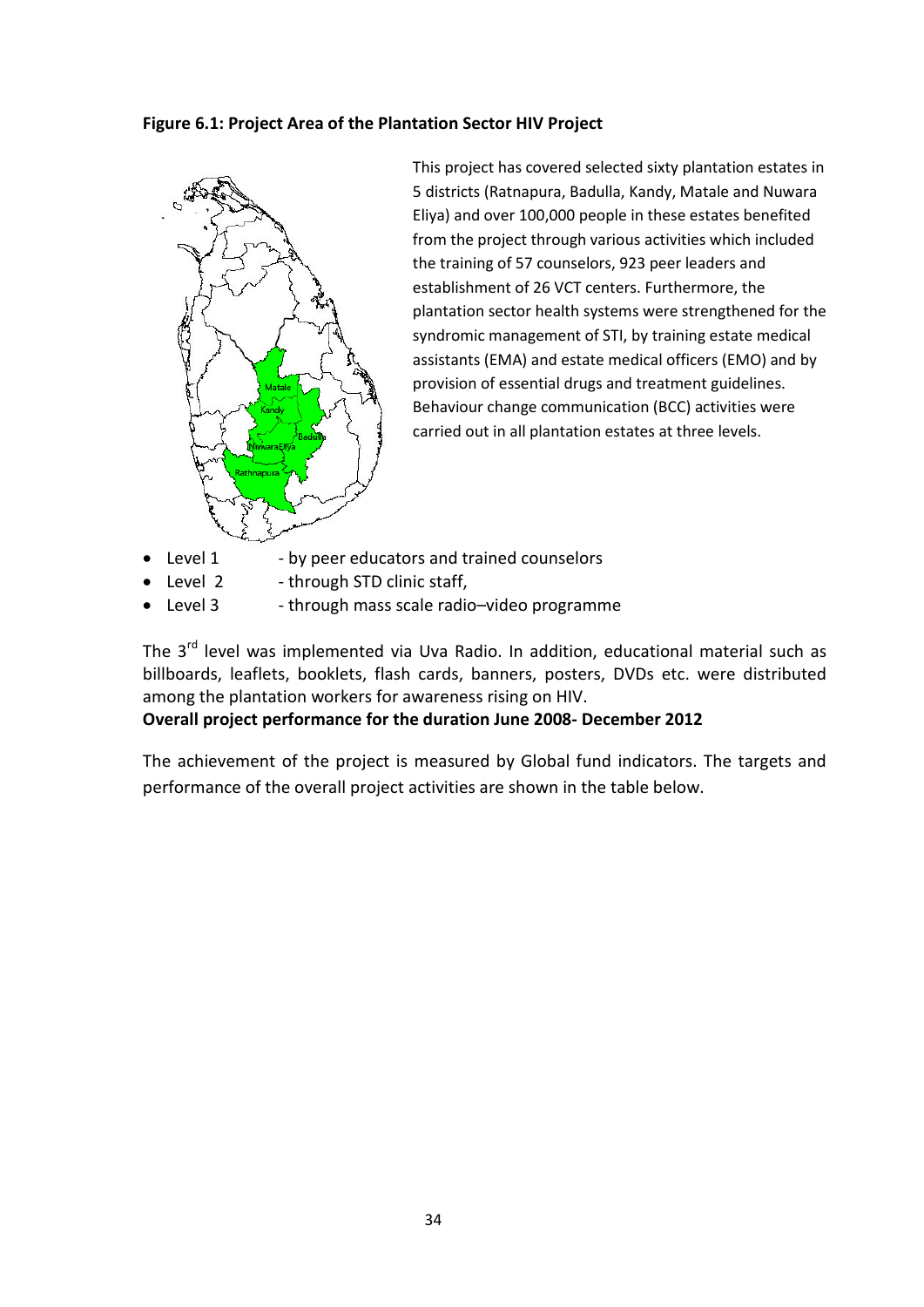**Figure 6.1: Project Area of the Plantation Sector HIV Project**

Matale
Kandy
Badulla
NuwaraEliya
Rathnapura

This project has covered selected sixty plantation estates in 5 districts (Ratnapura, Badulla, Kandy, Matale and Nuwara Eliya) and over 100,000 people in these estates benefited from the project through various activities which included the training of 57 counselors, 923 peer leaders and establishment of 26 VCT centers. Furthermore, the plantation sector health systems were strengthened for the syndromic management of STI, by training estate medical assistants (EMA) and estate medical officers (EMO) and by provision of essential drugs and treatment guidelines. Behaviour change communication (BCC) activities were carried out in all plantation estates at three levels.

- Level 1 - by peer educators and trained counselors
- Level 2 - through STD clinic staff,
- Level 3 - through mass scale radio–video programme

The 3rd level was implemented via Uva Radio. In addition, educational material such as billboards, leaflets, booklets, flash cards, banners, posters, DVDs etc. were distributed among the plantation workers for awareness rising on HIV.

**Overall project performance for the duration June 2008- December 2012**

The achievement of the project is measured by Global fund indicators. The targets and performance of the overall project activities are shown in the table below.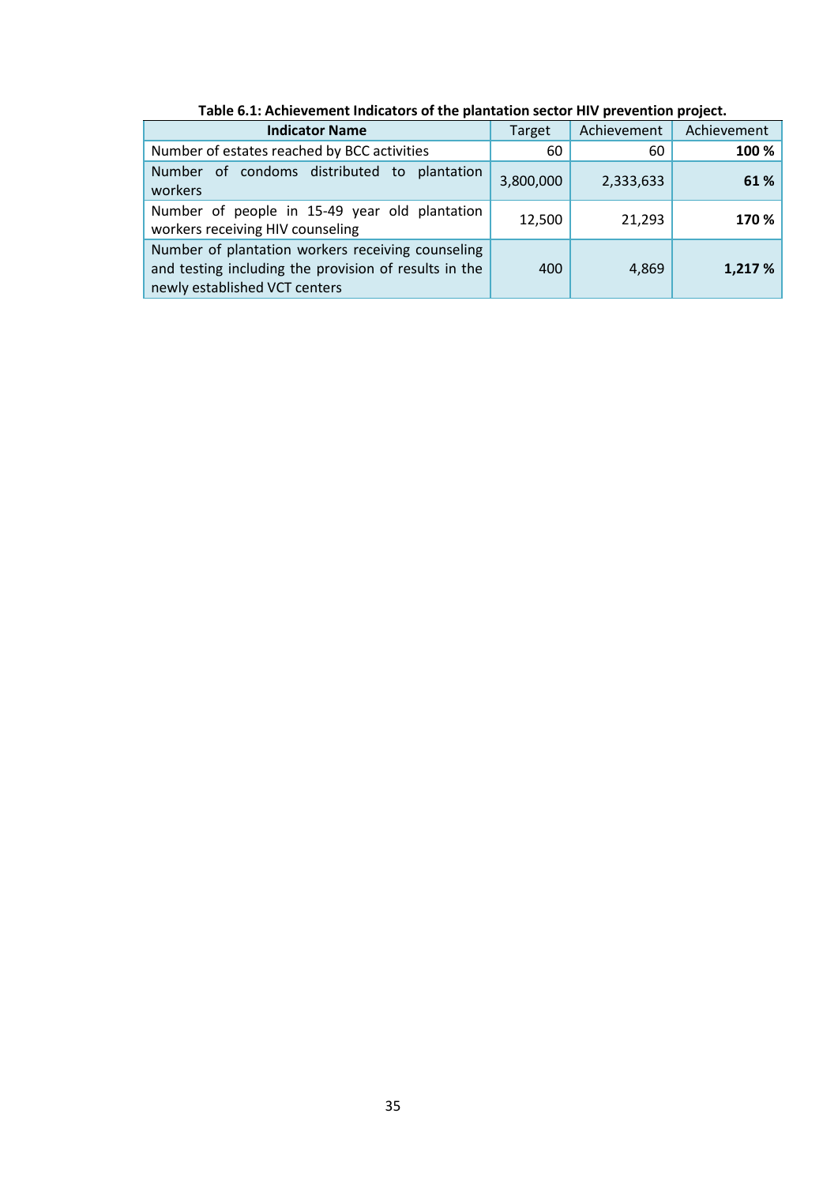**Table 6.1: Achievement Indicators of the plantation sector HIV prevention project.**

| Indicator Name | Target | Achievement | Achievement |
|---|---|---|---|
| Number of estates reached by BCC activities | 60 | 60 | **100 %** |
| Number of condoms distributed to plantation workers | 3,800,000 | 2,333,633 | **61 %** |
| Number of people in 15-49 year old plantation workers receiving HIV counseling | 12,500 | 21,293 | **170 %** |
| Number of plantation workers receiving counseling and testing including the provision of results in the newly established VCT centers | 400 | 4,869 | **1,217 %** |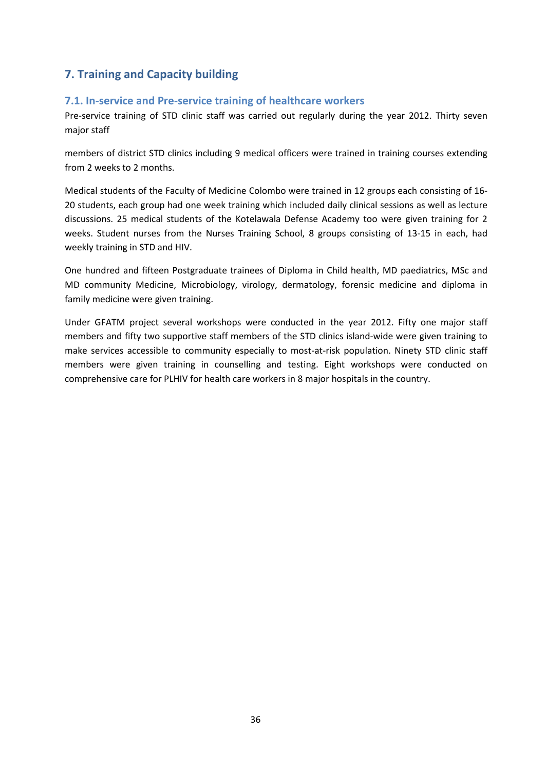## 7. Training and Capacity building

### 7.1. In-service and Pre-service training of healthcare workers

Pre-service training of STD clinic staff was carried out regularly during the year 2012. Thirty seven major staff

members of district STD clinics including 9 medical officers were trained in training courses extending from 2 weeks to 2 months.

Medical students of the Faculty of Medicine Colombo were trained in 12 groups each consisting of 16-20 students, each group had one week training which included daily clinical sessions as well as lecture discussions. 25 medical students of the Kotelawala Defense Academy too were given training for 2 weeks. Student nurses from the Nurses Training School, 8 groups consisting of 13-15 in each, had weekly training in STD and HIV.

One hundred and fifteen Postgraduate trainees of Diploma in Child health, MD paediatrics, MSc and MD community Medicine, Microbiology, virology, dermatology, forensic medicine and diploma in family medicine were given training.

Under GFATM project several workshops were conducted in the year 2012. Fifty one major staff members and fifty two supportive staff members of the STD clinics island-wide were given training to make services accessible to community especially to most-at-risk population. Ninety STD clinic staff members were given training in counselling and testing. Eight workshops were conducted on comprehensive care for PLHIV for health care workers in 8 major hospitals in the country.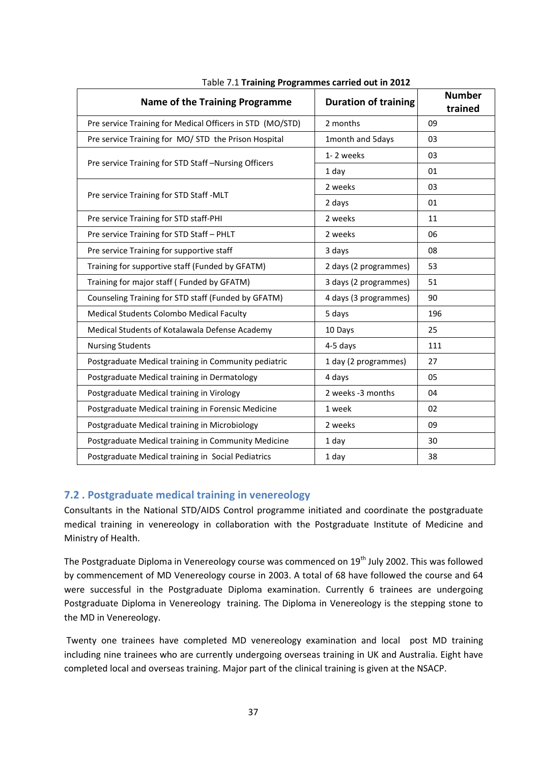Table 7.1 **Training Programmes carried out in 2012**

| Name of the Training Programme | Duration of training | Number trained |
|---|---|---|
| Pre service Training for Medical Officers in STD (MO/STD) | 2 months | 09 |
| Pre service Training for MO/ STD the Prison Hospital | 1month and 5days | 03 |
| Pre service Training for STD Staff –Nursing Officers | 1- 2 weeks | 03 |
| | 1 day | 01 |
| Pre service Training for STD Staff -MLT | 2 weeks | 03 |
| | 2 days | 01 |
| Pre service Training for STD staff-PHI | 2 weeks | 11 |
| Pre service Training for STD Staff – PHLT | 2 weeks | 06 |
| Pre service Training for supportive staff | 3 days | 08 |
| Training for supportive staff (Funded by GFATM) | 2 days (2 programmes) | 53 |
| Training for major staff ( Funded by GFATM) | 3 days (2 programmes) | 51 |
| Counseling Training for STD staff (Funded by GFATM) | 4 days (3 programmes) | 90 |
| Medical Students Colombo Medical Faculty | 5 days | 196 |
| Medical Students of Kotalawala Defense Academy | 10 Days | 25 |
| Nursing Students | 4-5 days | 111 |
| Postgraduate Medical training in Community pediatric | 1 day (2 programmes) | 27 |
| Postgraduate Medical training in Dermatology | 4 days | 05 |
| Postgraduate Medical training in Virology | 2 weeks -3 months | 04 |
| Postgraduate Medical training in Forensic Medicine | 1 week | 02 |
| Postgraduate Medical training in Microbiology | 2 weeks | 09 |
| Postgraduate Medical training in Community Medicine | 1 day | 30 |
| Postgraduate Medical training in Social Pediatrics | 1 day | 38 |

## 7.2 . Postgraduate medical training in venereology

Consultants in the National STD/AIDS Control programme initiated and coordinate the postgraduate medical training in venereology in collaboration with the Postgraduate Institute of Medicine and Ministry of Health.

The Postgraduate Diploma in Venereology course was commenced on 19th July 2002. This was followed by commencement of MD Venereology course in 2003. A total of 68 have followed the course and 64 were successful in the Postgraduate Diploma examination. Currently 6 trainees are undergoing Postgraduate Diploma in Venereology training. The Diploma in Venereology is the stepping stone to the MD in Venereology.

Twenty one trainees have completed MD venereology examination and local post MD training including nine trainees who are currently undergoing overseas training in UK and Australia. Eight have completed local and overseas training. Major part of the clinical training is given at the NSACP.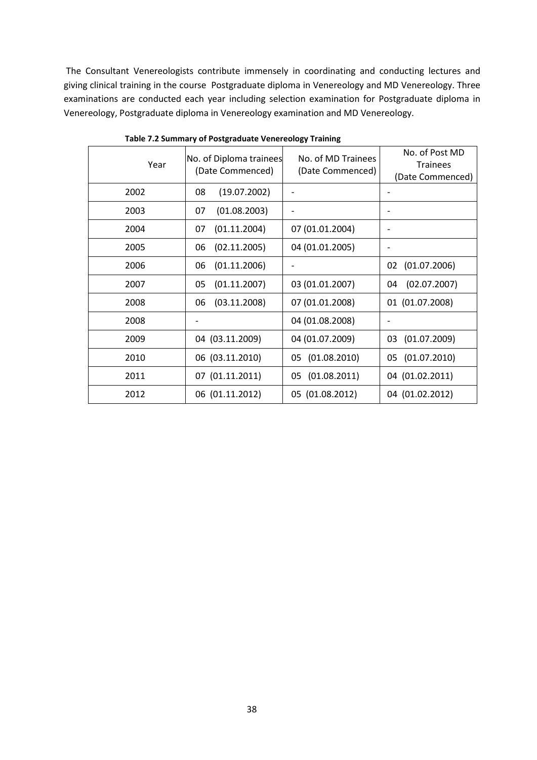The Consultant Venereologists contribute immensely in coordinating and conducting lectures and giving clinical training in the course Postgraduate diploma in Venereology and MD Venereology. Three examinations are conducted each year including selection examination for Postgraduate diploma in Venereology, Postgraduate diploma in Venereology examination and MD Venereology.

**Table 7.2 Summary of Postgraduate Venereology Training**

| Year | No. of Diploma trainees (Date Commenced) | No. of MD Trainees (Date Commenced) | No. of Post MD Trainees (Date Commenced) |
|---|---|---|---|
| 2002 | 08 (19.07.2002) | - | - |
| 2003 | 07 (01.08.2003) | - | - |
| 2004 | 07 (01.11.2004) | 07 (01.01.2004) | - |
| 2005 | 06 (02.11.2005) | 04 (01.01.2005) | - |
| 2006 | 06 (01.11.2006) | - | 02 (01.07.2006) |
| 2007 | 05 (01.11.2007) | 03 (01.01.2007) | 04 (02.07.2007) |
| 2008 | 06 (03.11.2008) | 07 (01.01.2008) | 01 (01.07.2008) |
| 2008 | - | 04 (01.08.2008) | - |
| 2009 | 04 (03.11.2009) | 04 (01.07.2009) | 03 (01.07.2009) |
| 2010 | 06 (03.11.2010) | 05 (01.08.2010) | 05 (01.07.2010) |
| 2011 | 07 (01.11.2011) | 05 (01.08.2011) | 04 (01.02.2011) |
| 2012 | 06 (01.11.2012) | 05 (01.08.2012) | 04 (01.02.2012) |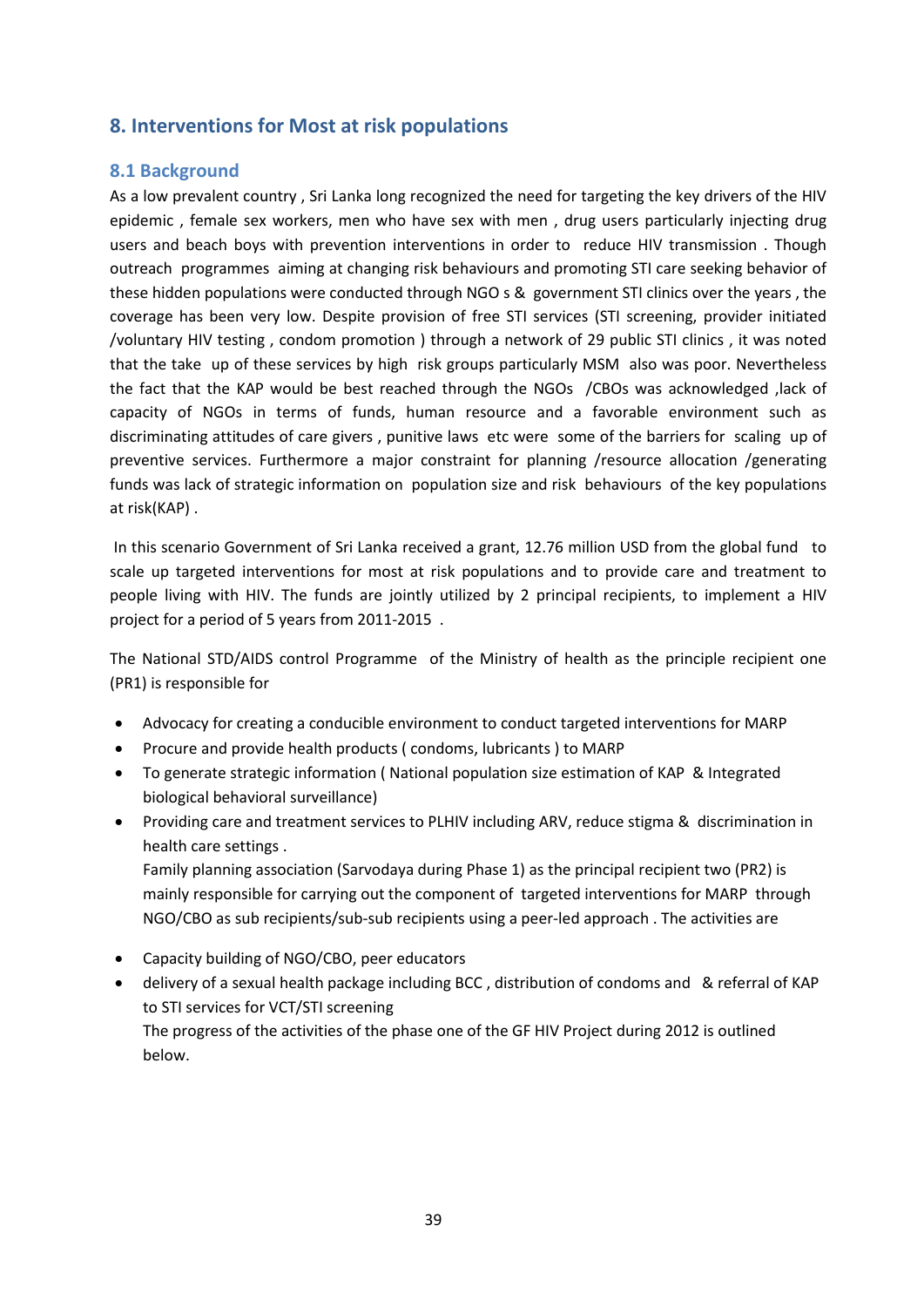## 8. Interventions for Most at risk populations

### 8.1 Background

As a low prevalent country , Sri Lanka long recognized the need for targeting the key drivers of the HIV epidemic , female sex workers, men who have sex with men , drug users particularly injecting drug users and beach boys with prevention interventions in order to reduce HIV transmission . Though outreach programmes aiming at changing risk behaviours and promoting STI care seeking behavior of these hidden populations were conducted through NGO s & government STI clinics over the years , the coverage has been very low. Despite provision of free STI services (STI screening, provider initiated /voluntary HIV testing , condom promotion ) through a network of 29 public STI clinics , it was noted that the take up of these services by high risk groups particularly MSM also was poor. Nevertheless the fact that the KAP would be best reached through the NGOs /CBOs was acknowledged ,lack of capacity of NGOs in terms of funds, human resource and a favorable environment such as discriminating attitudes of care givers , punitive laws etc were some of the barriers for scaling up of preventive services. Furthermore a major constraint for planning /resource allocation /generating funds was lack of strategic information on population size and risk behaviours of the key populations at risk(KAP) .

In this scenario Government of Sri Lanka received a grant, 12.76 million USD from the global fund to scale up targeted interventions for most at risk populations and to provide care and treatment to people living with HIV. The funds are jointly utilized by 2 principal recipients, to implement a HIV project for a period of 5 years from 2011-2015 .

The National STD/AIDS control Programme of the Ministry of health as the principle recipient one (PR1) is responsible for

- Advocacy for creating a conducible environment to conduct targeted interventions for MARP
- Procure and provide health products ( condoms, lubricants ) to MARP
- To generate strategic information ( National population size estimation of KAP & Integrated biological behavioral surveillance)
- Providing care and treatment services to PLHIV including ARV, reduce stigma & discrimination in health care settings .

  Family planning association (Sarvodaya during Phase 1) as the principal recipient two (PR2) is mainly responsible for carrying out the component of targeted interventions for MARP through NGO/CBO as sub recipients/sub-sub recipients using a peer-led approach . The activities are

- Capacity building of NGO/CBO, peer educators
- delivery of a sexual health package including BCC , distribution of condoms and & referral of KAP to STI services for VCT/STI screening

  The progress of the activities of the phase one of the GF HIV Project during 2012 is outlined below.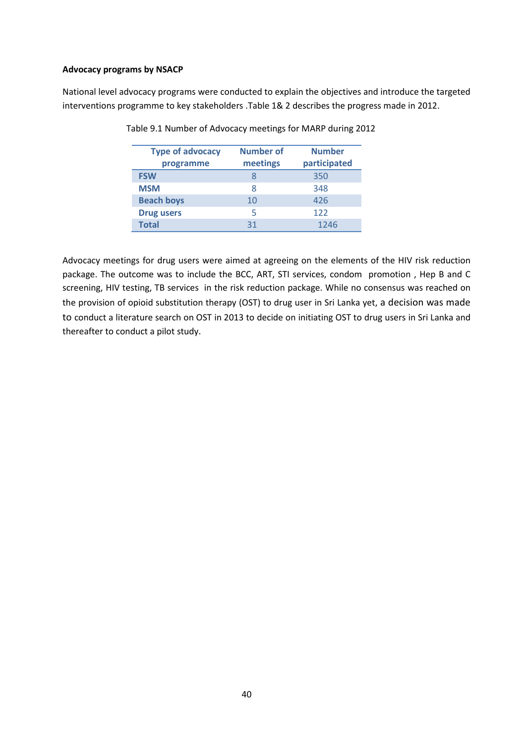**Advocacy programs by NSACP**

National level advocacy programs were conducted to explain the objectives and introduce the targeted interventions programme to key stakeholders .Table 1& 2 describes the progress made in 2012.

Table 9.1 Number of Advocacy meetings for MARP during 2012

| Type of advocacy programme | Number of meetings | Number participated |
|---|---|---|
| **FSW** | 8 | 350 |
| **MSM** | 8 | 348 |
| **Beach boys** | 10 | 426 |
| **Drug users** | 5 | 122 |
| **Total** | 31 | 1246 |

Advocacy meetings for drug users were aimed at agreeing on the elements of the HIV risk reduction package. The outcome was to include the BCC, ART, STI services, condom promotion , Hep B and C screening, HIV testing, TB services in the risk reduction package. While no consensus was reached on the provision of opioid substitution therapy (OST) to drug user in Sri Lanka yet, a decision was made to conduct a literature search on OST in 2013 to decide on initiating OST to drug users in Sri Lanka and thereafter to conduct a pilot study.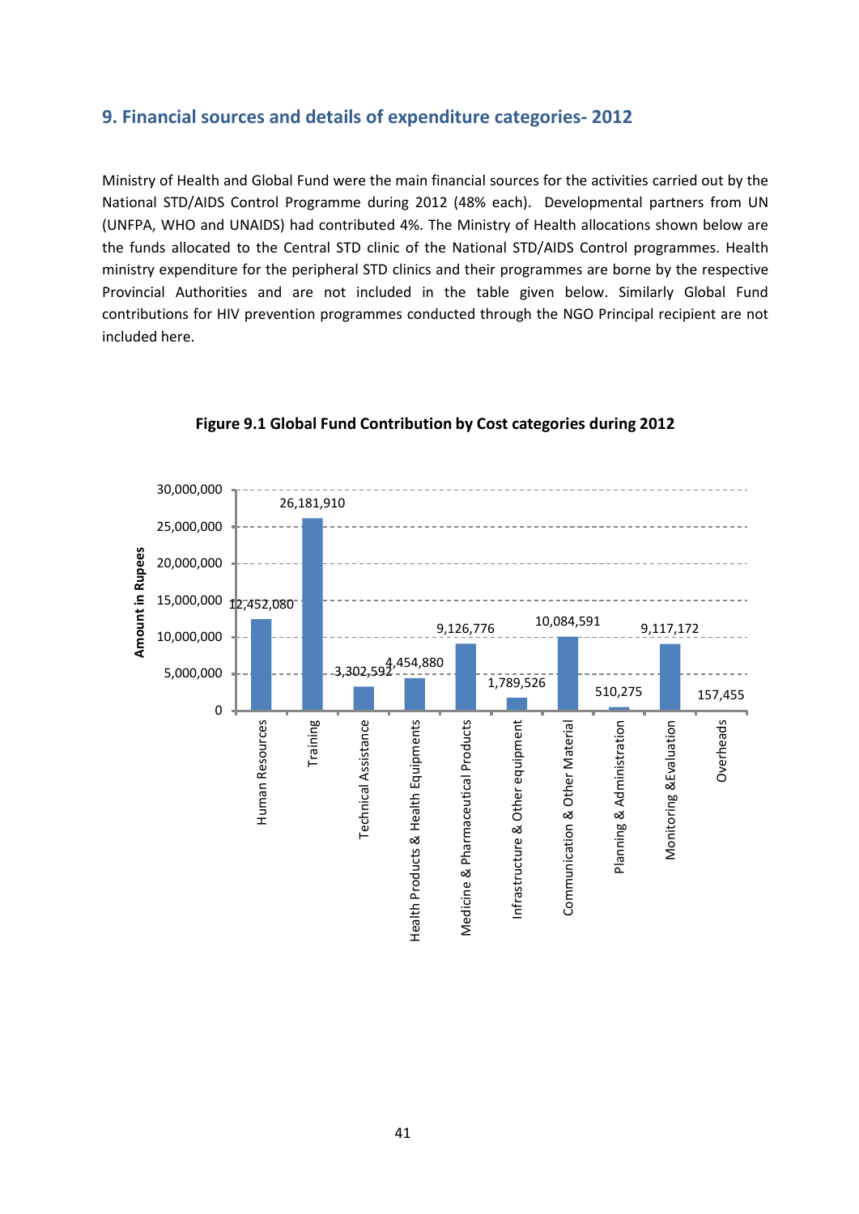## 9. Financial sources and details of expenditure categories- 2012

Ministry of Health and Global Fund were the main financial sources for the activities carried out by the National STD/AIDS Control Programme during 2012 (48% each). Developmental partners from UN (UNFPA, WHO and UNAIDS) had contributed 4%. The Ministry of Health allocations shown below are the funds allocated to the Central STD clinic of the National STD/AIDS Control programmes. Health ministry expenditure for the peripheral STD clinics and their programmes are borne by the respective Provincial Authorities and are not included in the table given below. Similarly Global Fund contributions for HIV prevention programmes conducted through the NGO Principal recipient are not included here.

**Figure 9.1 Global Fund Contribution by Cost categories during 2012**

Amount in Rupees

30,000,000
25,000,000
20,000,000
15,000,000
10,000,000
5,000,000
0

Human Resources 12,452,080
Training 26,181,910
Technical Assistance 3,302,592
Health Products & Health Equipments 4,454,880
Medicine & Pharmaceutical Products 9,126,776
Infrastructure & Other equipment 1,789,526
Communication & Other Material 10,084,591
Planning & Administration 510,275
Monitoring &Evaluation 9,117,172
Overheads 157,455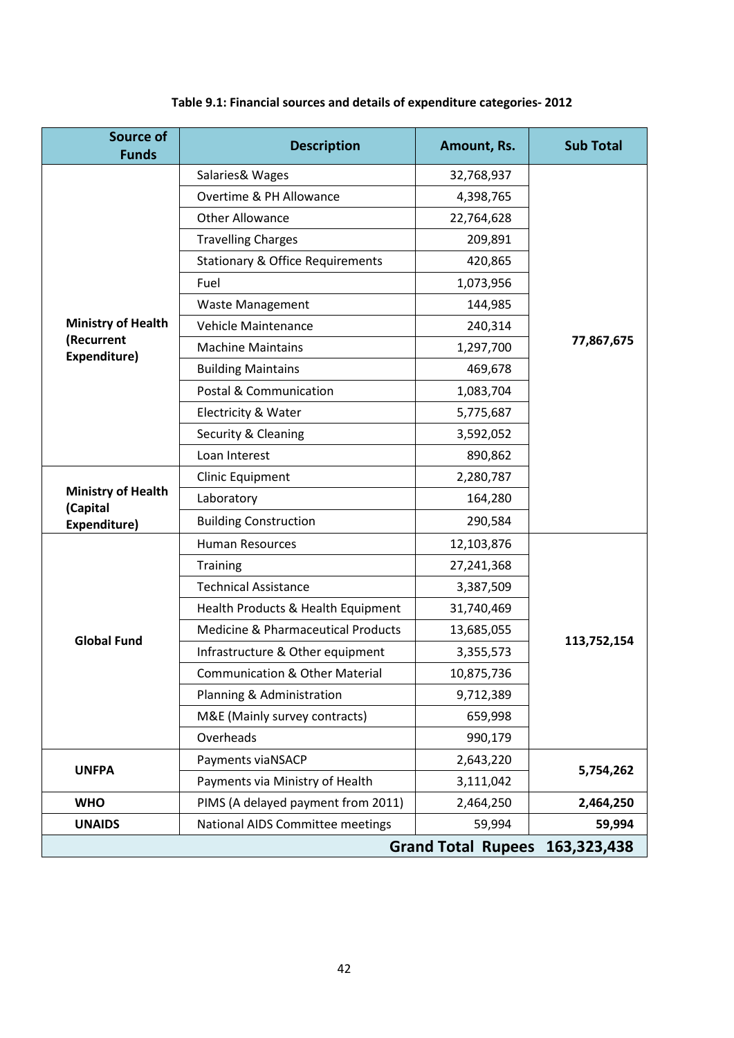**Table 9.1: Financial sources and details of expenditure categories- 2012**

| Source of Funds | Description | Amount, Rs. | Sub Total |
|---|---|---|---|
| Ministry of Health (Recurrent Expenditure) | Salaries& Wages | 32,768,937 | 77,867,675 |
| | Overtime & PH Allowance | 4,398,765 | |
| | Other Allowance | 22,764,628 | |
| | Travelling Charges | 209,891 | |
| | Stationary & Office Requirements | 420,865 | |
| | Fuel | 1,073,956 | |
| | Waste Management | 144,985 | |
| | Vehicle Maintenance | 240,314 | |
| | Machine Maintains | 1,297,700 | |
| | Building Maintains | 469,678 | |
| | Postal & Communication | 1,083,704 | |
| | Electricity & Water | 5,775,687 | |
| | Security & Cleaning | 3,592,052 | |
| | Loan Interest | 890,862 | |
| Ministry of Health (Capital Expenditure) | Clinic Equipment | 2,280,787 | |
| | Laboratory | 164,280 | |
| | Building Construction | 290,584 | |
| Global Fund | Human Resources | 12,103,876 | 113,752,154 |
| | Training | 27,241,368 | |
| | Technical Assistance | 3,387,509 | |
| | Health Products & Health Equipment | 31,740,469 | |
| | Medicine & Pharmaceutical Products | 13,685,055 | |
| | Infrastructure & Other equipment | 3,355,573 | |
| | Communication & Other Material | 10,875,736 | |
| | Planning & Administration | 9,712,389 | |
| | M&E (Mainly survey contracts) | 659,998 | |
| | Overheads | 990,179 | |
| UNFPA | Payments viaNSACP | 2,643,220 | 5,754,262 |
| | Payments via Ministry of Health | 3,111,042 | |
| WHO | PIMS (A delayed payment from 2011) | 2,464,250 | 2,464,250 |
| UNAIDS | National AIDS Committee meetings | 59,994 | 59,994 |
| | | Grand Total Rupees | 163,323,438 |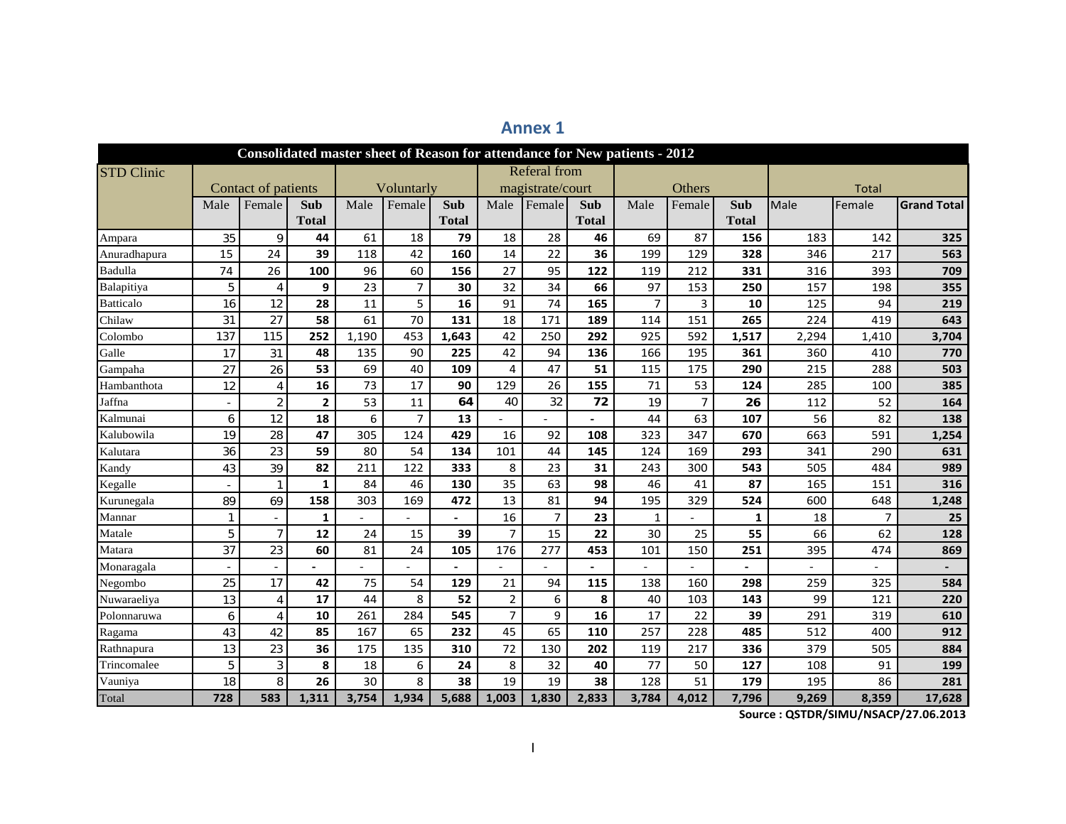# Annex 1

| Consolidated master sheet of Reason for attendance for New patients - 2012 | | | | | | | | | | | | | | | |
|---|---|---|---|---|---|---|---|---|---|---|---|---|---|---|---|
| STD Clinic | Contact of patients | | | Voluntary | | | Referal from magistrate/court | | | Others | | | Total | | |
| | Male | Female | **Sub Total** | Male | Female | **Sub Total** | Male | Female | **Sub Total** | Male | Female | **Sub Total** | Male | Female | **Grand Total** |
| Ampara | 35 | 9 | **44** | 61 | 18 | **79** | 18 | 28 | **46** | 69 | 87 | **156** | 183 | 142 | **325** |
| Anuradhapura | 15 | 24 | **39** | 118 | 42 | **160** | 14 | 22 | **36** | 199 | 129 | **328** | 346 | 217 | **563** |
| Badulla | 74 | 26 | **100** | 96 | 60 | **156** | 27 | 95 | **122** | 119 | 212 | **331** | 316 | 393 | **709** |
| Balapitiya | 5 | 4 | **9** | 23 | 7 | **30** | 32 | 34 | **66** | 97 | 153 | **250** | 157 | 198 | **355** |
| Batticalo | 16 | 12 | **28** | 11 | 5 | **16** | 91 | 74 | **165** | 7 | 3 | **10** | 125 | 94 | **219** |
| Chilaw | 31 | 27 | **58** | 61 | 70 | **131** | 18 | 171 | **189** | 114 | 151 | **265** | 224 | 419 | **643** |
| Colombo | 137 | 115 | **252** | 1,190 | 453 | **1,643** | 42 | 250 | **292** | 925 | 592 | **1,517** | 2,294 | 1,410 | **3,704** |
| Galle | 17 | 31 | **48** | 135 | 90 | **225** | 42 | 94 | **136** | 166 | 195 | **361** | 360 | 410 | **770** |
| Gampaha | 27 | 26 | **53** | 69 | 40 | **109** | 4 | 47 | **51** | 115 | 175 | **290** | 215 | 288 | **503** |
| Hambanthota | 12 | 4 | **16** | 73 | 17 | **90** | 129 | 26 | **155** | 71 | 53 | **124** | 285 | 100 | **385** |
| Jaffna | - | 2 | **2** | 53 | 11 | **64** | 40 | 32 | **72** | 19 | 7 | **26** | 112 | 52 | **164** |
| Kalmunai | 6 | 12 | **18** | 6 | 7 | **13** | - | - | **-** | 44 | 63 | **107** | 56 | 82 | **138** |
| Kalubowila | 19 | 28 | **47** | 305 | 124 | **429** | 16 | 92 | **108** | 323 | 347 | **670** | 663 | 591 | **1,254** |
| Kalutara | 36 | 23 | **59** | 80 | 54 | **134** | 101 | 44 | **145** | 124 | 169 | **293** | 341 | 290 | **631** |
| Kandy | 43 | 39 | **82** | 211 | 122 | **333** | 8 | 23 | **31** | 243 | 300 | **543** | 505 | 484 | **989** |
| Kegalle | - | 1 | **1** | 84 | 46 | **130** | 35 | 63 | **98** | 46 | 41 | **87** | 165 | 151 | **316** |
| Kurunegala | 89 | 69 | **158** | 303 | 169 | **472** | 13 | 81 | **94** | 195 | 329 | **524** | 600 | 648 | **1,248** |
| Mannar | 1 | - | **1** | - | - | **-** | 16 | 7 | **23** | 1 | - | **1** | 18 | 7 | **25** |
| Matale | 5 | 7 | **12** | 24 | 15 | **39** | 7 | 15 | **22** | 30 | 25 | **55** | 66 | 62 | **128** |
| Matara | 37 | 23 | **60** | 81 | 24 | **105** | 176 | 277 | **453** | 101 | 150 | **251** | 395 | 474 | **869** |
| Monaragala | - | - | **-** | - | - | **-** | - | - | **-** | - | - | **-** | - | - | **-** |
| Negombo | 25 | 17 | **42** | 75 | 54 | **129** | 21 | 94 | **115** | 138 | 160 | **298** | 259 | 325 | **584** |
| Nuwaraeliya | 13 | 4 | **17** | 44 | 8 | **52** | 2 | 6 | **8** | 40 | 103 | **143** | 99 | 121 | **220** |
| Polonnaruwa | 6 | 4 | **10** | 261 | 284 | **545** | 7 | 9 | **16** | 17 | 22 | **39** | 291 | 319 | **610** |
| Ragama | 43 | 42 | **85** | 167 | 65 | **232** | 45 | 65 | **110** | 257 | 228 | **485** | 512 | 400 | **912** |
| Rathnapura | 13 | 23 | **36** | 175 | 135 | **310** | 72 | 130 | **202** | 119 | 217 | **336** | 379 | 505 | **884** |
| Trincomalee | 5 | 3 | **8** | 18 | 6 | **24** | 8 | 32 | **40** | 77 | 50 | **127** | 108 | 91 | **199** |
| Vauniya | 18 | 8 | **26** | 30 | 8 | **38** | 19 | 19 | **38** | 128 | 51 | **179** | 195 | 86 | **281** |
| Total | **728** | **583** | **1,311** | **3,754** | **1,934** | **5,688** | **1,003** | **1,830** | **2,833** | **3,784** | **4,012** | **7,796** | **9,269** | **8,359** | **17,628** |

**Source : QSTDR/SIMU/NSACP/27.06.2013**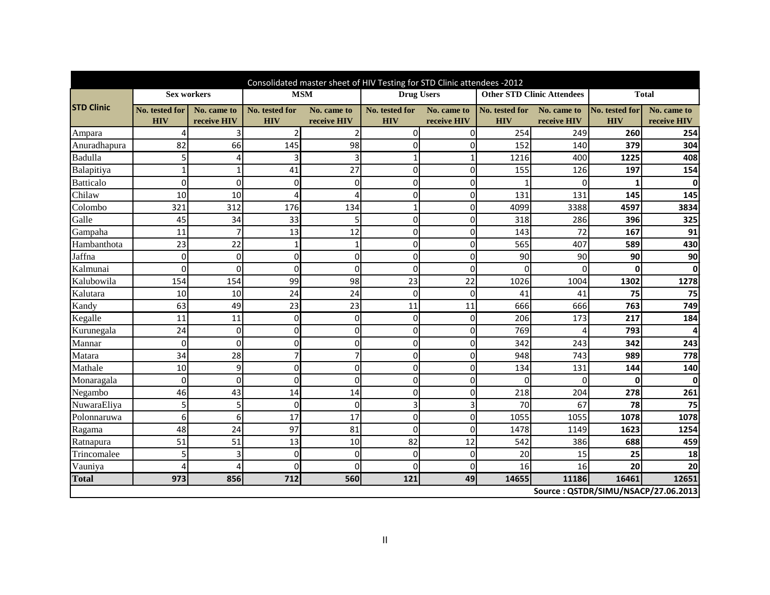| Consolidated master sheet of HIV Testing for STD Clinic attendees -2012 | | | | | | | | | | |
|---|---|---|---|---|---|---|---|---|---|---|
| **STD Clinic** | **Sex workers** | | **MSM** | | **Drug Users** | | **Other STD Clinic Attendees** | | **Total** | |
| | **No. tested for HIV** | **No. came to receive HIV** | **No. tested for HIV** | **No. came to receive HIV** | **No. tested for HIV** | **No. came to receive HIV** | **No. tested for HIV** | **No. came to receive HIV** | **No. tested for HIV** | **No. came to receive HIV** |
| Ampara | 4 | 3 | 2 | 2 | 0 | 0 | 254 | 249 | **260** | **254** |
| Anuradhapura | 82 | 66 | 145 | 98 | 0 | 0 | 152 | 140 | **379** | **304** |
| Badulla | 5 | 4 | 3 | 3 | 1 | 1 | 1216 | 400 | **1225** | **408** |
| Balapitiya | 1 | 1 | 41 | 27 | 0 | 0 | 155 | 126 | **197** | **154** |
| Batticalo | 0 | 0 | 0 | 0 | 0 | 0 | 1 | 0 | **1** | **0** |
| Chilaw | 10 | 10 | 4 | 4 | 0 | 0 | 131 | 131 | **145** | **145** |
| Colombo | 321 | 312 | 176 | 134 | 1 | 0 | 4099 | 3388 | **4597** | **3834** |
| Galle | 45 | 34 | 33 | 5 | 0 | 0 | 318 | 286 | **396** | **325** |
| Gampaha | 11 | 7 | 13 | 12 | 0 | 0 | 143 | 72 | **167** | **91** |
| Hambanthota | 23 | 22 | 1 | 1 | 0 | 0 | 565 | 407 | **589** | **430** |
| Jaffna | 0 | 0 | 0 | 0 | 0 | 0 | 90 | 90 | **90** | **90** |
| Kalmunai | 0 | 0 | 0 | 0 | 0 | 0 | 0 | 0 | **0** | **0** |
| Kalubowila | 154 | 154 | 99 | 98 | 23 | 22 | 1026 | 1004 | **1302** | **1278** |
| Kalutara | 10 | 10 | 24 | 24 | 0 | 0 | 41 | 41 | **75** | **75** |
| Kandy | 63 | 49 | 23 | 23 | 11 | 11 | 666 | 666 | **763** | **749** |
| Kegalle | 11 | 11 | 0 | 0 | 0 | 0 | 206 | 173 | **217** | **184** |
| Kurunegala | 24 | 0 | 0 | 0 | 0 | 0 | 769 | 4 | **793** | **4** |
| Mannar | 0 | 0 | 0 | 0 | 0 | 0 | 342 | 243 | **342** | **243** |
| Matara | 34 | 28 | 7 | 7 | 0 | 0 | 948 | 743 | **989** | **778** |
| Mathale | 10 | 9 | 0 | 0 | 0 | 0 | 134 | 131 | **144** | **140** |
| Monaragala | 0 | 0 | 0 | 0 | 0 | 0 | 0 | 0 | **0** | **0** |
| Negambo | 46 | 43 | 14 | 14 | 0 | 0 | 218 | 204 | **278** | **261** |
| NuwaraEliya | 5 | 5 | 0 | 0 | 3 | 3 | 70 | 67 | **78** | **75** |
| Polonnaruwa | 6 | 6 | 17 | 17 | 0 | 0 | 1055 | 1055 | **1078** | **1078** |
| Ragama | 48 | 24 | 97 | 81 | 0 | 0 | 1478 | 1149 | **1623** | **1254** |
| Ratnapura | 51 | 51 | 13 | 10 | 82 | 12 | 542 | 386 | **688** | **459** |
| Trincomalee | 5 | 3 | 0 | 0 | 0 | 0 | 20 | 15 | **25** | **18** |
| Vauniya | 4 | 4 | 0 | 0 | 0 | 0 | 16 | 16 | **20** | **20** |
| **Total** | **973** | **856** | **712** | **560** | **121** | **49** | **14655** | **11186** | **16461** | **12651** |

**Source : QSTDR/SIMU/NSACP/27.06.2013**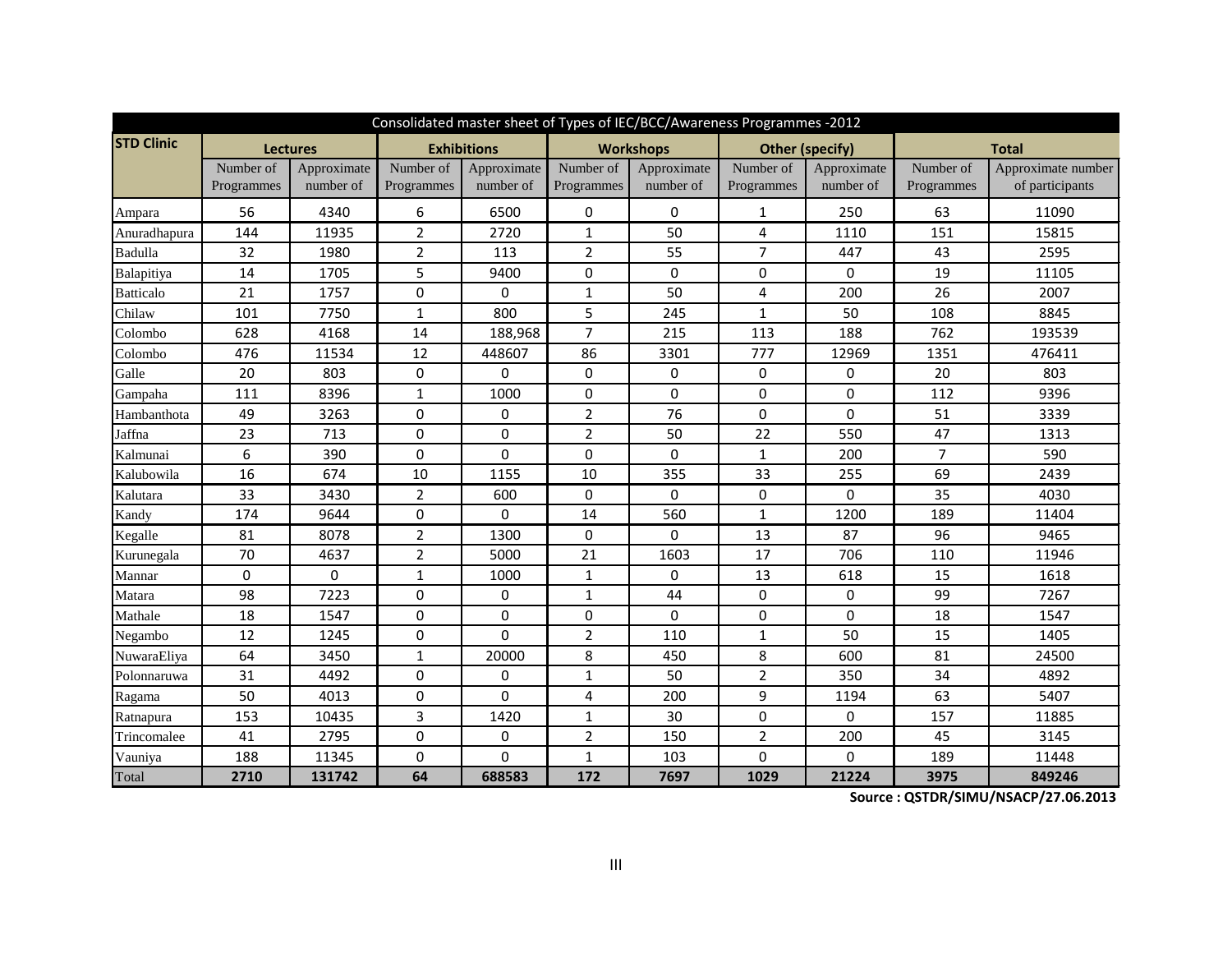| Consolidated master sheet of Types of IEC/BCC/Awareness Programmes -2012 | | | | | | | | | | |
|---|---|---|---|---|---|---|---|---|---|---|
| STD Clinic | Lectures | | Exhibitions | | Workshops | | Other (specify) | | Total | |
| | Number of Programmes | Approximate number of | Number of Programmes | Approximate number of | Number of Programmes | Approximate number of | Number of Programmes | Approximate number of | Number of Programmes | Approximate number of participants |
| Ampara | 56 | 4340 | 6 | 6500 | 0 | 0 | 1 | 250 | 63 | 11090 |
| Anuradhapura | 144 | 11935 | 2 | 2720 | 1 | 50 | 4 | 1110 | 151 | 15815 |
| Badulla | 32 | 1980 | 2 | 113 | 2 | 55 | 7 | 447 | 43 | 2595 |
| Balapitiya | 14 | 1705 | 5 | 9400 | 0 | 0 | 0 | 0 | 19 | 11105 |
| Batticalo | 21 | 1757 | 0 | 0 | 1 | 50 | 4 | 200 | 26 | 2007 |
| Chilaw | 101 | 7750 | 1 | 800 | 5 | 245 | 1 | 50 | 108 | 8845 |
| Colombo | 628 | 4168 | 14 | 188,968 | 7 | 215 | 113 | 188 | 762 | 193539 |
| Colombo | 476 | 11534 | 12 | 448607 | 86 | 3301 | 777 | 12969 | 1351 | 476411 |
| Galle | 20 | 803 | 0 | 0 | 0 | 0 | 0 | 0 | 20 | 803 |
| Gampaha | 111 | 8396 | 1 | 1000 | 0 | 0 | 0 | 0 | 112 | 9396 |
| Hambanthota | 49 | 3263 | 0 | 0 | 2 | 76 | 0 | 0 | 51 | 3339 |
| Jaffna | 23 | 713 | 0 | 0 | 2 | 50 | 22 | 550 | 47 | 1313 |
| Kalmunai | 6 | 390 | 0 | 0 | 0 | 0 | 1 | 200 | 7 | 590 |
| Kalubowila | 16 | 674 | 10 | 1155 | 10 | 355 | 33 | 255 | 69 | 2439 |
| Kalutara | 33 | 3430 | 2 | 600 | 0 | 0 | 0 | 0 | 35 | 4030 |
| Kandy | 174 | 9644 | 0 | 0 | 14 | 560 | 1 | 1200 | 189 | 11404 |
| Kegalle | 81 | 8078 | 2 | 1300 | 0 | 0 | 13 | 87 | 96 | 9465 |
| Kurunegala | 70 | 4637 | 2 | 5000 | 21 | 1603 | 17 | 706 | 110 | 11946 |
| Mannar | 0 | 0 | 1 | 1000 | 1 | 0 | 13 | 618 | 15 | 1618 |
| Matara | 98 | 7223 | 0 | 0 | 1 | 44 | 0 | 0 | 99 | 7267 |
| Mathale | 18 | 1547 | 0 | 0 | 0 | 0 | 0 | 0 | 18 | 1547 |
| Negambo | 12 | 1245 | 0 | 0 | 2 | 110 | 1 | 50 | 15 | 1405 |
| NuwaraEliya | 64 | 3450 | 1 | 20000 | 8 | 450 | 8 | 600 | 81 | 24500 |
| Polonnaruwa | 31 | 4492 | 0 | 0 | 1 | 50 | 2 | 350 | 34 | 4892 |
| Ragama | 50 | 4013 | 0 | 0 | 4 | 200 | 9 | 1194 | 63 | 5407 |
| Ratnapura | 153 | 10435 | 3 | 1420 | 1 | 30 | 0 | 0 | 157 | 11885 |
| Trincomalee | 41 | 2795 | 0 | 0 | 2 | 150 | 2 | 200 | 45 | 3145 |
| Vauniya | 188 | 11345 | 0 | 0 | 1 | 103 | 0 | 0 | 189 | 11448 |
| Total | **2710** | **131742** | **64** | **688583** | **172** | **7697** | **1029** | **21224** | **3975** | **849246** |

**Source : QSTDR/SIMU/NSACP/27.06.2013**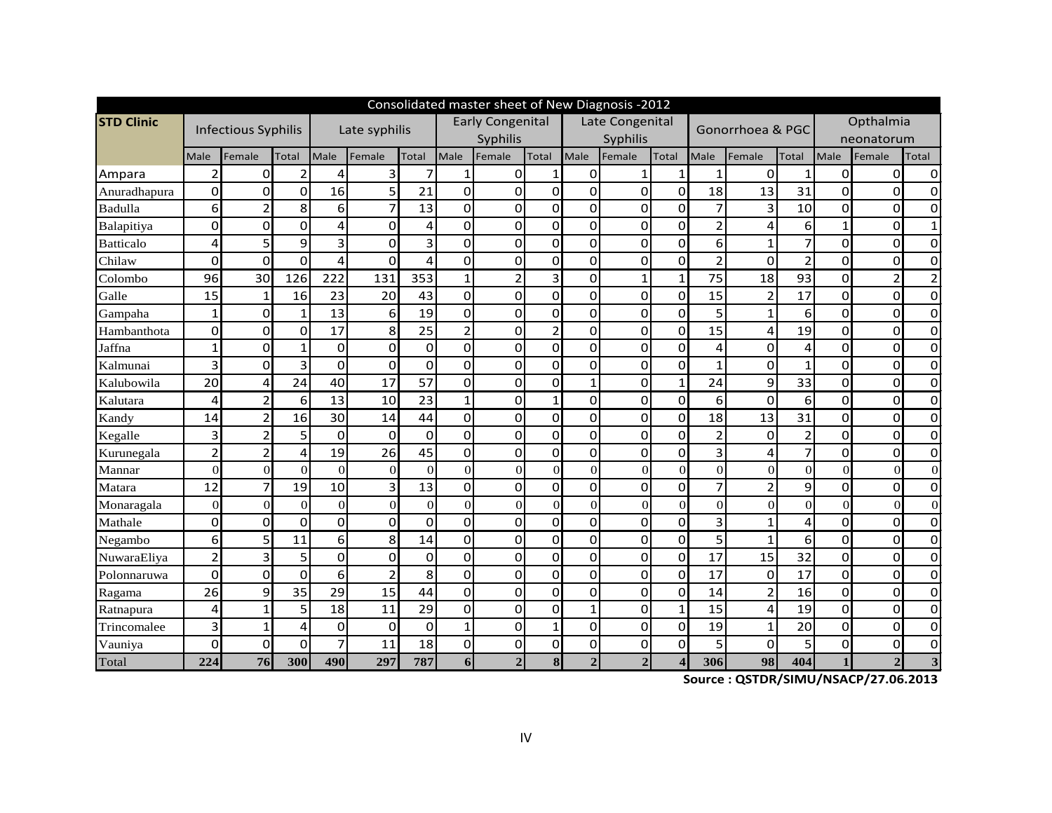| Consolidated master sheet of New Diagnosis -2012 | | | | | | | | | | | | | | | | | | |
|---|---|---|---|---|---|---|---|---|---|---|---|---|---|---|---|---|---|---|
| **STD Clinic** | Infectious Syphilis | | | Late syphilis | | | Early Congenital Syphilis | | | Late Congenital Syphilis | | | Gonorrhoea & PGC | | | Opthalmia neonatorum | | |
| | Male | Female | Total | Male | Female | Total | Male | Female | Total | Male | Female | Total | Male | Female | Total | Male | Female | Total |
| Ampara | 2 | 0 | 2 | 4 | 3 | 7 | 1 | 0 | 1 | 0 | 1 | 1 | 1 | 0 | 1 | 0 | 0 | 0 |
| Anuradhapura | 0 | 0 | 0 | 16 | 5 | 21 | 0 | 0 | 0 | 0 | 0 | 0 | 18 | 13 | 31 | 0 | 0 | 0 |
| Badulla | 6 | 2 | 8 | 6 | 7 | 13 | 0 | 0 | 0 | 0 | 0 | 0 | 7 | 3 | 10 | 0 | 0 | 0 |
| Balapitiya | 0 | 0 | 0 | 4 | 0 | 4 | 0 | 0 | 0 | 0 | 0 | 0 | 2 | 4 | 6 | 1 | 0 | 1 |
| Batticalo | 4 | 5 | 9 | 3 | 0 | 3 | 0 | 0 | 0 | 0 | 0 | 0 | 6 | 1 | 7 | 0 | 0 | 0 |
| Chilaw | 0 | 0 | 0 | 4 | 0 | 4 | 0 | 0 | 0 | 0 | 0 | 0 | 2 | 0 | 2 | 0 | 0 | 0 |
| Colombo | 96 | 30 | 126 | 222 | 131 | 353 | 1 | 2 | 3 | 0 | 1 | 1 | 75 | 18 | 93 | 0 | 2 | 2 |
| Galle | 15 | 1 | 16 | 23 | 20 | 43 | 0 | 0 | 0 | 0 | 0 | 0 | 15 | 2 | 17 | 0 | 0 | 0 |
| Gampaha | 1 | 0 | 1 | 13 | 6 | 19 | 0 | 0 | 0 | 0 | 0 | 0 | 5 | 1 | 6 | 0 | 0 | 0 |
| Hambanthota | 0 | 0 | 0 | 17 | 8 | 25 | 2 | 0 | 2 | 0 | 0 | 0 | 15 | 4 | 19 | 0 | 0 | 0 |
| Jaffna | 1 | 0 | 1 | 0 | 0 | 0 | 0 | 0 | 0 | 0 | 0 | 0 | 4 | 0 | 4 | 0 | 0 | 0 |
| Kalmunai | 3 | 0 | 3 | 0 | 0 | 0 | 0 | 0 | 0 | 0 | 0 | 0 | 1 | 0 | 1 | 0 | 0 | 0 |
| Kalubowila | 20 | 4 | 24 | 40 | 17 | 57 | 0 | 0 | 0 | 1 | 0 | 1 | 24 | 9 | 33 | 0 | 0 | 0 |
| Kalutara | 4 | 2 | 6 | 13 | 10 | 23 | 1 | 0 | 1 | 0 | 0 | 0 | 6 | 0 | 6 | 0 | 0 | 0 |
| Kandy | 14 | 2 | 16 | 30 | 14 | 44 | 0 | 0 | 0 | 0 | 0 | 0 | 18 | 13 | 31 | 0 | 0 | 0 |
| Kegalle | 3 | 2 | 5 | 0 | 0 | 0 | 0 | 0 | 0 | 0 | 0 | 0 | 2 | 0 | 2 | 0 | 0 | 0 |
| Kurunegala | 2 | 2 | 4 | 19 | 26 | 45 | 0 | 0 | 0 | 0 | 0 | 0 | 3 | 4 | 7 | 0 | 0 | 0 |
| Mannar | 0 | 0 | 0 | 0 | 0 | 0 | 0 | 0 | 0 | 0 | 0 | 0 | 0 | 0 | 0 | 0 | 0 | 0 |
| Matara | 12 | 7 | 19 | 10 | 3 | 13 | 0 | 0 | 0 | 0 | 0 | 0 | 7 | 2 | 9 | 0 | 0 | 0 |
| Monaragala | 0 | 0 | 0 | 0 | 0 | 0 | 0 | 0 | 0 | 0 | 0 | 0 | 0 | 0 | 0 | 0 | 0 | 0 |
| Mathale | 0 | 0 | 0 | 0 | 0 | 0 | 0 | 0 | 0 | 0 | 0 | 0 | 3 | 1 | 4 | 0 | 0 | 0 |
| Negambo | 6 | 5 | 11 | 6 | 8 | 14 | 0 | 0 | 0 | 0 | 0 | 0 | 5 | 1 | 6 | 0 | 0 | 0 |
| NuwaraEliya | 2 | 3 | 5 | 0 | 0 | 0 | 0 | 0 | 0 | 0 | 0 | 0 | 17 | 15 | 32 | 0 | 0 | 0 |
| Polonnaruwa | 0 | 0 | 0 | 6 | 2 | 8 | 0 | 0 | 0 | 0 | 0 | 0 | 17 | 0 | 17 | 0 | 0 | 0 |
| Ragama | 26 | 9 | 35 | 29 | 15 | 44 | 0 | 0 | 0 | 0 | 0 | 0 | 14 | 2 | 16 | 0 | 0 | 0 |
| Ratnapura | 4 | 1 | 5 | 18 | 11 | 29 | 0 | 0 | 0 | 1 | 0 | 1 | 15 | 4 | 19 | 0 | 0 | 0 |
| Trincomalee | 3 | 1 | 4 | 0 | 0 | 0 | 1 | 0 | 1 | 0 | 0 | 0 | 19 | 1 | 20 | 0 | 0 | 0 |
| Vauniya | 0 | 0 | 0 | 7 | 11 | 18 | 0 | 0 | 0 | 0 | 0 | 0 | 5 | 0 | 5 | 0 | 0 | 0 |
| Total | **224** | **76** | **300** | **490** | **297** | **787** | **6** | **2** | **8** | **2** | **2** | **4** | **306** | **98** | **404** | **1** | **2** | **3** |

**Source : QSTDR/SIMU/NSACP/27.06.2013**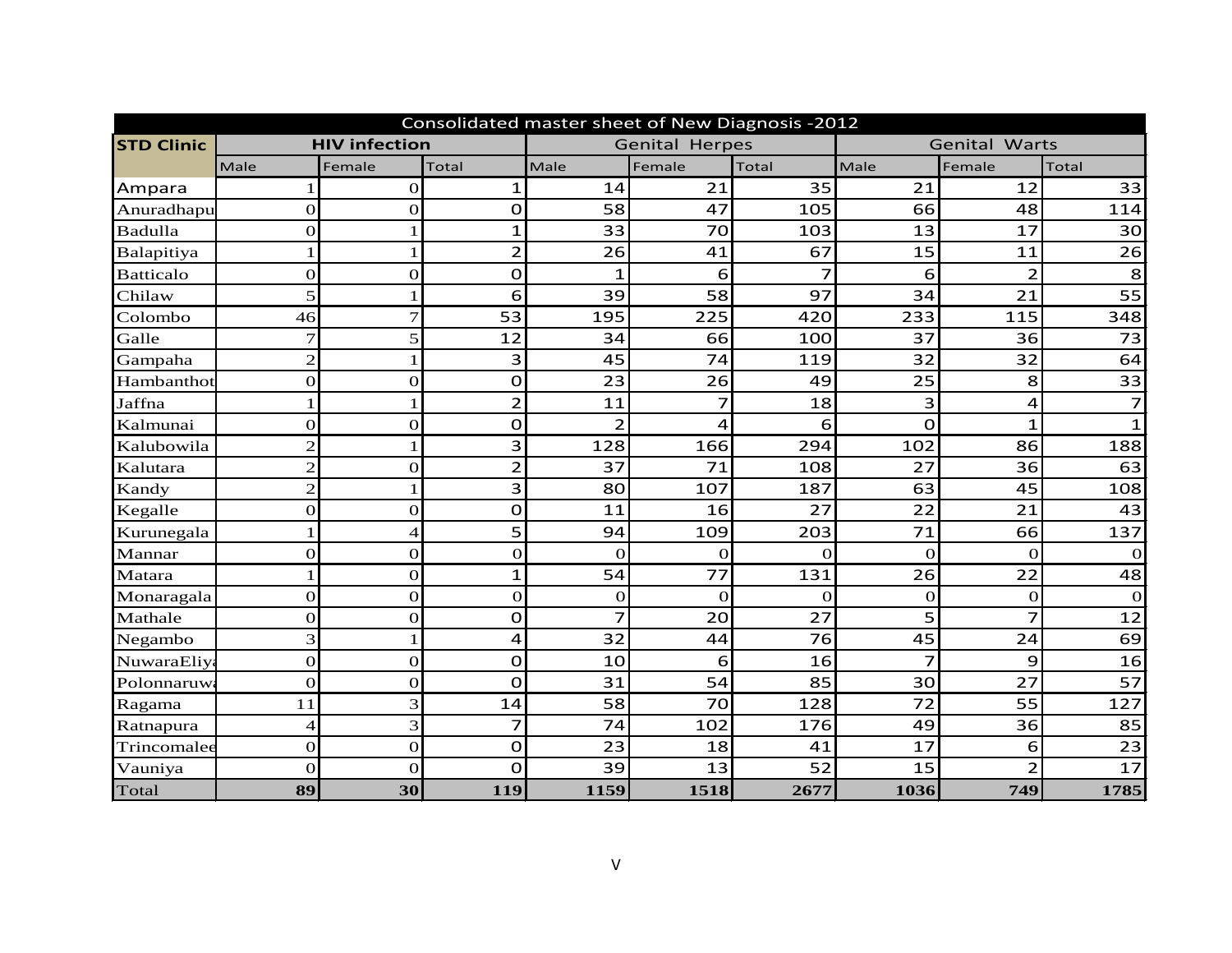| Consolidated master sheet of New Diagnosis -2012 | | | | | | | | | |
|---|---|---|---|---|---|---|---|---|---|
| **STD Clinic** | **HIV infection** | | | Genital Herpes | | | Genital Warts | | |
| | Male | Female | Total | Male | Female | Total | Male | Female | Total |
| Ampara | 1 | 0 | 1 | 14 | 21 | 35 | 21 | 12 | 33 |
| Anuradhapu | 0 | 0 | 0 | 58 | 47 | 105 | 66 | 48 | 114 |
| Badulla | 0 | 1 | 1 | 33 | 70 | 103 | 13 | 17 | 30 |
| Balapitiya | 1 | 1 | 2 | 26 | 41 | 67 | 15 | 11 | 26 |
| Batticalo | 0 | 0 | 0 | 1 | 6 | 7 | 6 | 2 | 8 |
| Chilaw | 5 | 1 | 6 | 39 | 58 | 97 | 34 | 21 | 55 |
| Colombo | 46 | 7 | 53 | 195 | 225 | 420 | 233 | 115 | 348 |
| Galle | 7 | 5 | 12 | 34 | 66 | 100 | 37 | 36 | 73 |
| Gampaha | 2 | 1 | 3 | 45 | 74 | 119 | 32 | 32 | 64 |
| Hambanthot | 0 | 0 | 0 | 23 | 26 | 49 | 25 | 8 | 33 |
| Jaffna | 1 | 1 | 2 | 11 | 7 | 18 | 3 | 4 | 7 |
| Kalmunai | 0 | 0 | 0 | 2 | 4 | 6 | 0 | 1 | 1 |
| Kalubowila | 2 | 1 | 3 | 128 | 166 | 294 | 102 | 86 | 188 |
| Kalutara | 2 | 0 | 2 | 37 | 71 | 108 | 27 | 36 | 63 |
| Kandy | 2 | 1 | 3 | 80 | 107 | 187 | 63 | 45 | 108 |
| Kegalle | 0 | 0 | 0 | 11 | 16 | 27 | 22 | 21 | 43 |
| Kurunegala | 1 | 4 | 5 | 94 | 109 | 203 | 71 | 66 | 137 |
| Mannar | 0 | 0 | 0 | 0 | 0 | 0 | 0 | 0 | 0 |
| Matara | 1 | 0 | 1 | 54 | 77 | 131 | 26 | 22 | 48 |
| Monaragala | 0 | 0 | 0 | 0 | 0 | 0 | 0 | 0 | 0 |
| Mathale | 0 | 0 | 0 | 7 | 20 | 27 | 5 | 7 | 12 |
| Negambo | 3 | 1 | 4 | 32 | 44 | 76 | 45 | 24 | 69 |
| NuwaraEliya | 0 | 0 | 0 | 10 | 6 | 16 | 7 | 9 | 16 |
| Polonnaruwa | 0 | 0 | 0 | 31 | 54 | 85 | 30 | 27 | 57 |
| Ragama | 11 | 3 | 14 | 58 | 70 | 128 | 72 | 55 | 127 |
| Ratnapura | 4 | 3 | 7 | 74 | 102 | 176 | 49 | 36 | 85 |
| Trincomalee | 0 | 0 | 0 | 23 | 18 | 41 | 17 | 6 | 23 |
| Vauniya | 0 | 0 | 0 | 39 | 13 | 52 | 15 | 2 | 17 |
| Total | **89** | **30** | **119** | **1159** | **1518** | **2677** | **1036** | **749** | **1785** |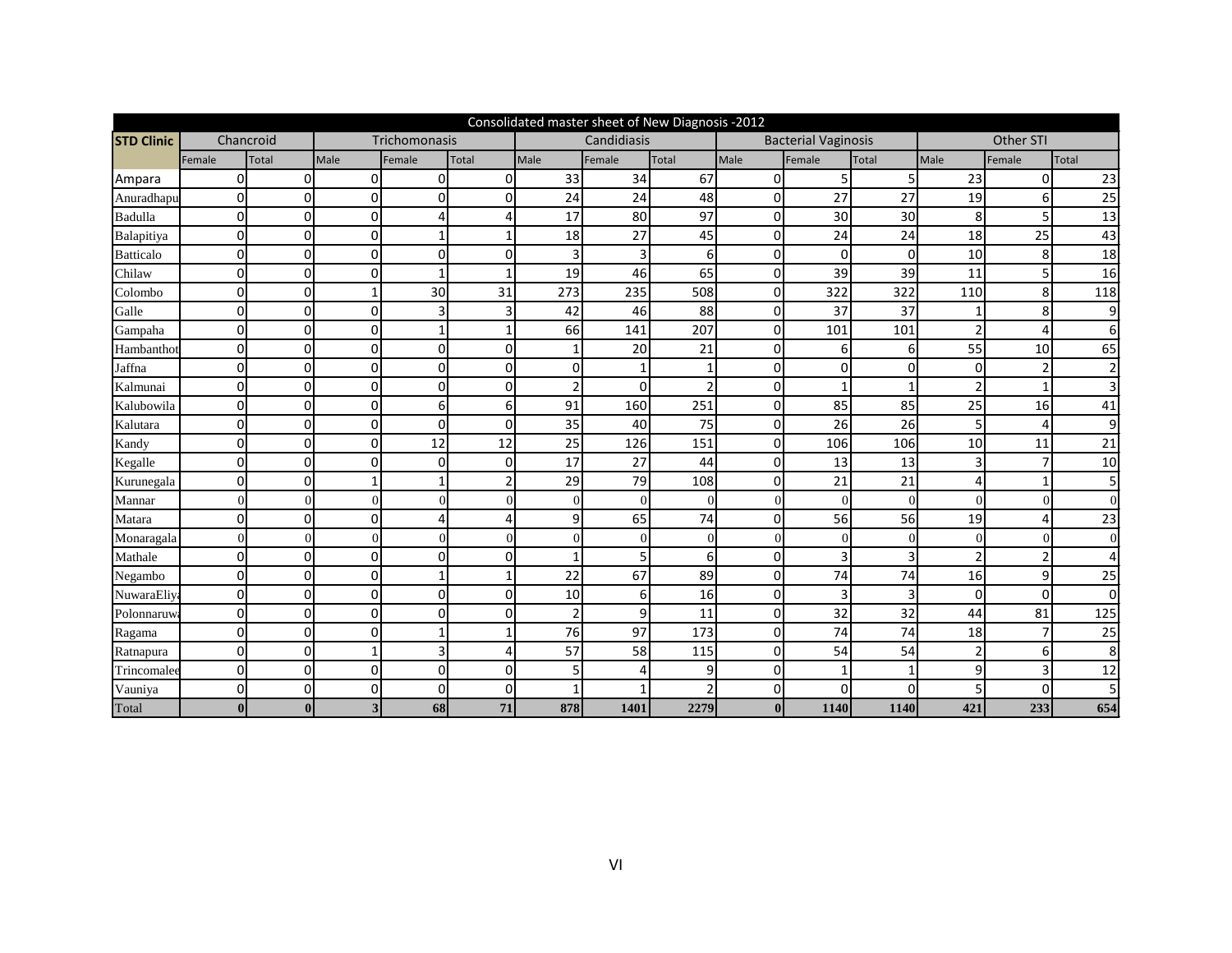| Consolidated master sheet of New Diagnosis -2012 | | | | | | | | | | | | | | |
|---|---|---|---|---|---|---|---|---|---|---|---|---|---|---|
| **STD Clinic** | Chancroid | | Trichomonasis | | | Candidiasis | | | Bacterial Vaginosis | | | Other STI | | |
| | Female | Total | Male | Female | Total | Male | Female | Total | Male | Female | Total | Male | Female | Total |
| Ampara | 0 | 0 | 0 | 0 | 0 | 33 | 34 | 67 | 0 | 5 | 5 | 23 | 0 | 23 |
| Anuradhapu | 0 | 0 | 0 | 0 | 0 | 24 | 24 | 48 | 0 | 27 | 27 | 19 | 6 | 25 |
| Badulla | 0 | 0 | 0 | 4 | 4 | 17 | 80 | 97 | 0 | 30 | 30 | 8 | 5 | 13 |
| Balapitiya | 0 | 0 | 0 | 1 | 1 | 18 | 27 | 45 | 0 | 24 | 24 | 18 | 25 | 43 |
| Batticalo | 0 | 0 | 0 | 0 | 0 | 3 | 3 | 6 | 0 | 0 | 0 | 10 | 8 | 18 |
| Chilaw | 0 | 0 | 0 | 1 | 1 | 19 | 46 | 65 | 0 | 39 | 39 | 11 | 5 | 16 |
| Colombo | 0 | 0 | 1 | 30 | 31 | 273 | 235 | 508 | 0 | 322 | 322 | 110 | 8 | 118 |
| Galle | 0 | 0 | 0 | 3 | 3 | 42 | 46 | 88 | 0 | 37 | 37 | 1 | 8 | 9 |
| Gampaha | 0 | 0 | 0 | 1 | 1 | 66 | 141 | 207 | 0 | 101 | 101 | 2 | 4 | 6 |
| Hambanthot | 0 | 0 | 0 | 0 | 0 | 1 | 20 | 21 | 0 | 6 | 6 | 55 | 10 | 65 |
| Jaffna | 0 | 0 | 0 | 0 | 0 | 0 | 1 | 1 | 0 | 0 | 0 | 0 | 2 | 2 |
| Kalmunai | 0 | 0 | 0 | 0 | 0 | 2 | 0 | 2 | 0 | 1 | 1 | 2 | 1 | 3 |
| Kalubowila | 0 | 0 | 0 | 6 | 6 | 91 | 160 | 251 | 0 | 85 | 85 | 25 | 16 | 41 |
| Kalutara | 0 | 0 | 0 | 0 | 0 | 35 | 40 | 75 | 0 | 26 | 26 | 5 | 4 | 9 |
| Kandy | 0 | 0 | 0 | 12 | 12 | 25 | 126 | 151 | 0 | 106 | 106 | 10 | 11 | 21 |
| Kegalle | 0 | 0 | 0 | 0 | 0 | 17 | 27 | 44 | 0 | 13 | 13 | 3 | 7 | 10 |
| Kurunegala | 0 | 0 | 1 | 1 | 2 | 29 | 79 | 108 | 0 | 21 | 21 | 4 | 1 | 5 |
| Mannar | 0 | 0 | 0 | 0 | 0 | 0 | 0 | 0 | 0 | 0 | 0 | 0 | 0 | 0 |
| Matara | 0 | 0 | 0 | 4 | 4 | 9 | 65 | 74 | 0 | 56 | 56 | 19 | 4 | 23 |
| Monaragala | 0 | 0 | 0 | 0 | 0 | 0 | 0 | 0 | 0 | 0 | 0 | 0 | 0 | 0 |
| Mathale | 0 | 0 | 0 | 0 | 0 | 1 | 5 | 6 | 0 | 3 | 3 | 2 | 2 | 4 |
| Negambo | 0 | 0 | 0 | 1 | 1 | 22 | 67 | 89 | 0 | 74 | 74 | 16 | 9 | 25 |
| NuwaraEliy | 0 | 0 | 0 | 0 | 0 | 10 | 6 | 16 | 0 | 3 | 3 | 0 | 0 | 0 |
| Polonnaruw | 0 | 0 | 0 | 0 | 0 | 2 | 9 | 11 | 0 | 32 | 32 | 44 | 81 | 125 |
| Ragama | 0 | 0 | 0 | 1 | 1 | 76 | 97 | 173 | 0 | 74 | 74 | 18 | 7 | 25 |
| Ratnapura | 0 | 0 | 1 | 3 | 4 | 57 | 58 | 115 | 0 | 54 | 54 | 2 | 6 | 8 |
| Trincomalee | 0 | 0 | 0 | 0 | 0 | 5 | 4 | 9 | 0 | 1 | 1 | 9 | 3 | 12 |
| Vauniya | 0 | 0 | 0 | 0 | 0 | 1 | 1 | 2 | 0 | 0 | 0 | 5 | 0 | 5 |
| Total | **0** | **0** | **3** | **68** | **71** | **878** | **1401** | **2279** | **0** | **1140** | **1140** | **421** | **233** | **654** |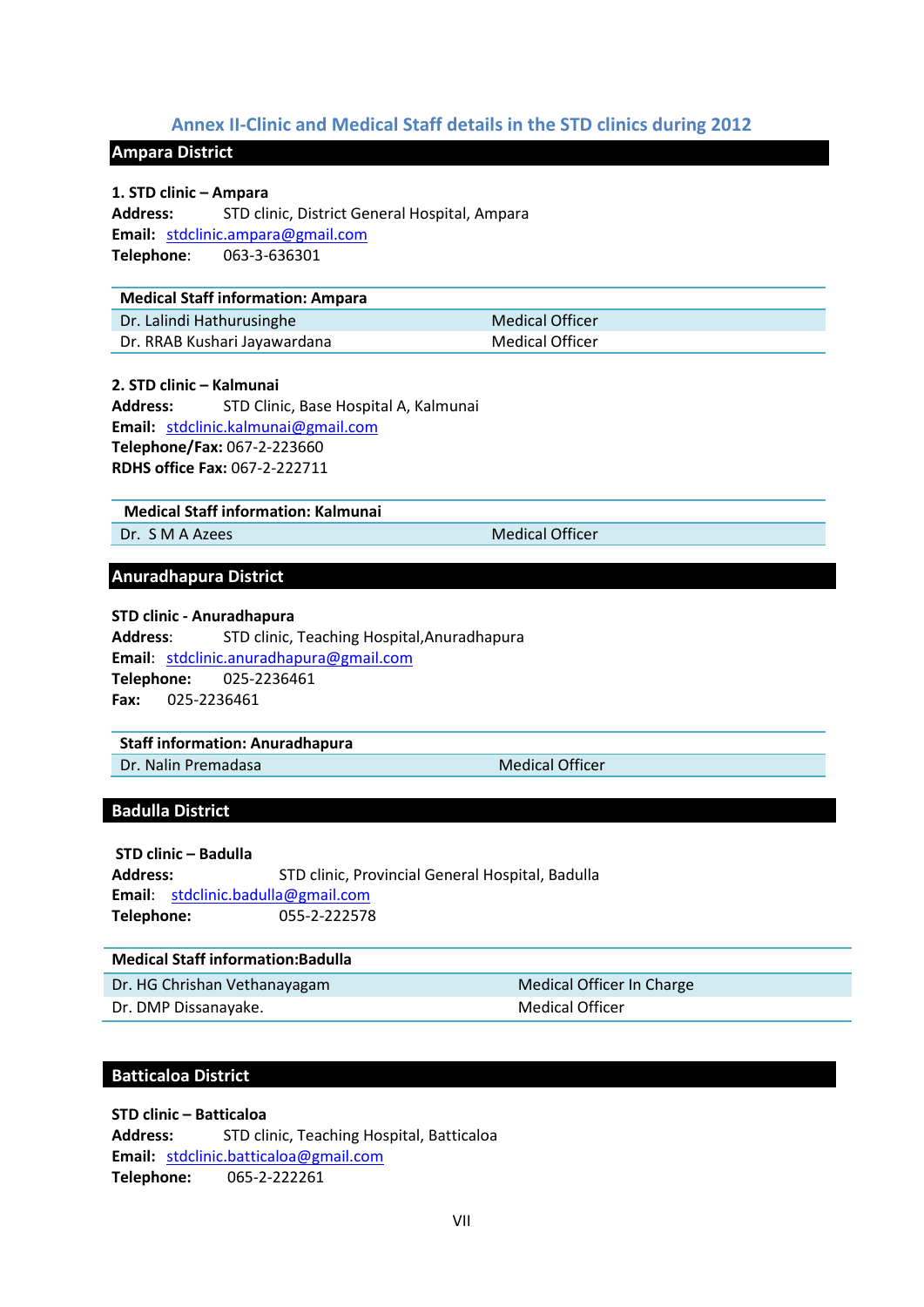## Annex II-Clinic and Medical Staff details in the STD clinics during 2012

### Ampara District

**1. STD clinic – Ampara**
**Address:** STD clinic, District General Hospital, Ampara
**Email:** stdclinic.ampara@gmail.com
**Telephone**: 063-3-636301

| Medical Staff information: Ampara | |
|---|---|
| Dr. Lalindi Hathurusinghe | Medical Officer |
| Dr. RRAB Kushari Jayawardana | Medical Officer |

**2. STD clinic – Kalmunai**
**Address:** STD Clinic, Base Hospital A, Kalmunai
**Email:** stdclinic.kalmunai@gmail.com
**Telephone/Fax:** 067-2-223660
**RDHS office Fax:** 067-2-222711

| Medical Staff information: Kalmunai | |
|---|---|
| Dr. S M A Azees | Medical Officer |

### Anuradhapura District

**STD clinic - Anuradhapura**
**Address**: STD clinic, Teaching Hospital,Anuradhapura
**Email**: stdclinic.anuradhapura@gmail.com
**Telephone:** 025-2236461
**Fax:** 025-2236461

| Staff information: Anuradhapura | |
|---|---|
| Dr. Nalin Premadasa | Medical Officer |

### Badulla District

**STD clinic – Badulla**
**Address:** STD clinic, Provincial General Hospital, Badulla
**Email**: stdclinic.badulla@gmail.com
**Telephone:** 055-2-222578

| Medical Staff information:Badulla | |
|---|---|
| Dr. HG Chrishan Vethanayagam | Medical Officer In Charge |
| Dr. DMP Dissanayake. | Medical Officer |

### Batticaloa District

**STD clinic – Batticaloa**
**Address:** STD clinic, Teaching Hospital, Batticaloa
**Email:** stdclinic.batticaloa@gmail.com
**Telephone:** 065-2-222261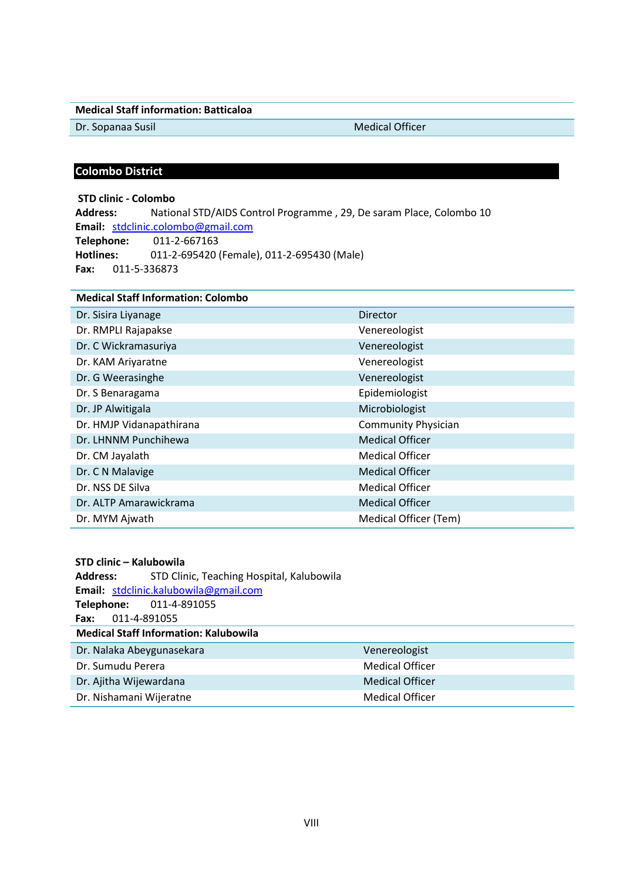| Medical Staff information: Batticaloa | |
| --- | --- |
| Dr. Sopanaa Susil | Medical Officer |

## Colombo District

**STD clinic - Colombo**
**Address:** National STD/AIDS Control Programme , 29, De saram Place, Colombo 10
**Email:** stdclinic.colombo@gmail.com
**Telephone:** 011-2-667163
**Hotlines:** 011-2-695420 (Female), 011-2-695430 (Male)
**Fax:** 011-5-336873

| Medical Staff Information: Colombo | |
| --- | --- |
| Dr. Sisira Liyanage | Director |
| Dr. RMPLI Rajapakse | Venereologist |
| Dr. C Wickramasuriya | Venereologist |
| Dr. KAM Ariyaratne | Venereologist |
| Dr. G Weerasinghe | Venereologist |
| Dr. S Benaragama | Epidemiologist |
| Dr. JP Alwitigala | Microbiologist |
| Dr. HMJP Vidanapathirana | Community Physician |
| Dr. LHNNM Punchihewa | Medical Officer |
| Dr. CM Jayalath | Medical Officer |
| Dr. C N Malavige | Medical Officer |
| Dr. NSS DE Silva | Medical Officer |
| Dr. ALTP Amarawickrama | Medical Officer |
| Dr. MYM Ajwath | Medical Officer (Tem) |

**STD clinic – Kalubowila**
**Address:** STD Clinic, Teaching Hospital, Kalubowila
**Email:** stdclinic.kalubowila@gmail.com
**Telephone:** 011-4-891055
**Fax:** 011-4-891055

| Medical Staff Information: Kalubowila | |
| --- | --- |
| Dr. Nalaka Abeygunasekara | Venereologist |
| Dr. Sumudu Perera | Medical Officer |
| Dr. Ajitha Wijewardana | Medical Officer |
| Dr. Nishamani Wijeratne | Medical Officer |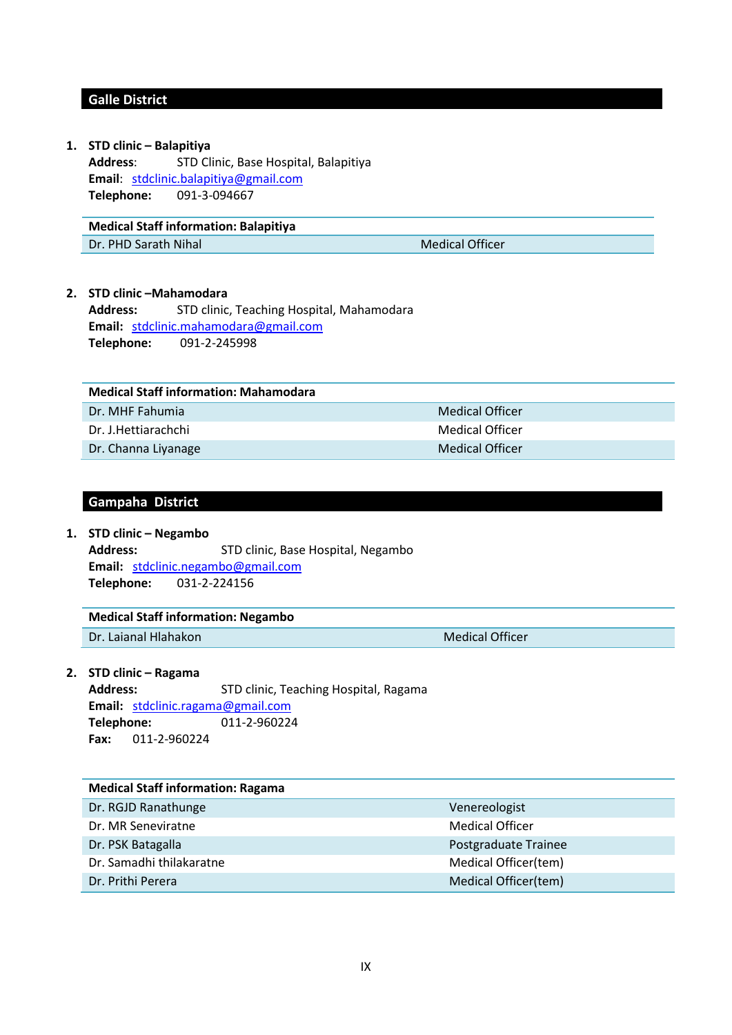## Galle District

1. **STD clinic – Balapitiya**
   **Address**: STD Clinic, Base Hospital, Balapitiya
   **Email**: stdclinic.balapitiya@gmail.com
   **Telephone:** 091-3-094667

| Medical Staff information: Balapitiya | |
|---|---|
| Dr. PHD Sarath Nihal | Medical Officer |

2. **STD clinic –Mahamodara**
   **Address:** STD clinic, Teaching Hospital, Mahamodara
   **Email:** stdclinic.mahamodara@gmail.com
   **Telephone:** 091-2-245998

| Medical Staff information: Mahamodara | |
|---|---|
| Dr. MHF Fahumia | Medical Officer |
| Dr. J.Hettiarachchi | Medical Officer |
| Dr. Channa Liyanage | Medical Officer |

## Gampaha District

1. **STD clinic – Negambo**
   **Address:** STD clinic, Base Hospital, Negambo
   **Email:** stdclinic.negambo@gmail.com
   **Telephone:** 031-2-224156

| Medical Staff information: Negambo | |
|---|---|
| Dr. Laianal Hlahakon | Medical Officer |

2. **STD clinic – Ragama**
   **Address:** STD clinic, Teaching Hospital, Ragama
   **Email:** stdclinic.ragama@gmail.com
   **Telephone:** 011-2-960224
   **Fax:** 011-2-960224

| Medical Staff information: Ragama | |
|---|---|
| Dr. RGJD Ranathunge | Venereologist |
| Dr. MR Seneviratne | Medical Officer |
| Dr. PSK Batagalla | Postgraduate Trainee |
| Dr. Samadhi thilakaratne | Medical Officer(tem) |
| Dr. Prithi Perera | Medical Officer(tem) |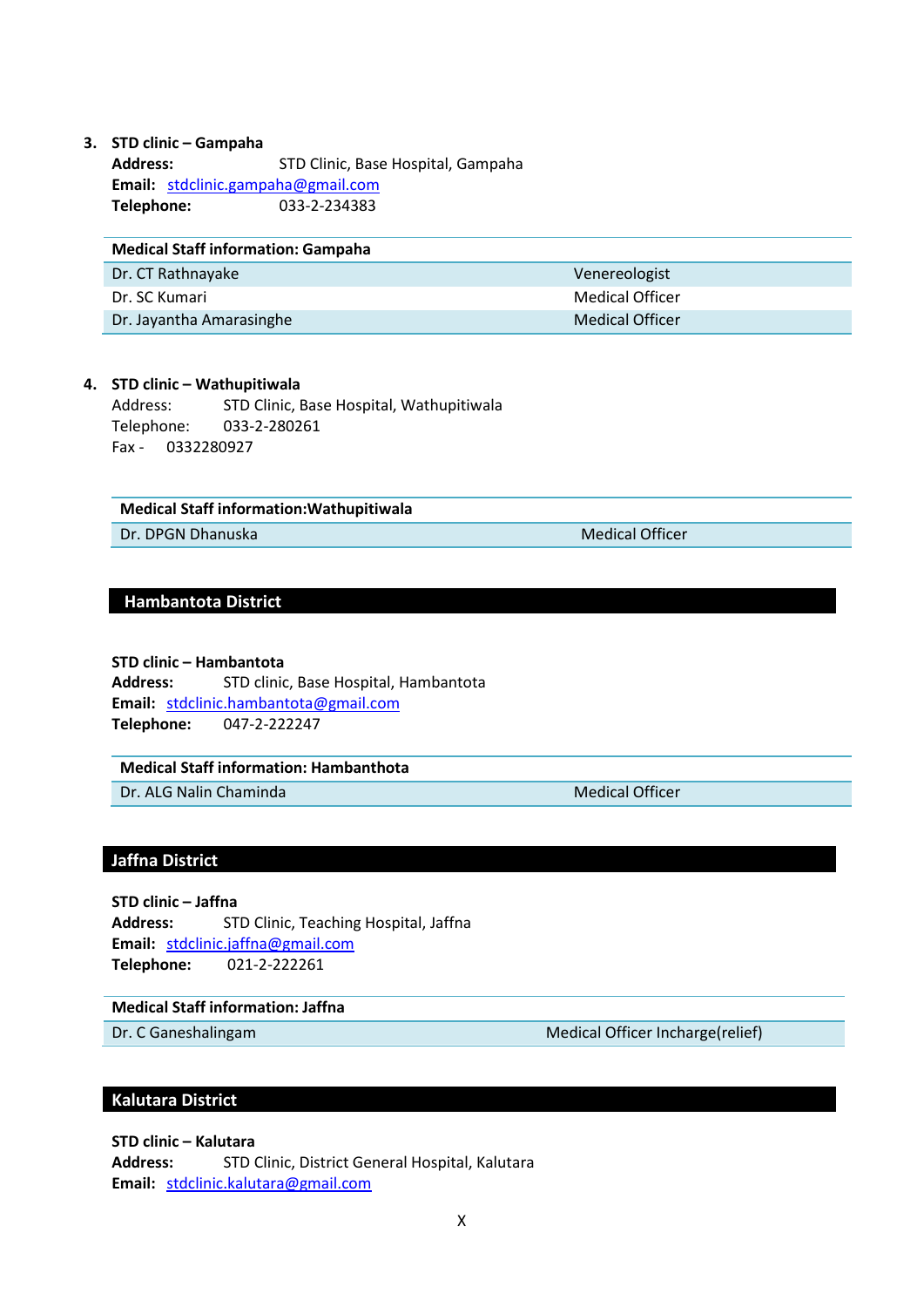3. **STD clinic – Gampaha**
   **Address:** STD Clinic, Base Hospital, Gampaha
   **Email:** stdclinic.gampaha@gmail.com
   **Telephone:** 033-2-234383

| **Medical Staff information: Gampaha** | |
|---|---|
| Dr. CT Rathnayake | Venereologist |
| Dr. SC Kumari | Medical Officer |
| Dr. Jayantha Amarasinghe | Medical Officer |

4. **STD clinic – Wathupitiwala**
   Address: STD Clinic, Base Hospital, Wathupitiwala
   Telephone: 033-2-280261
   Fax - 0332280927

| **Medical Staff information:Wathupitiwala** | |
|---|---|
| Dr. DPGN Dhanuska | Medical Officer |

## Hambantota District

**STD clinic – Hambantota**
**Address:** STD clinic, Base Hospital, Hambantota
**Email:** stdclinic.hambantota@gmail.com
**Telephone:** 047-2-222247

| **Medical Staff information: Hambanthota** | |
|---|---|
| Dr. ALG Nalin Chaminda | Medical Officer |

## Jaffna District

**STD clinic – Jaffna**
**Address:** STD Clinic, Teaching Hospital, Jaffna
**Email:** stdclinic.jaffna@gmail.com
**Telephone:** 021-2-222261

| **Medical Staff information: Jaffna** | |
|---|---|
| Dr. C Ganeshalingam | Medical Officer Incharge(relief) |

## Kalutara District

**STD clinic – Kalutara**
**Address:** STD Clinic, District General Hospital, Kalutara
**Email:** stdclinic.kalutara@gmail.com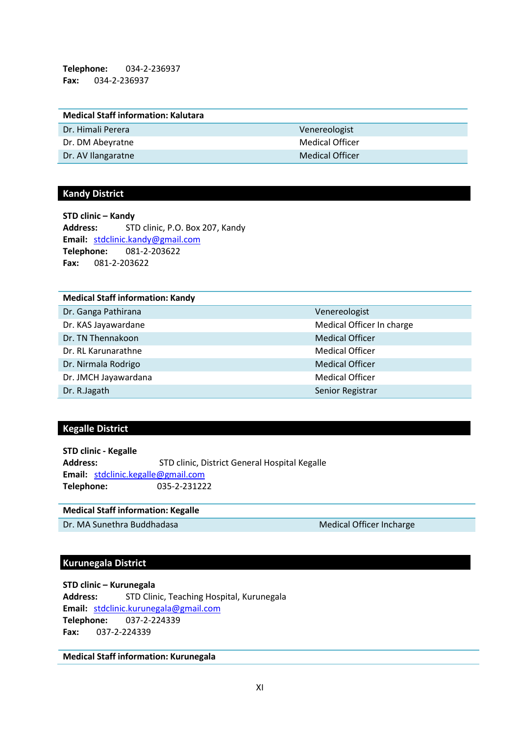**Telephone:** 034-2-236937
**Fax:** 034-2-236937

| Medical Staff information: Kalutara | |
|---|---|
| Dr. Himali Perera | Venereologist |
| Dr. DM Abeyratne | Medical Officer |
| Dr. AV Ilangaratne | Medical Officer |

## Kandy District

**STD clinic – Kandy**
**Address:** STD clinic, P.O. Box 207, Kandy
**Email:** stdclinic.kandy@gmail.com
**Telephone:** 081-2-203622
**Fax:** 081-2-203622

| Medical Staff information: Kandy | |
|---|---|
| Dr. Ganga Pathirana | Venereologist |
| Dr. KAS Jayawardane | Medical Officer In charge |
| Dr. TN Thennakoon | Medical Officer |
| Dr. RL Karunarathne | Medical Officer |
| Dr. Nirmala Rodrigo | Medical Officer |
| Dr. JMCH Jayawardana | Medical Officer |
| Dr. R.Jagath | Senior Registrar |

## Kegalle District

**STD clinic - Kegalle**
**Address:** STD clinic, District General Hospital Kegalle
**Email:** stdclinic.kegalle@gmail.com
**Telephone:** 035-2-231222

| Medical Staff information: Kegalle | |
|---|---|
| Dr. MA Sunethra Buddhadasa | Medical Officer Incharge |

## Kurunegala District

**STD clinic – Kurunegala**
**Address:** STD Clinic, Teaching Hospital, Kurunegala
**Email:** stdclinic.kurunegala@gmail.com
**Telephone:** 037-2-224339
**Fax:** 037-2-224339

**Medical Staff information: Kurunegala**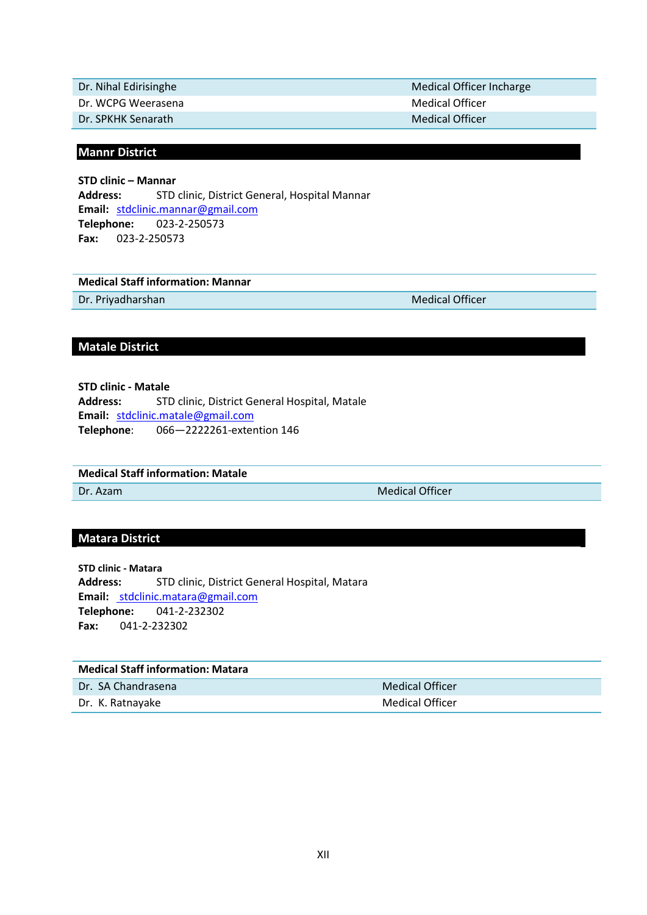| | |
|---|---|
| Dr. Nihal Edirisinghe | Medical Officer Incharge |
| Dr. WCPG Weerasena | Medical Officer |
| Dr. SPKHK Senarath | Medical Officer |

## Mannr District

**STD clinic – Mannar**
**Address:** STD clinic, District General, Hospital Mannar
**Email:** stdclinic.mannar@gmail.com
**Telephone:** 023-2-250573
**Fax:** 023-2-250573

| Medical Staff information: Mannar | |
|---|---|
| Dr. Priyadharshan | Medical Officer |

## Matale District

**STD clinic - Matale**
**Address:** STD clinic, District General Hospital, Matale
**Email:** stdclinic.matale@gmail.com
**Telephone**: 066—2222261-extention 146

| Medical Staff information: Matale | |
|---|---|
| Dr. Azam | Medical Officer |

## Matara District

**STD clinic - Matara**
**Address:** STD clinic, District General Hospital, Matara
**Email:** stdclinic.matara@gmail.com
**Telephone:** 041-2-232302
**Fax:** 041-2-232302

| Medical Staff information: Matara | |
|---|---|
| Dr. SA Chandrasena | Medical Officer |
| Dr. K. Ratnayake | Medical Officer |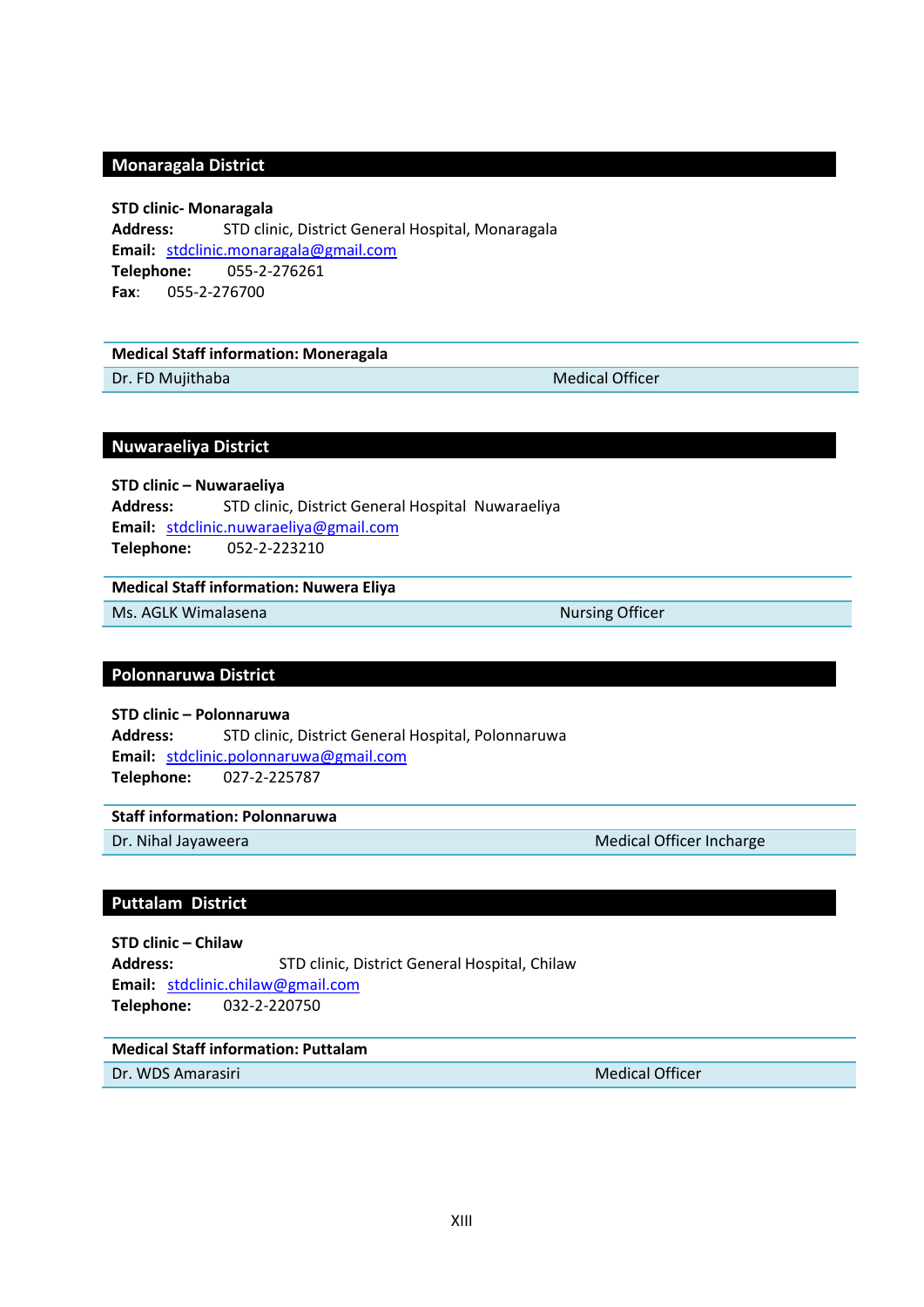## Monaragala District

**STD clinic- Monaragala**
**Address:** STD clinic, District General Hospital, Monaragala
**Email:** stdclinic.monaragala@gmail.com
**Telephone:** 055-2-276261
**Fax**: 055-2-276700

| Medical Staff information: Moneragala | |
|---|---|
| Dr. FD Mujithaba | Medical Officer |

## Nuwaraeliya District

**STD clinic – Nuwaraeliya**
**Address:** STD clinic, District General Hospital Nuwaraeliya
**Email:** stdclinic.nuwaraeliya@gmail.com
**Telephone:** 052-2-223210

| Medical Staff information: Nuwera Eliya | |
|---|---|
| Ms. AGLK Wimalasena | Nursing Officer |

## Polonnaruwa District

**STD clinic – Polonnaruwa**
**Address:** STD clinic, District General Hospital, Polonnaruwa
**Email:** stdclinic.polonnaruwa@gmail.com
**Telephone:** 027-2-225787

| Staff information: Polonnaruwa | |
|---|---|
| Dr. Nihal Jayaweera | Medical Officer Incharge |

## Puttalam District

**STD clinic – Chilaw**
**Address:** STD clinic, District General Hospital, Chilaw
**Email:** stdclinic.chilaw@gmail.com
**Telephone:** 032-2-220750

| Medical Staff information: Puttalam | |
|---|---|
| Dr. WDS Amarasiri | Medical Officer |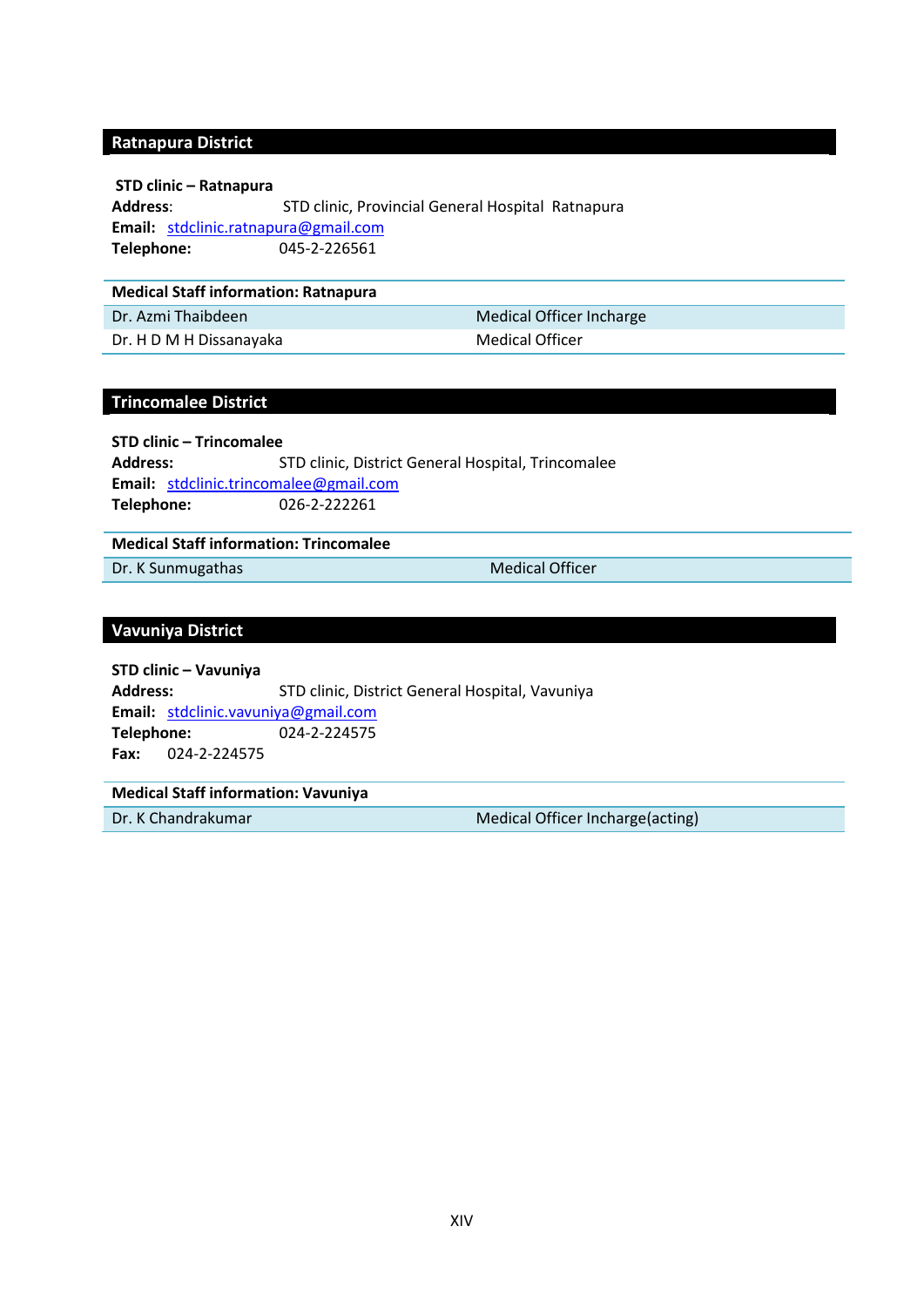## Ratnapura District

**STD clinic – Ratnapura**
**Address**: STD clinic, Provincial General Hospital Ratnapura
**Email:** stdclinic.ratnapura@gmail.com
**Telephone:** 045-2-226561

| Medical Staff information: Ratnapura | |
|---|---|
| Dr. Azmi Thaibdeen | Medical Officer Incharge |
| Dr. H D M H Dissanayaka | Medical Officer |

## Trincomalee District

**STD clinic – Trincomalee**
**Address:** STD clinic, District General Hospital, Trincomalee
**Email:** stdclinic.trincomalee@gmail.com
**Telephone:** 026-2-222261

| Medical Staff information: Trincomalee | |
|---|---|
| Dr. K Sunmugathas | Medical Officer |

## Vavuniya District

**STD clinic – Vavuniya**
**Address:** STD clinic, District General Hospital, Vavuniya
**Email:** stdclinic.vavuniya@gmail.com
**Telephone:** 024-2-224575
**Fax:** 024-2-224575

| Medical Staff information: Vavuniya | |
|---|---|
| Dr. K Chandrakumar | Medical Officer Incharge(acting) |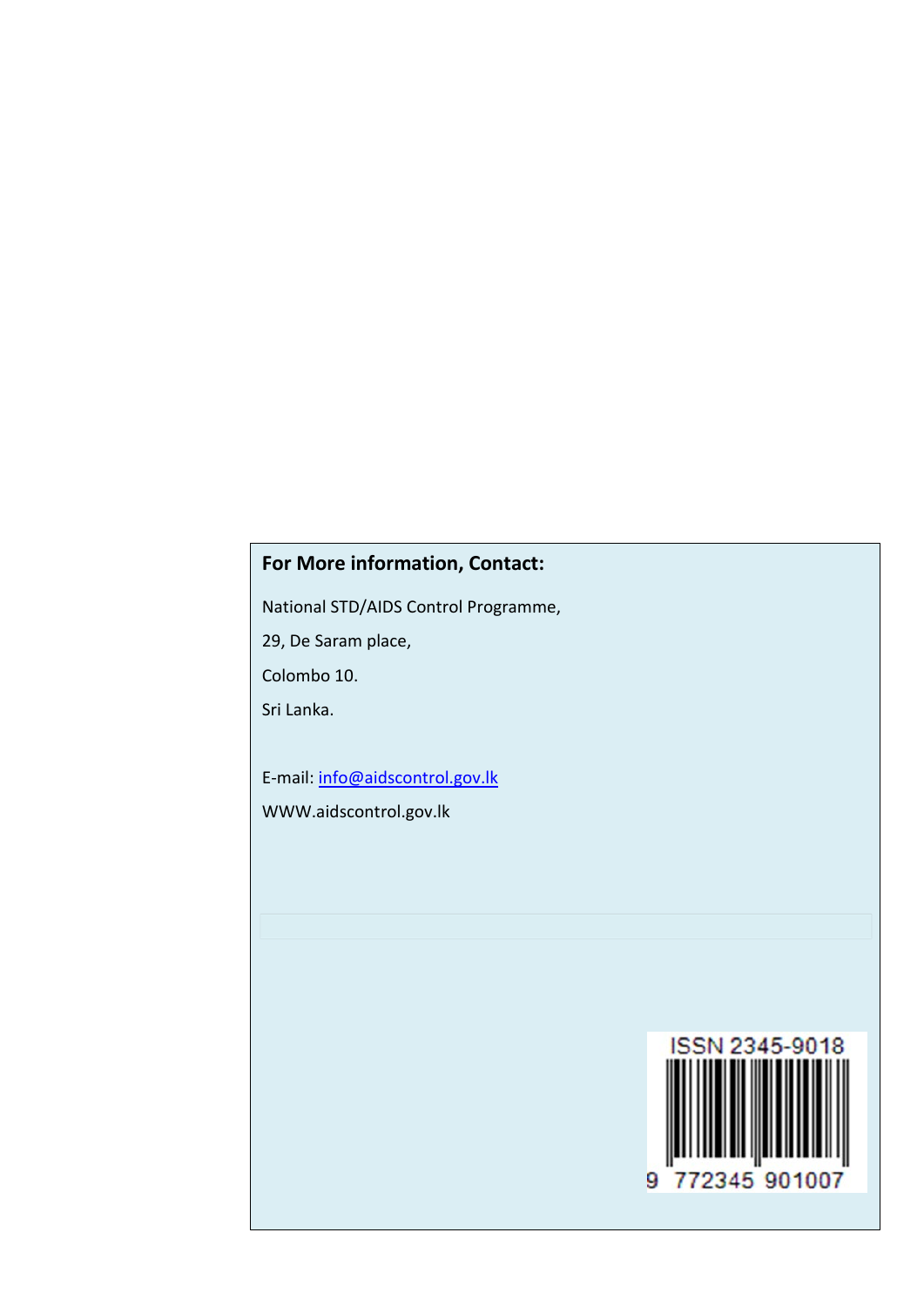**For More information, Contact:**

National STD/AIDS Control Programme,

29, De Saram place,

Colombo 10.

Sri Lanka.

E-mail: info@aidscontrol.gov.lk

WWW.aidscontrol.gov.lk

ISSN 2345-9018

9 772345 901007